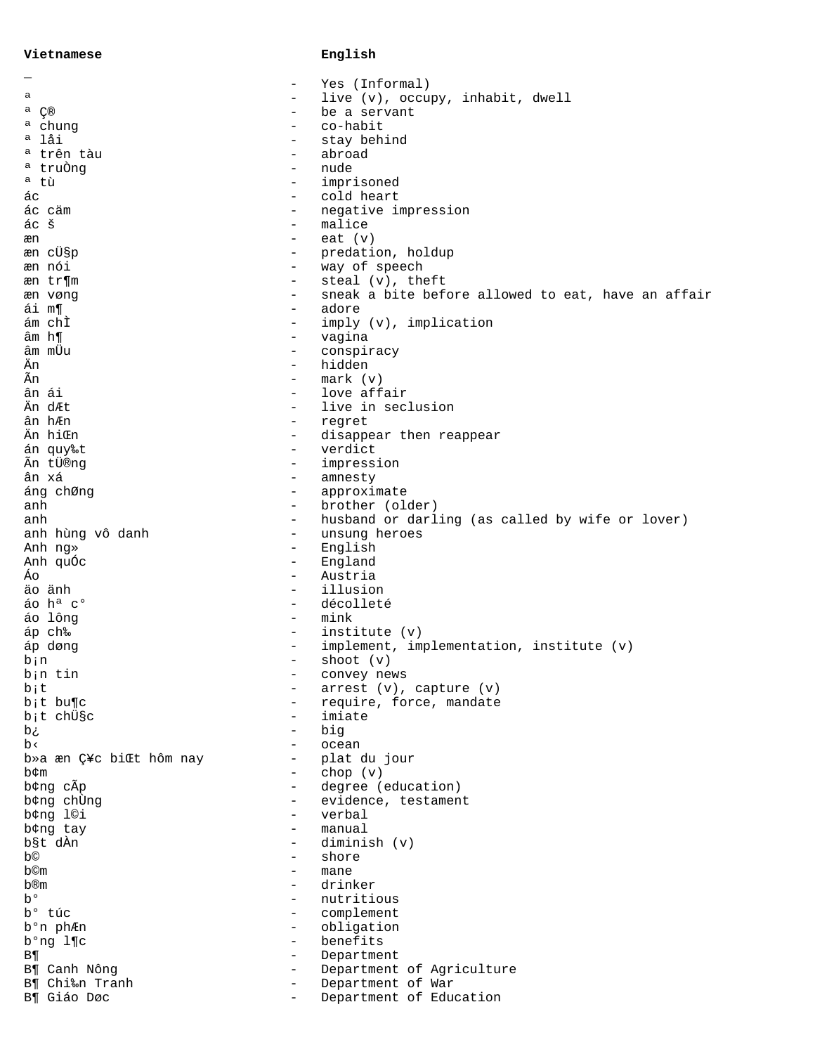| Vietnamese | | English |
|---|---|---|
| _ | - | Yes (Informal) |
| ª | - | live (v), occupy, inhabit, dwell |
| ª Ç® | - | be a servant |
| ª chung | - | co-habit |
| ª låi | - | stay behind |
| ª trên tàu | - | abroad |
| ª truÒng | - | nude |
| ª tù | - | imprisoned |
| ác | - | cold heart |
| ác cäm | - | negative impression |
| ác š | - | malice |
| æn | - | eat (v) |
| æn cÜ§p | - | predation, holdup |
| æn nói | - | way of speech |
| æn tr¶m | - | steal (v), theft |
| æn vøng | - | sneak a bite before allowed to eat, have an affair |
| ái m¶ | - | adore |
| ám chÌ | - | imply (v), implication |
| âm h¶ | - | vagina |
| âm mÜu | - | conspiracy |
| Än | - | hidden |
| Ãn | - | mark (v) |
| ân ái | - | love affair |
| Än dÆt | - | live in seclusion |
| ân hÆn | - | regret |
| Än hiŒn | - | disappear then reappear |
| án quy‰t | - | verdict |
| Ãn tÜ®ng | - | impression |
| ân xá | - | amnesty |
| áng chØng | - | approximate |
| anh | - | brother (older) |
| anh | - | husband or darling (as called by wife or lover) |
| anh hùng vô danh | - | unsung heroes |
| Anh ng» | - | English |
| Anh quÓc | - | England |
| Áo | - | Austria |
| äo änh | - | illusion |
| áo hª c° | - | décolleté |
| áo lông | - | mink |
| áp ch‰ | - | institute (v) |
| áp døng | - | implement, implementation, institute (v) |
| b¡n | - | shoot (v) |
| b¡n tin | - | convey news |
| b¡t | - | arrest (v), capture (v) |
| b¡t bu¶c | - | require, force, mandate |
| b¡t chÜ§c | - | imiate |
| b¿ | - | big |
| b‹ | - | ocean |
| b»a æn Ç¥c biŒt hôm nay | - | plat du jour |
| b¢m | - | chop (v) |
| b¢ng cÃp | - | degree (education) |
| b¢ng chÙng | - | evidence, testament |
| b¢ng l©i | - | verbal |
| b¢ng tay | - | manual |
| b§t dÀn | - | diminish (v) |
| b© | - | shore |
| b©m | - | mane |
| b®m | - | drinker |
| b° | - | nutritious |
| b° túc | - | complement |
| b°n phÆn | - | obligation |
| b°ng l¶c | - | benefits |
| B¶ | - | Department |
| B¶ Canh Nông | - | Department of Agriculture |
| B¶ Chi‰n Tranh | - | Department of War |
| B¶ Giáo Døc | - | Department of Education |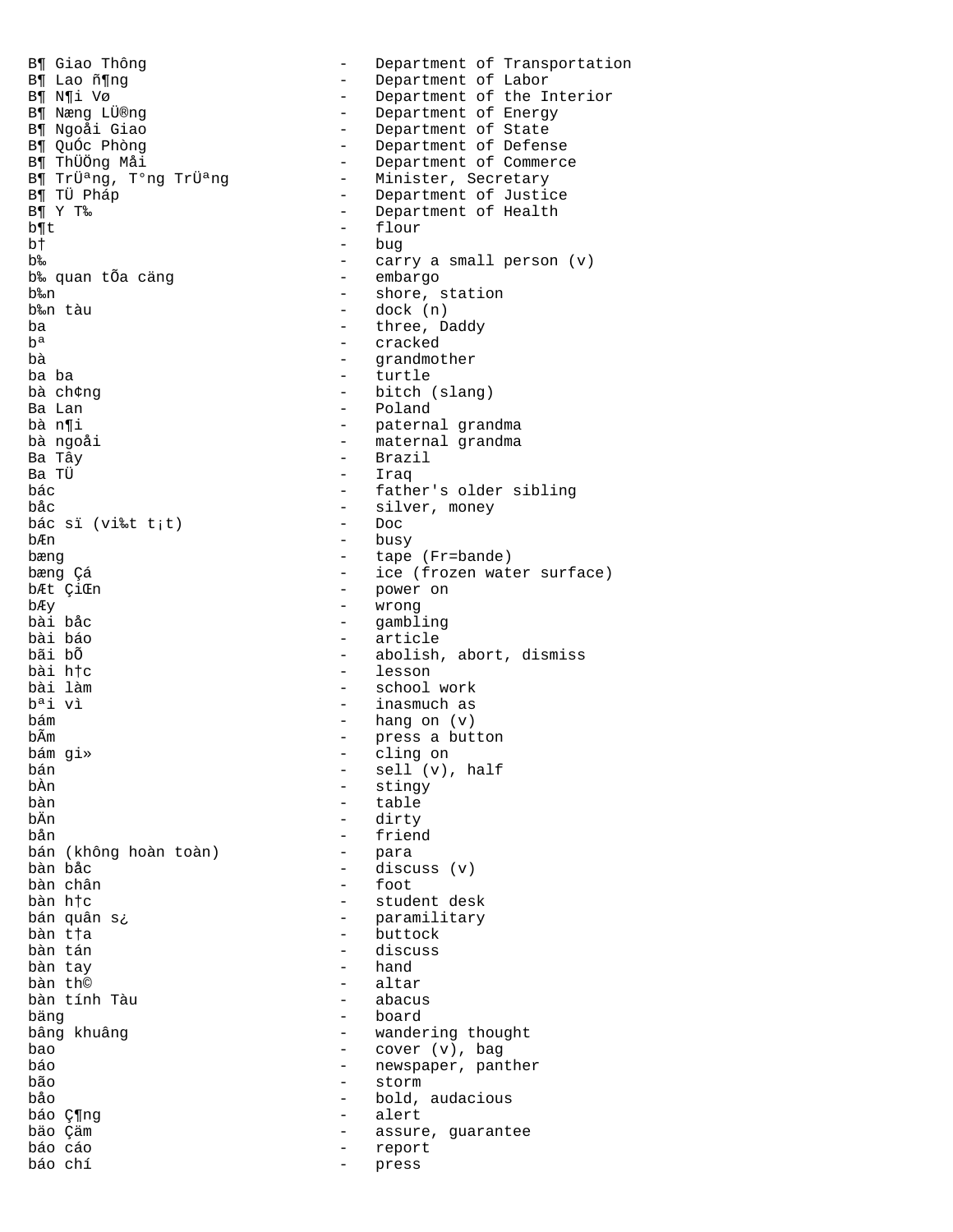B¶ Giao Thông - Department of Transportation
B¶ Lao ñ¶ng - Department of Labor
B¶ N¶i Vø - Department of the Interior
B¶ Næng LÜ®ng - Department of Energy
B¶ Ngoåi Giao - Department of State
B¶ QuÓc Phòng - Department of Defense
B¶ ThÜÖng Måi - Department of Commerce
B¶ TrÜªng, T°ng TrÜªng - Minister, Secretary
B¶ TÜ Pháp - Department of Justice
B¶ Y T‰ - Department of Health
b¶t - flour
b† - bug
b‰ - carry a small person (v)
b‰ quan tÕa cäng - embargo
b‰n - shore, station
b‰n tàu - dock (n)
ba - three, Daddy
bª - cracked
bà - grandmother
ba ba - turtle
bà ch¢ng - bitch (slang)
Ba Lan - Poland
bà n¶i - paternal grandma
bà ngoåi - maternal grandma
Ba Tây - Brazil
Ba TÜ - Iraq
bác - father's older sibling
båc - silver, money
bác sï (vi‰t t¡t) - Doc
bÆn - busy
bæng - tape (Fr=bande)
bæng Çá - ice (frozen water surface)
bÆt ÇiŒn - power on
bÆy - wrong
bài båc - gambling
bài báo - article
bãi bÕ - abolish, abort, dismiss
bài h†c - lesson
bài làm - school work
bªi vì - inasmuch as
bám - hang on (v)
bÃm - press a button
bám gi» - cling on
bán - sell (v), half
bÀn - stingy
bàn - table
bÄn - dirty
bån - friend
bán (không hoàn toàn) - para
bàn båc - discuss (v)
bàn chân - foot
bàn h†c - student desk
bán quân s¿ - paramilitary
bàn t†a - buttock
bàn tán - discuss
bàn tay - hand
bàn th© - altar
bàn tính Tàu - abacus
bäng - board
bâng khuâng - wandering thought
bao - cover (v), bag
báo - newspaper, panther
bão - storm
båo - bold, audacious
báo Ç¶ng - alert
bäo Çäm - assure, guarantee
báo cáo - report
báo chí - press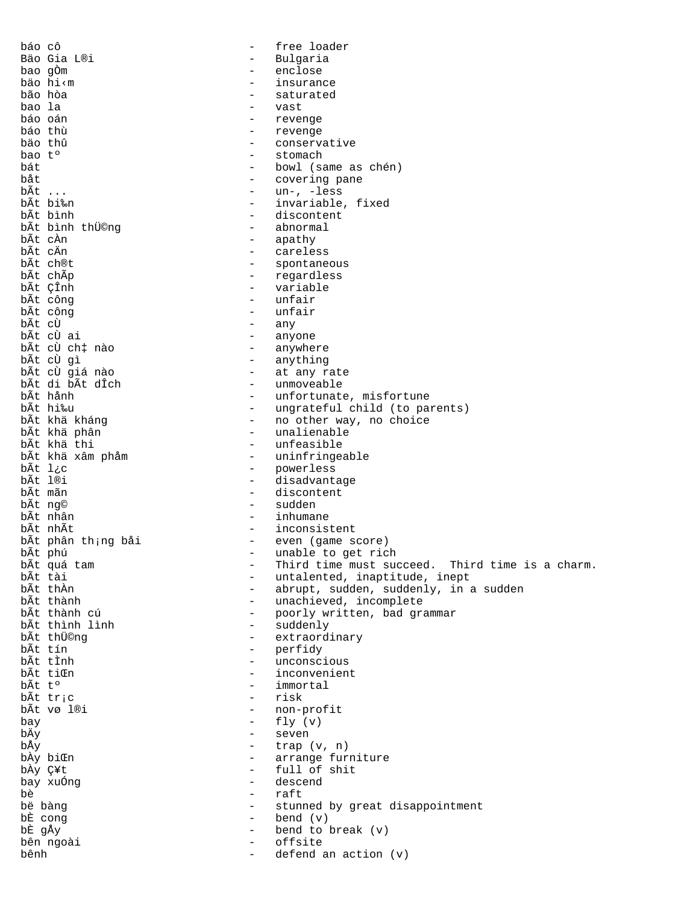báo cô - free loader
Bäo Gia L®i - Bulgaria
bao gÒm - enclose
bäo hi‹m - insurance
bão hòa - saturated
bao la - vast
báo oán - revenge
báo thù - revenge
bäo thû - conservative
bao tº - stomach
bát - bowl (same as chén)
båt - covering pane
bÃt ... - un-, -less
bÃt bi‰n - invariable, fixed
bÃt bình - discontent
bÃt bình thÜ©ng - abnormal
bÃt cÀn - apathy
bÃt cÄn - careless
bÃt ch®t - spontaneous
bÃt chÃp - regardless
bÃt ÇÎnh - variable
bÃt công - unfair
bÃt công - unfair
bÃt cÙ - any
bÃt cÙ ai - anyone
bÃt cÙ ch‡ nào - anywhere
bÃt cÙ gì - anything
bÃt cÙ giá nào - at any rate
bÃt di bÃt dÎch - unmoveable
bÃt hånh - unfortunate, misfortune
bÃt hi‰u - ungrateful child (to parents)
bÃt khä kháng - no other way, no choice
bÃt khä phân - unalienable
bÃt khä thi - unfeasible
bÃt khä xâm phåm - uninfringeable
bÃt l¿c - powerless
bÃt l®i - disadvantage
bÃt mãn - discontent
bÃt ng© - sudden
bÃt nhân - inhumane
bÃt nhÃt - inconsistent
bÃt phân th¡ng båi - even (game score)
bÃt phú - unable to get rich
bÃt quá tam - Third time must succeed. Third time is a charm.
bÃt tài - untalented, inaptitude, inept
bÃt thÀn - abrupt, sudden, suddenly, in a sudden
bÃt thành - unachieved, incomplete
bÃt thành cú - poorly written, bad grammar
bÃt thình lình - suddenly
bÃt thÜ©ng - extraordinary
bÃt tín - perfidy
bÃt tÌnh - unconscious
bÃt tiŒn - inconvenient
bÃt tº - immortal
bÃt tr¡c - risk
bÃt vø l®i - non-profit
bay - fly (v)
bÄy - seven
bÅy - trap (v, n)
bÀy biŒn - arrange furniture
bÀy Ç¥t - full of shit
bay xuÓng - descend
bè - raft
bë bàng - stunned by great disappointment
bÈ cong - bend (v)
bÈ gÅy - bend to break (v)
bên ngoài - offsite
bênh - defend an action (v)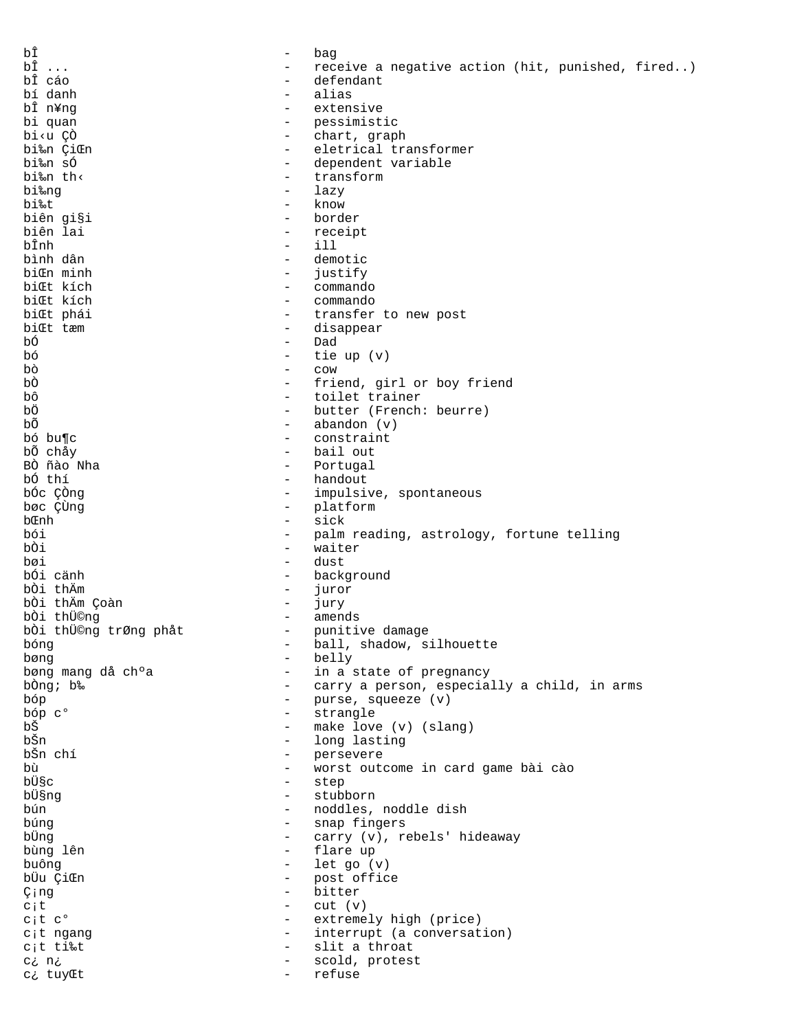bÎ - bag
bÎ ... - receive a negative action (hit, punished, fired..)
bÎ cáo - defendant
bí danh - alias
bÎ n¥ng - extensive
bi quan - pessimistic
bi‹u ÇÒ - chart, graph
bi‰n ÇiŒn - eletrical transformer
bi‰n sÓ - dependent variable
bi‰n th‹ - transform
bi‰ng - lazy
bi‰t - know
biên gi§i - border
biên lai - receipt
bÎnh - ill
bình dân - demotic
biŒn minh - justify
biŒt kích - commando
biŒt kích - commando
biŒt phái - transfer to new post
biŒt tæm - disappear
bÓ - Dad
bó - tie up (v)
bò - cow
bÒ - friend, girl or boy friend
bô - toilet trainer
bÖ - butter (French: beurre)
bÕ - abandon (v)
bó bu¶c - constraint
bÕ chåy - bail out
BÒ ñào Nha - Portugal
bÓ thí - handout
bÓc ÇÒng - impulsive, spontaneous
bøc ÇÙng - platform
bŒnh - sick
bói - palm reading, astrology, fortune telling
bÒi - waiter
bøi - dust
bÓi cänh - background
bÒi thÄm - juror
bÒi thÄm Çoàn - jury
bÒi thÜ©ng - amends
bÒi thÜ©ng trØng phåt - punitive damage
bóng - ball, shadow, silhouette
bøng - belly
bøng mang då chºa - in a state of pregnancy
bÒng; b‰ - carry a person, especially a child, in arms
bóp - purse, squeeze (v)
bóp c° - strangle
bŠ - make love (v) (slang)
bŠn - long lasting
bŠn chí - persevere
bù - worst outcome in card game bài cào
bÜ§c - step
bÜ§ng - stubborn
bún - noddles, noddle dish
búng - snap fingers
bÜng - carry (v), rebels' hideaway
bùng lên - flare up
buông - let go (v)
bÜu ÇiŒn - post office
Ç¡ng - bitter
c¡t - cut (v)
c¡t c° - extremely high (price)
c¡t ngang - interrupt (a conversation)
c¡t ti‰t - slit a throat
c¿ n¿ - scold, protest
c¿ tuyŒt - refuse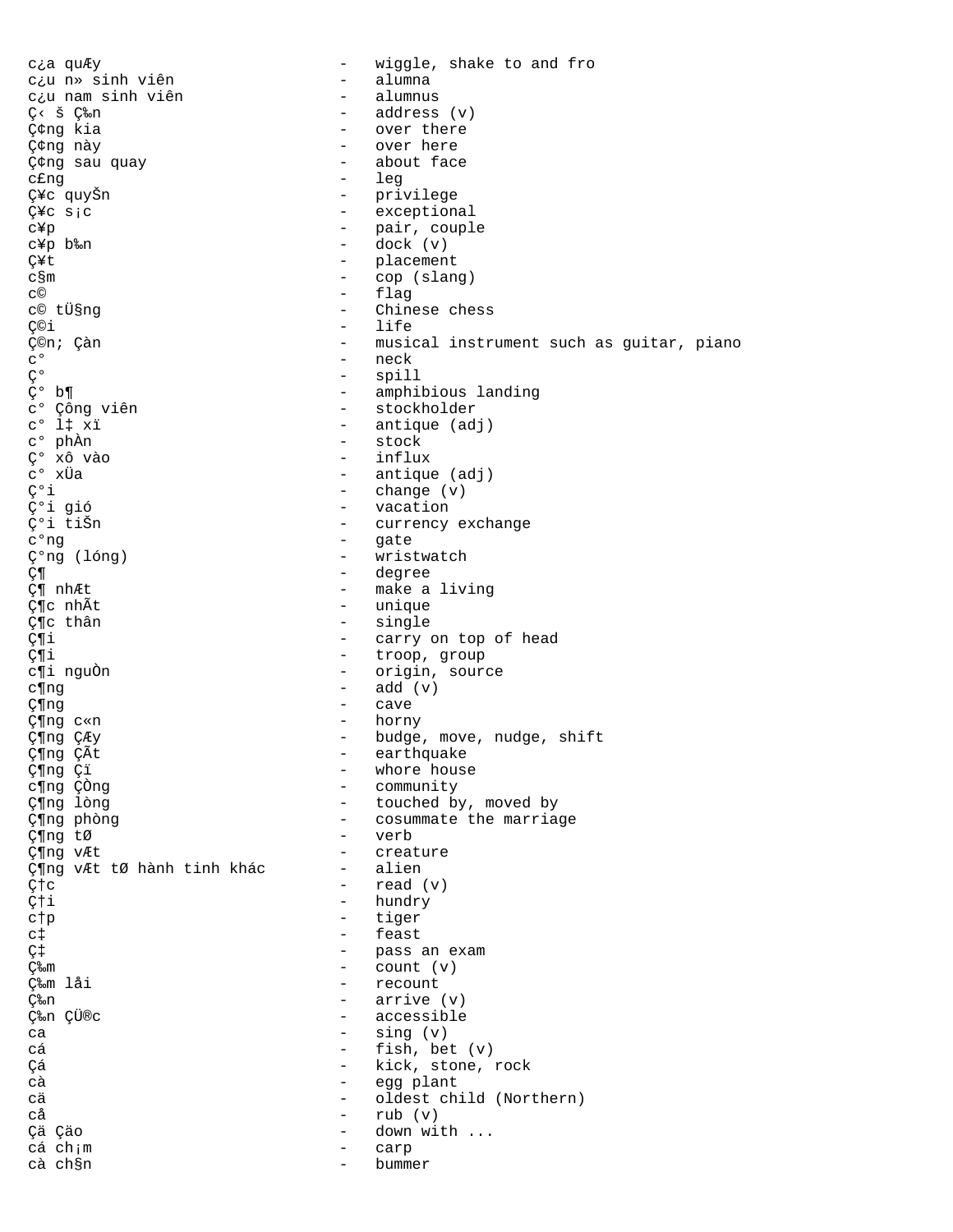c¿a quÆy - wiggle, shake to and fro
c¿u n» sinh viên - alumna
c¿u nam sinh viên - alumnus
Ç‹ š Ç‰n - address (v)
Ç¢ng kia - over there
Ç¢ng này - over here
Ç¢ng sau quay - about face
c£ng - leg
Ç¥c quyŠn - privilege
Ç¥c s¡c - exceptional
c¥p - pair, couple
c¥p b‰n - dock (v)
Ç¥t - placement
c§m - cop (slang)
c© - flag
c© tÜ§ng - Chinese chess
Ç©i - life
Ç©n; Çàn - musical instrument such as guitar, piano
c° - neck
Ç° - spill
Ç° b¶ - amphibious landing
c° Çông viên - stockholder
c° l‡ xï - antique (adj)
c° phÀn - stock
Ç° xô vào - influx
c° xÜa - antique (adj)
Ç°i - change (v)
Ç°i gió - vacation
Ç°i tiŠn - currency exchange
c°ng - gate
Ç°ng (lóng) - wristwatch
Ç¶ - degree
Ç¶ nhÆt - make a living
Ç¶c nhÃt - unique
Ç¶c thân - single
Ç¶i - carry on top of head
Ç¶i - troop, group
c¶i nguÒn - origin, source
c¶ng - add (v)
Ç¶ng - cave
Ç¶ng c«n - horny
Ç¶ng ÇÆy - budge, move, nudge, shift
Ç¶ng ÇÃt - earthquake
Ç¶ng Çï - whore house
c¶ng ÇÒng - community
Ç¶ng lòng - touched by, moved by
Ç¶ng phòng - cosummate the marriage
Ç¶ng tØ - verb
Ç¶ng vÆt - creature
Ç¶ng vÆt tØ hành tinh khác - alien
Ç†c - read (v)
Ç†i - hundry
c†p - tiger
c‡ - feast
Ç‡ - pass an exam
Ç‰m - count (v)
Ç‰m låi - recount
Ç‰n - arrive (v)
Ç‰n ÇÜ®c - accessible
ca - sing (v)
cá - fish, bet (v)
Çá - kick, stone, rock
cà - egg plant
cä - oldest child (Northern)
cå - rub (v)
Çä Çäo - down with ...
cá ch¡m - carp
cà ch§n - bummer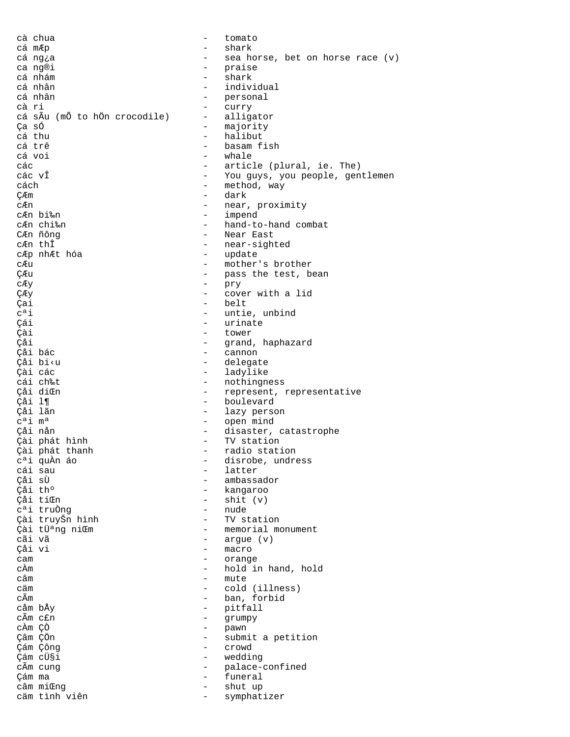```
cà chua                          -   tomato
cá mÆp                           -   shark
cá ng¿a                          -   sea horse, bet on horse race (v)
ca ng®i                          -   praise
cá nhám                          -   shark
cá nhân                          -   individual
cá nhân                          -   personal
cà ri                            -   curry
cá sÃu (mÕ to hÖn crocodile)     -   alligator
Ça sÓ                            -   majority
cá thu                           -   halibut
cá trê                           -   basam fish
cá voi                           -   whale
các                              -   article (plural, ie. The)
các vÎ                           -   You guys, you people, gentlemen
cách                             -   method, way
ÇÆm                              -   dark
cÆn                              -   near, proximity
cÆn bi‰n                         -   impend
cÆn chi‰n                        -   hand-to-hand combat
CÆn ñông                         -   Near East
cÆn thÎ                          -   near-sighted
cÆp nhÆt hóa                     -   update
cÆu                              -   mother's brother
ÇÆu                              -   pass the test, bean
cÆy                              -   pry
ÇÆy                              -   cover with a lid
Çai                              -   belt
cªi                              -   untie, unbind
Çái                              -   urinate
Çài                              -   tower
Çåi                              -   grand, haphazard
Çåi bác                          -   cannon
Çåi bi‹u                         -   delegate
Çài các                          -   ladylike
cái ch‰t                         -   nothingness
Çåi diŒn                         -   represent, representative
Çåi l¶                           -   boulevard
Çåi lãn                          -   lazy person
cªi mª                           -   open mind
Çåi nån                          -   disaster, catastrophe
Çài phát hình                    -   TV station
Çài phát thanh                   -   radio station
cªi quÀn áo                      -   disrobe, undress
cái sau                          -   latter
Çåi sÙ                           -   ambassador
Çåi thº                          -   kangaroo
Çåi tiŒn                         -   shit (v)
cªi truÒng                       -   nude
Çài truyŠn hình                  -   TV station
Çài tÜªng niŒm                   -   memorial monument
cãi vã                           -   argue (v)
Çåi vi                           -   macro
cam                              -   orange
cÀm                              -   hold in hand, hold
câm                              -   mute
cäm                              -   cold (illness)
cÃm                              -   ban, forbid
cåm bÅy                          -   pitfall
cÃm c£n                          -   grumpy
cÀm ÇÒ                           -   pawn
Çâm ÇÖn                          -   submit a petition
Çám Çông                         -   crowd
Çám cܧi                          -   wedding
cÃm cung                         -   palace-confined
Çám ma                           -   funeral
câm miŒng                        -   shut up
cäm tình viên                    -   symphatizer
```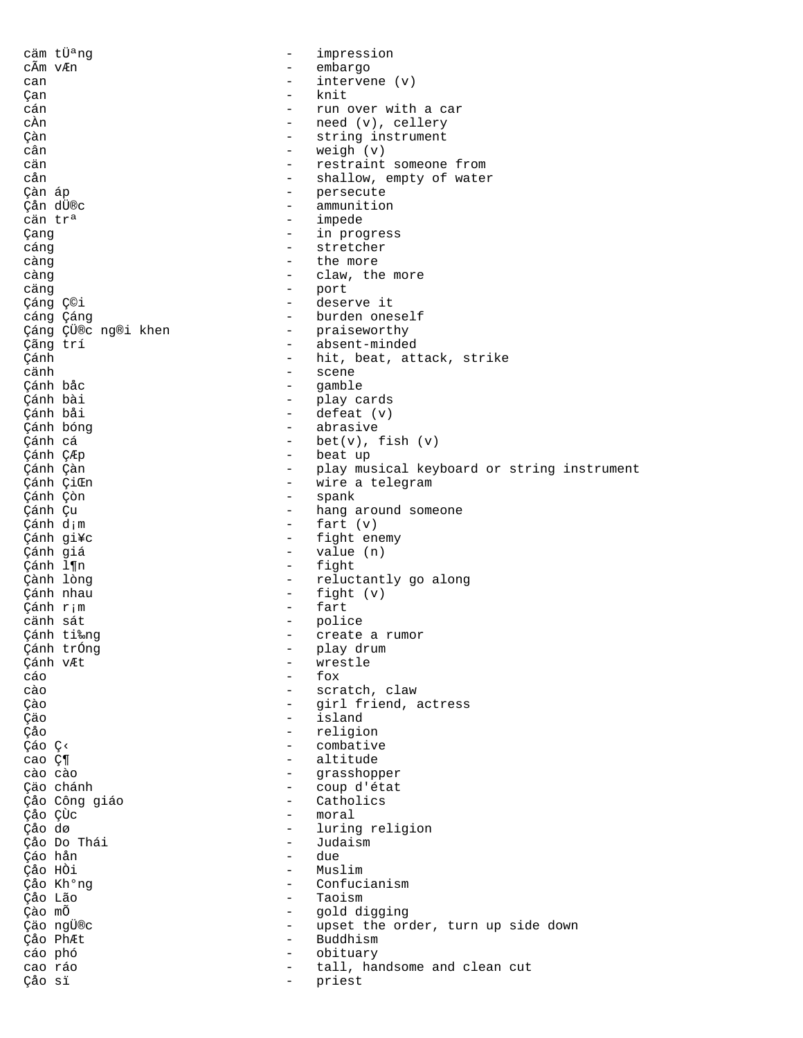| | | |
|---|---|---|
| cäm tÜ²ng | - | impression |
| cÃm vÆn | - | embargo |
| can | - | intervene (v) |
| Çan | - | knit |
| cán | - | run over with a car |
| cÀn | - | need (v), cellery |
| Çàn | - | string instrument |
| cân | - | weigh (v) |
| cän | - | restraint someone from |
| cån | - | shallow, empty of water |
| Çàn áp | - | persecute |
| Çån dÜ®c | - | ammunition |
| cän trª | - | impede |
| Çang | - | in progress |
| cáng | - | stretcher |
| càng | - | the more |
| càng | - | claw, the more |
| cäng | - | port |
| Çáng Ç©i | - | deserve it |
| cáng Çáng | - | burden oneself |
| Çáng ÇÜ®c ng®i khen | - | praiseworthy |
| Çãng trí | - | absent-minded |
| Çánh | - | hit, beat, attack, strike |
| cänh | - | scene |
| Çánh båc | - | gamble |
| Çánh bài | - | play cards |
| Çánh båi | - | defeat (v) |
| Çánh bóng | - | abrasive |
| Çánh cá | - | bet(v), fish (v) |
| Çánh ÇÆp | - | beat up |
| Çánh Çàn | - | play musical keyboard or string instrument |
| Çánh ÇiŒn | - | wire a telegram |
| Çánh Çòn | - | spank |
| Çánh Çu | - | hang around someone |
| Çánh d¡m | - | fart (v) |
| Çánh gi¥c | - | fight enemy |
| Çánh giá | - | value (n) |
| Çánh l¶n | - | fight |
| Çành lòng | - | reluctantly go along |
| Çánh nhau | - | fight (v) |
| Çánh r¡m | - | fart |
| cänh sát | - | police |
| Çánh ti‰ng | - | create a rumor |
| Çánh trÓng | - | play drum |
| Çánh vÆt | - | wrestle |
| cáo | - | fox |
| cào | - | scratch, claw |
| Çào | - | girl friend, actress |
| Çäo | - | island |
| Çåo | - | religion |
| Çáo Ç‹ | - | combative |
| cao Ç¶ | - | altitude |
| cào cào | - | grasshopper |
| Çäo chánh | - | coup d'état |
| Çåo Công giáo | - | Catholics |
| Çåo ÇÙc | - | moral |
| Çåo dø | - | luring religion |
| Çåo Do Thái | - | Judaism |
| Çáo hån | - | due |
| Çåo HÒi | - | Muslim |
| Çåo Kh°ng | - | Confucianism |
| Çåo Lão | - | Taoism |
| Çào mÕ | - | gold digging |
| Çäo ngÜ®c | - | upset the order, turn up side down |
| Çåo PhÆt | - | Buddhism |
| cáo phó | - | obituary |
| cao ráo | - | tall, handsome and clean cut |
| Çåo sï | - | priest |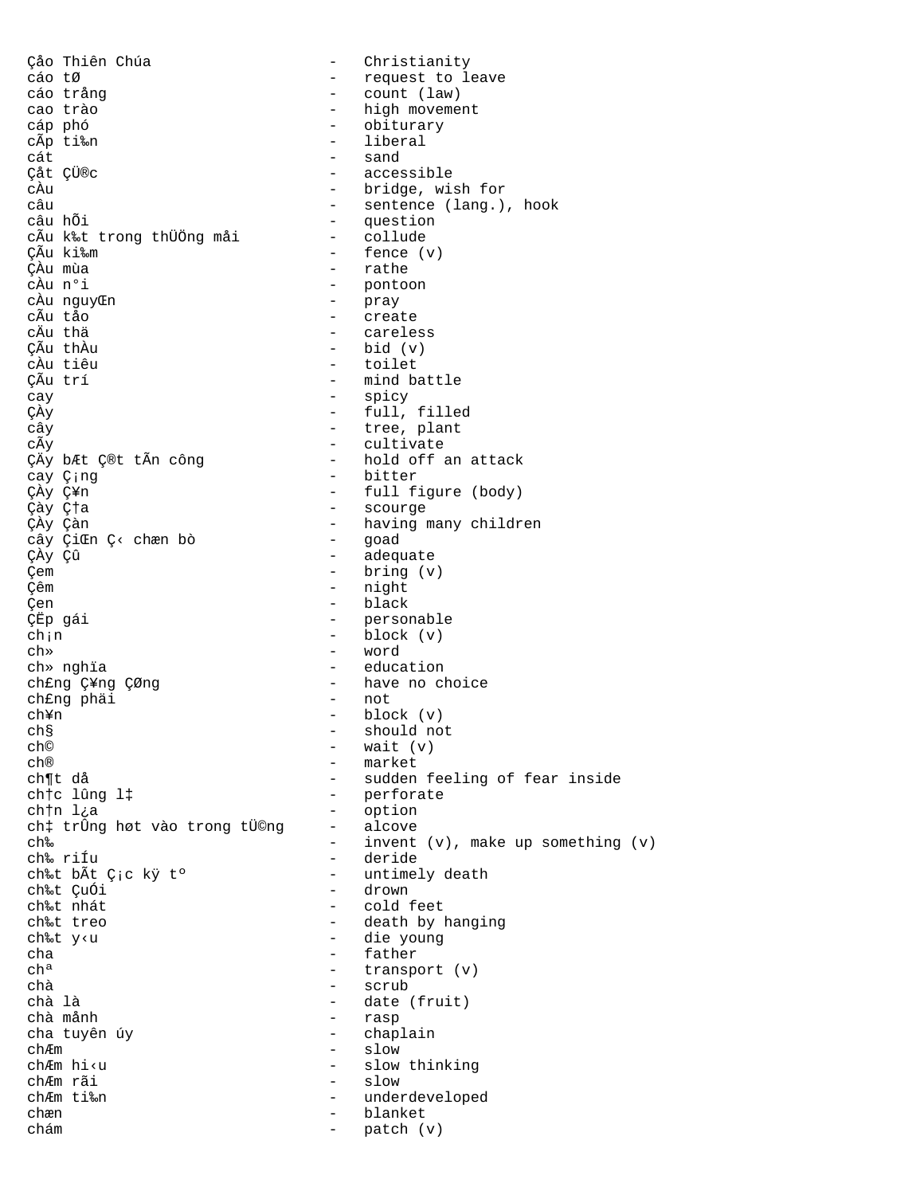```
Çåo Thiên Chúa                  -   Christianity
cáo tØ                          -   request to leave
cáo trång                       -   count (law)
cao trào                        -   high movement
cáp phó                         -   obiturary
cÃp ti‰n                        -   liberal
cát                             -   sand
Çåt ÇÜ®c                        -   accessible
cÀu                             -   bridge, wish for
câu                             -   sentence (lang.), hook
câu hÕi                         -   question
cÃu k‰t trong thÜÖng måi        -   collude
ÇÃu ki‰m                        -   fence (v)
ÇÀu mùa                         -   rathe
cÀu n°i                         -   pontoon
cÀu nguyŒn                      -   pray
cÃu tåo                         -   create
cÄu thä                         -   careless
ÇÃu thÀu                        -   bid (v)
cÀu tiêu                        -   toilet
ÇÃu trí                         -   mind battle
cay                             -   spicy
ÇÀy                             -   full, filled
cây                             -   tree, plant
cÃy                             -   cultivate
ÇÄy bÆt Ç®t tÃn công            -   hold off an attack
cay Ç¡ng                        -   bitter
ÇÀy Ç¥n                         -   full figure (body)
Çày Ç†a                         -   scourge
ÇÀy Çàn                         -   having many children
cây ÇiŒn Ç‹ chæn bò             -   goad
ÇÀy Çû                          -   adequate
Çem                             -   bring (v)
Çêm                             -   night
Çen                             -   black
ÇËp gái                         -   personable
ch¡n                            -   block (v)
ch»                             -   word
ch» nghïa                       -   education
ch£ng Ç¥ng ÇØng                 -   have no choice
ch£ng phäi                      -   not
ch¥n                            -   block (v)
ch§                             -   should not
ch©                             -   wait (v)
ch®                             -   market
ch¶t då                         -   sudden feeling of fear inside
ch†c lûng l‡                    -   perforate
ch†n l¿a                        -   option
ch‡ trÛng høt vào trong tÜ©ng   -   alcove
ch‰                             -   invent (v), make up something (v)
ch‰ riÍu                        -   deride
ch‰t bÃt Ç¡c kÿ tº              -   untimely death
ch‰t ÇuÓi                       -   drown
ch‰t nhát                       -   cold feet
ch‰t treo                       -   death by hanging
ch‰t y‹u                        -   die young
cha                             -   father
chª                             -   transport (v)
chà                             -   scrub
chà là                          -   date (fruit)
chà månh                        -   rasp
cha tuyên úy                    -   chaplain
chÆm                            -   slow
chÆm hi‹u                       -   slow thinking
chÆm rãi                        -   slow
chÆm ti‰n                       -   underdeveloped
chæn                            -   blanket
chám                            -   patch (v)
```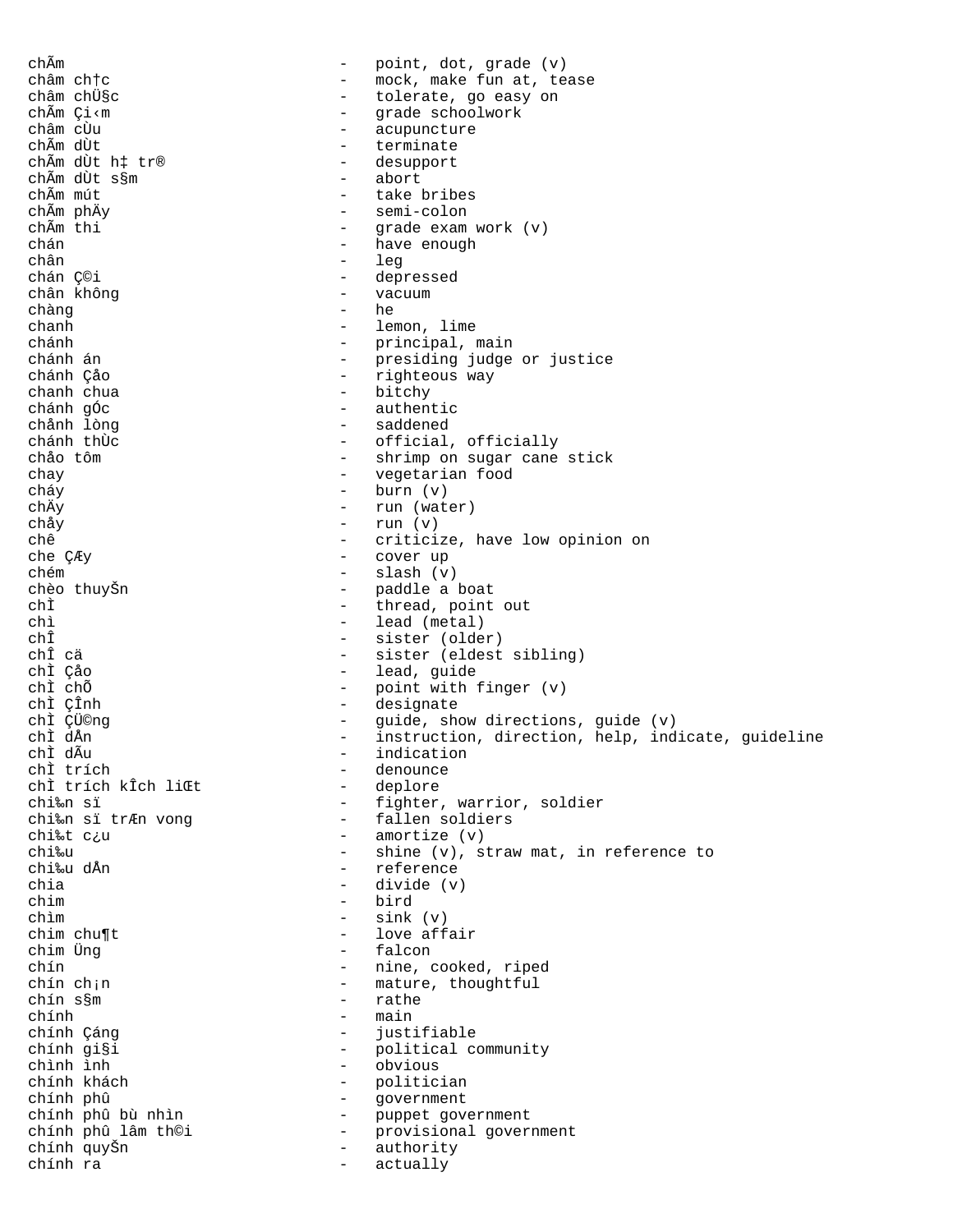```
chÃm                          -   point, dot, grade (v)
châm ch†c                     -   mock, make fun at, tease
châm chÜ§c                    -   tolerate, go easy on
chÃm Çi‹m                    -   grade schoolwork
châm cÙu                      -   acupuncture
chÃm dÙt                      -   terminate
chÃm dÙt h‡ tr®               -   desupport
chÃm dÙt s§m                  -   abort
chÃm mút                      -   take bribes
chÃm phÄy                     -   semi-colon
chÃm thi                      -   grade exam work (v)
chán                          -   have enough
chân                          -   leg
chán Ç©i                      -   depressed
chân không                    -   vacuum
chàng                         -   he
chanh                         -   lemon, lime
chánh                         -   principal, main
chánh án                      -   presiding judge or justice
chánh Çåo                     -   righteous way
chanh chua                    -   bitchy
chánh gÓc                     -   authentic
chånh lòng                    -   saddened
chánh thÙc                    -   official, officially
chåo tôm                      -   shrimp on sugar cane stick
chay                          -   vegetarian food
cháy                          -   burn (v)
chÄy                          -   run (water)
chåy                          -   run (v)
chê                           -   criticize, have low opinion on
che ÇÆy                       -   cover up
chém                          -   slash (v)
chèo thuyŠn                   -   paddle a boat
chÌ                           -   thread, point out
chì                           -   lead (metal)
chÎ                           -   sister (older)
chÎ cä                        -   sister (eldest sibling)
chÌ Çåo                       -   lead, guide
chÌ chÕ                       -   point with finger (v)
chÌ ÇÎnh                      -   designate
chÌ ÇÜ©ng                     -   guide, show directions, guide (v)
chÌ dÅn                       -   instruction, direction, help, indicate, guideline
chÌ dÃu                       -   indication
chÌ trích                     -   denounce
chÌ trích kÎch liŒt           -   deplore
chi‰n sï                      -   fighter, warrior, soldier
chi‰n sï trÆn vong            -   fallen soldiers
chi‰t c¿u                     -   amortize (v)
chi‰u                         -   shine (v), straw mat, in reference to
chi‰u dÅn                     -   reference
chia                          -   divide (v)
chim                          -   bird
chìm                          -   sink (v)
chim chu¶t                    -   love affair
chim Üng                      -   falcon
chín                          -   nine, cooked, riped
chín ch¡n                     -   mature, thoughtful
chín s§m                      -   rathe
chính                         -   main
chính Çáng                    -   justifiable
chính gi§i                    -   political community
chình ình                     -   obvious
chính khách                   -   politician
chính phû                     -   government
chính phû bù nhìn             -   puppet government
chính phû lâm th©i            -   provisional government
chính quyŠn                   -   authority
chính ra                      -   actually
```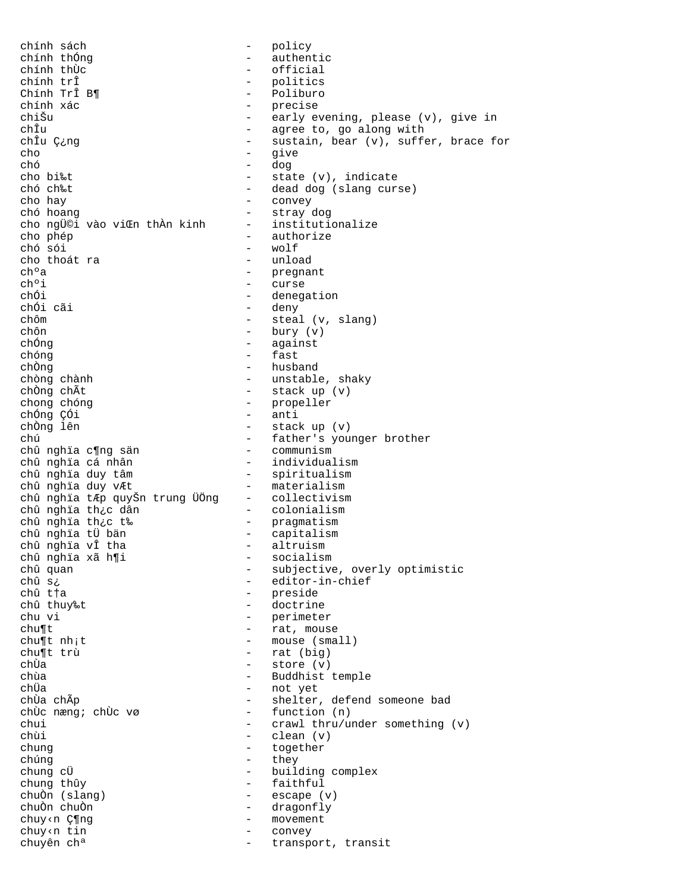```
chính sách                      -   policy
chính thÓng                     -   authentic
chính thÙc                      -   official
chính trÎ                       -   politics
Chính TrÎ B¶                    -   Poliburo
chính xác                       -   precise
chiŠu                           -   early evening, please (v), give in
chÎu                            -   agree to, go along with
chÎu Ç¿ng                       -   sustain, bear (v), suffer, brace for
cho                             -   give
chó                             -   dog
cho bi‰t                        -   state (v), indicate
chó ch‰t                        -   dead dog (slang curse)
cho hay                         -   convey
chó hoang                       -   stray dog
cho ngÜ©i vào viŒn thÀn kinh    -   institutionalize
cho phép                        -   authorize
chó sói                         -   wolf
cho thoát ra                    -   unload
chºa                            -   pregnant
chºi                            -   curse
chÓi                            -   denegation
chÓi cãi                        -   deny
chôm                            -   steal (v, slang)
chôn                            -   bury (v)
chÓng                           -   against
chóng                           -   fast
chÒng                           -   husband
chòng chành                     -   unstable, shaky
chÒng chÃt                      -   stack up (v)
chong chóng                     -   propeller
chÓng ÇÓi                       -   anti
chÒng lên                       -   stack up (v)
chú                             -   father's younger brother
chû nghïa c¶ng sän              -   communism
chû nghïa cá nhân               -   individualism
chû nghïa duy tâm               -   spiritualism
chû nghïa duy vÆt               -   materialism
chû nghïa tÆp quyŠn trung ÜÖng  -   collectivism
chû nghïa th¿c dân              -   colonialism
chû nghïa th¿c t‰               -   pragmatism
chû nghïa tÜ bän                -   capitalism
chû nghïa vÎ tha                -   altruism
chû nghïa xã h¶i                -   socialism
chû quan                        -   subjective, overly optimistic
chû s¿                          -   editor-in-chief
chû t†a                         -   preside
chû thuy‰t                      -   doctrine
chu vi                          -   perimeter
chu¶t                           -   rat, mouse
chu¶t nh¡t                      -   mouse (small)
chu¶t trù                       -   rat (big)
chÙa                            -   store (v)
chùa                            -   Buddhist temple
chÜa                            -   not yet
chÙa chÃp                       -   shelter, defend someone bad
chÙc næng; chÙc vø              -   function (n)
chui                            -   crawl thru/under something (v)
chùi                            -   clean (v)
chung                           -   together
chúng                           -   they
chung cÜ                        -   building complex
chung thûy                      -   faithful
chuÒn (slang)                   -   escape (v)
chuÒn chuÒn                     -   dragonfly
chuy‹n Ç¶ng                     -   movement
chuy‹n tin                      -   convey
chuyên chª                      -   transport, transit
```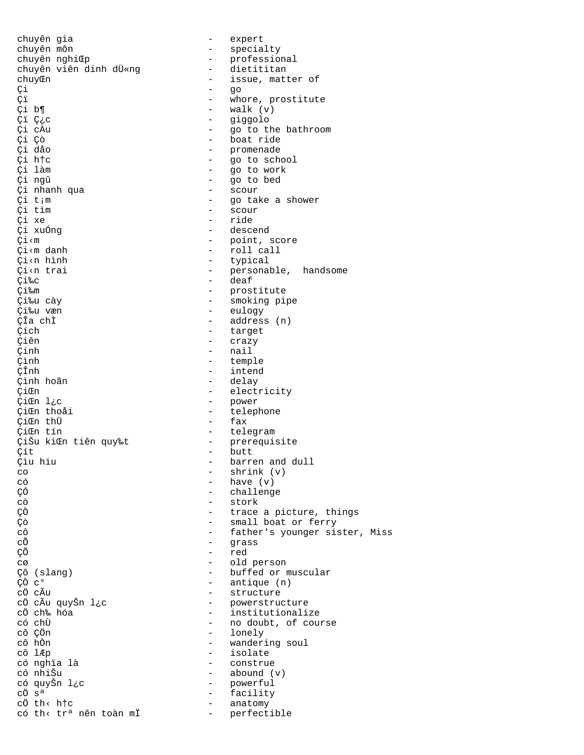```
chuyên gia                    -   expert
chuyên môn                    -   specialty
chuyên nghiŒp                 -   professional
chuyên viên dinh dÜ«ng        -   dietititan
chuyŒn                        -   issue, matter of
Çi                            -   go
Çï                            -   whore, prostitute
Çi b¶                         -   walk (v)
Çï Ç¿c                        -   giggolo
Çi cÀu                        -   go to the bathroom
Çi Çò                         -   boat ride
Çi dåo                        -   promenade
Çi h†c                        -   go to school
Çi làm                        -   go to work
Çi ngû                        -   go to bed
Çi nhanh qua                  -   scour
Çi t¡m                        -   go take a shower
Çi tìm                        -   scour
Çi xe                         -   ride
Çi xuÓng                      -   descend
Çi‹m                          -   point, score
Çi‹m danh                     -   roll call
Çi‹n hình                     -   typical
Çi‹n trai                     -   personable,  handsome
Çi‰c                          -   deaf
Çi‰m                          -   prostitute
Çi‰u cày                      -   smoking pipe
Çi‰u væn                      -   eulogy
ÇÎa chÌ                       -   address (n)
Çích                          -   target
Çiên                          -   crazy
Çinh                          -   nail
Çình                          -   temple
ÇÎnh                          -   intend
Çình hoãn                     -   delay
ÇiŒn                          -   electricity
ÇiŒn l¿c                      -   power
ÇiŒn thoåi                    -   telephone
ÇiŒn thÜ                      -   fax
ÇiŒn tín                      -   telegram
ÇiŠu kiŒn tiên quy‰t          -   prerequisite
Çít                           -   butt
Çìu hiu                       -   barren and dull
co                            -   shrink (v)
có                            -   have (v)
ÇÓ                            -   challenge
cò                            -   stork
ÇÒ                            -   trace a picture, things
Çò                            -   small boat or ferry
cô                            -   father's younger sister, Miss
cÕ                            -   grass
ÇÕ                            -   red
cø                            -   old person
Çô (slang)                    -   buffed or muscular
ÇÒ c°                         -   antique (n)
cÖ cÃu                        -   structure
cÖ cÃu quyŠn l¿c              -   powerstructure
cÖ ch‰ hóa                    -   institutionalize
có chÙ                        -   no doubt, of course
cô ÇÖn                        -   lonely
cô hÒn                        -   wandering soul
cô lÆp                        -   isolate
có nghïa là                   -   construe
có nhiŠu                      -   abound (v)
có quyŠn l¿c                  -   powerful
cÖ sª                         -   facility
cÖ th‹ h†c                    -   anatomy
có th‹ trª nên toàn mÏ        -   perfectible
```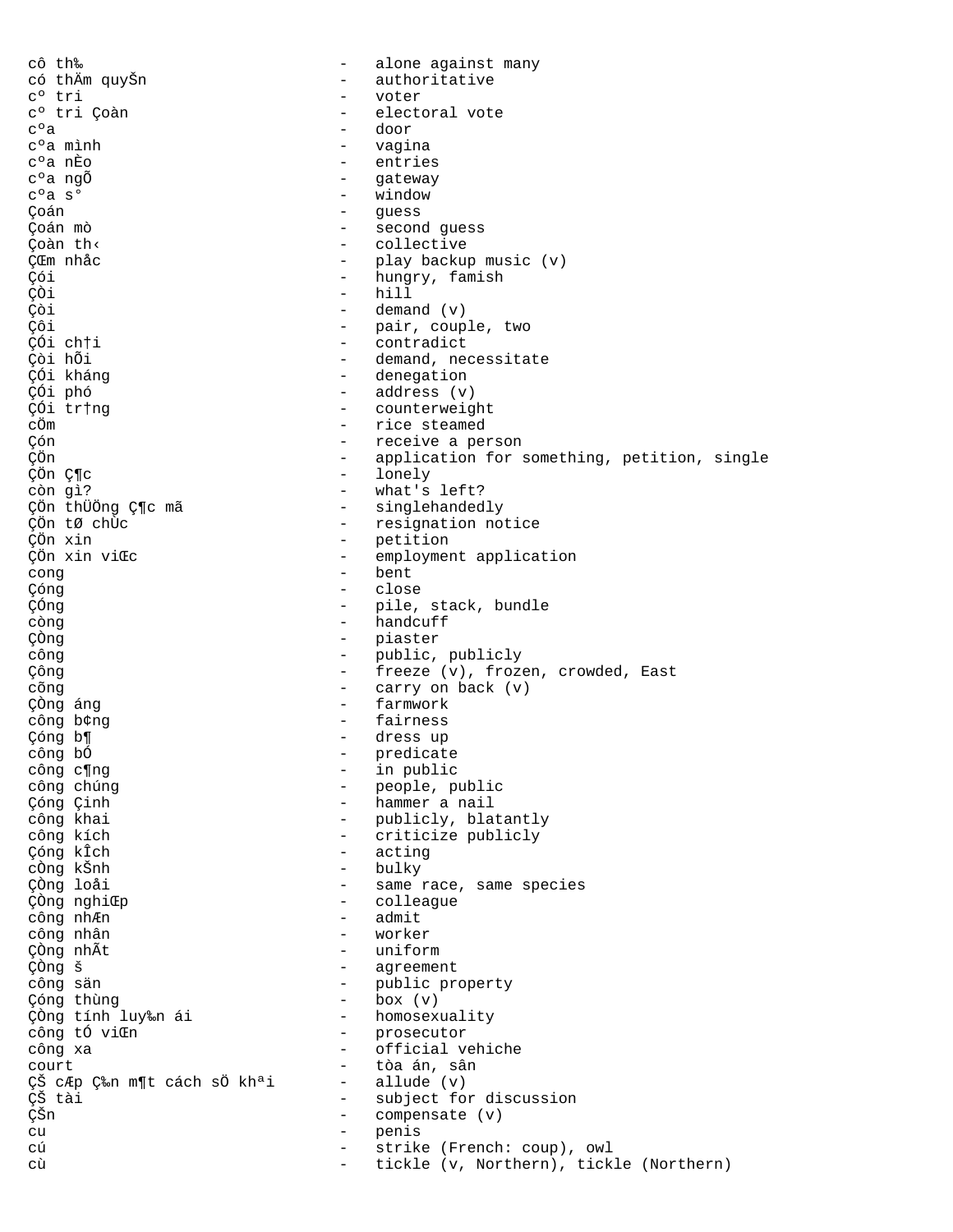cô th‰ - alone against many
có thÄm quyŠn - authoritative
cº tri - voter
cº tri Çoàn - electoral vote
cºa - door
cºa mình - vagina
cºa nÈo - entries
cºa ngÕ - gateway
cºa s° - window
Çoán - guess
Çoán mò - second guess
Çoàn th‹ - collective
ÇŒm nhåc - play backup music (v)
Çói - hungry, famish
ÇÒi - hill
Çòi - demand (v)
Çôi - pair, couple, two
ÇÓi ch†i - contradict
Çòi hÕi - demand, necessitate
ÇÓi kháng - denegation
ÇÓi phó - address (v)
ÇÓi tr†ng - counterweight
cÖm - rice steamed
Çón - receive a person
ÇÖn - application for something, petition, single
ÇÖn Ç¶c - lonely
còn gì? - what's left?
ÇÖn thÜÖng Ç¶c mã - singlehandedly
ÇÖn tØ chÙc - resignation notice
ÇÖn xin - petition
ÇÖn xin viŒc - employment application
cong - bent
Çóng - close
ÇÓng - pile, stack, bundle
còng - handcuff
ÇÒng - piaster
công - public, publicly
Çông - freeze (v), frozen, crowded, East
cõng - carry on back (v)
ÇÒng áng - farmwork
công b¢ng - fairness
Çóng b¶ - dress up
công bÓ - predicate
công c¶ng - in public
công chúng - people, public
Çóng Çinh - hammer a nail
công khai - publicly, blatantly
công kích - criticize publicly
Çóng kÎch - acting
cÒng kŠnh - bulky
ÇÒng loåi - same race, same species
ÇÒng nghiŒp - colleague
công nhÆn - admit
công nhân - worker
ÇÒng nhÃt - uniform
ÇÒng š - agreement
công sän - public property
Çóng thùng - box (v)
ÇÒng tính luy‰n ái - homosexuality
công tÓ viŒn - prosecutor
công xa - official vehiche
court - tòa án, sân
ÇŠ cÆp Ç‰n m¶t cách sÖ khªi - allude (v)
ÇŠ tài - subject for discussion
ÇŠn - compensate (v)
cu - penis
cú - strike (French: coup), owl
cù - tickle (v, Northern), tickle (Northern)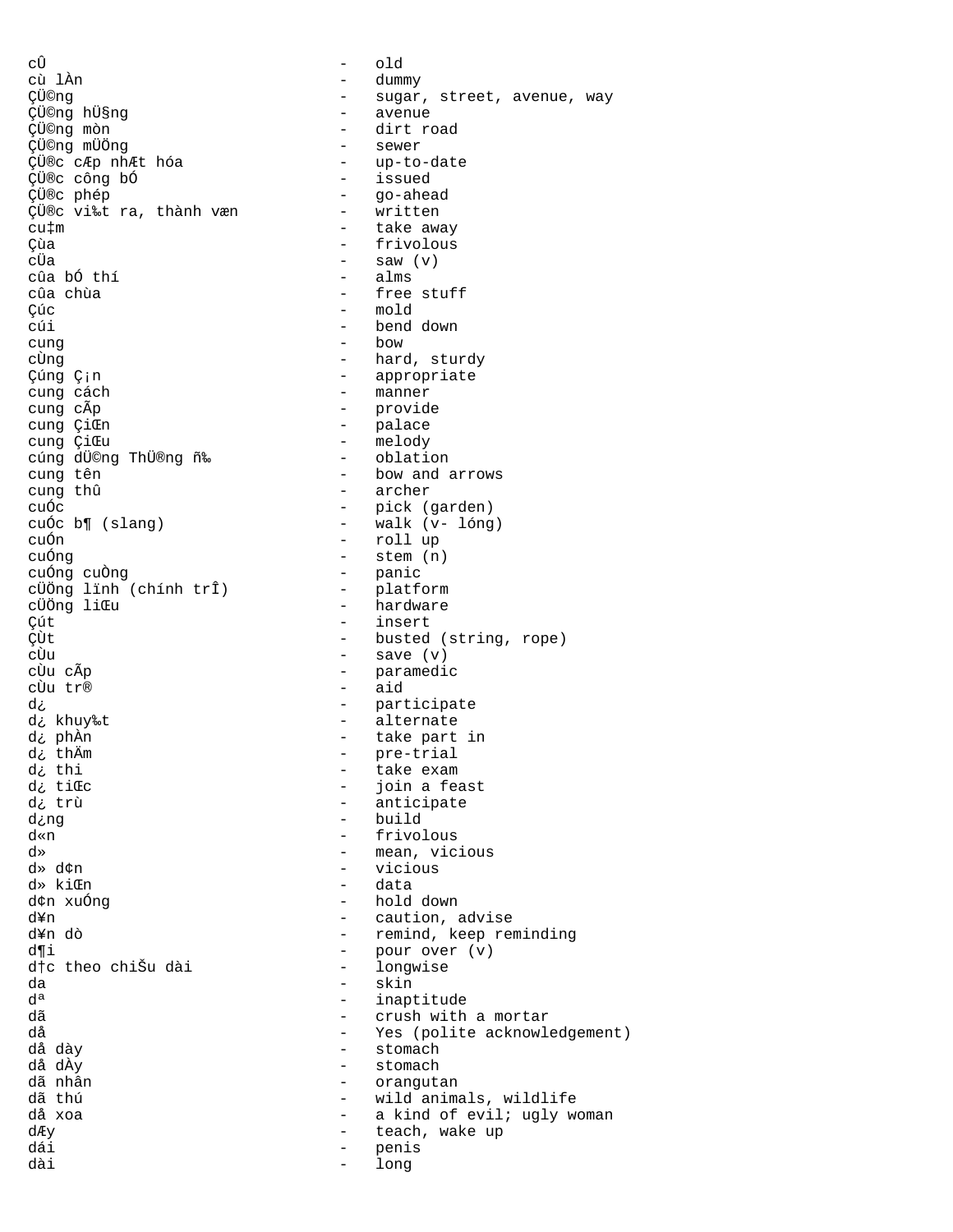```
cÛ                              -   old
cù lÀn                          -   dummy
Çܩng                           -   sugar, street, avenue, way
Çܩng hܧng                      -   avenue
Çܩng mòn                       -   dirt road
Çܩng mÜÖng                     -   sewer
Çܮc cÆp nhÆt hóa               -   up-to-date
Çܮc công bÓ                    -   issued
Çܮc phép                       -   go-ahead
Çܮc vi‰t ra, thành væn         -   written
cu‡m                            -   take away
Çùa                             -   frivolous
cÜa                             -   saw (v)
cûa bÓ thí                      -   alms
cûa chùa                        -   free stuff
Çúc                             -   mold
cúi                             -   bend down
cung                            -   bow
cÙng                            -   hard, sturdy
Çúng Ç¡n                        -   appropriate
cung cách                       -   manner
cung cÃp                        -   provide
cung ÇiŒn                       -   palace
cung ÇiŒu                       -   melody
cúng dܩng ThÜ®ng ñ‰             -   oblation
cung tên                        -   bow and arrows
cung thû                        -   archer
cuÓc                            -   pick (garden)
cuÓc b¶ (slang)                 -   walk (v- lóng)
cuÓn                            -   roll up
cuÓng                           -   stem (n)
cuÓng cuÒng                     -   panic
cÜÖng lïnh (chính trÎ)          -   platform
cÜÖng liŒu                      -   hardware
Çút                             -   insert
ÇÙt                             -   busted (string, rope)
cÙu                             -   save (v)
cÙu cÃp                         -   paramedic
cÙu tr®                         -   aid
d¿                              -   participate
d¿ khuy‰t                       -   alternate
d¿ phÀn                         -   take part in
d¿ thÄm                         -   pre-trial
d¿ thi                          -   take exam
d¿ tiŒc                         -   join a feast
d¿ trù                          -   anticipate
d¿ng                            -   build
d«n                             -   frivolous
d»                              -   mean, vicious
d» d¢n                          -   vicious
d» kiŒn                         -   data
d¢n xuÓng                       -   hold down
d¥n                             -   caution, advise
d¥n dò                          -   remind, keep reminding
d¶i                             -   pour over (v)
d†c theo chiŠu dài              -   longwise
da                              -   skin
dª                              -   inaptitude
dã                              -   crush with a mortar
då                              -   Yes (polite acknowledgement)
då dày                          -   stomach
då dÀy                          -   stomach
dã nhân                         -   orangutan
dã thú                          -   wild animals, wildlife
då xoa                          -   a kind of evil; ugly woman
dÆy                             -   teach, wake up
dái                             -   penis
dài                             -   long
```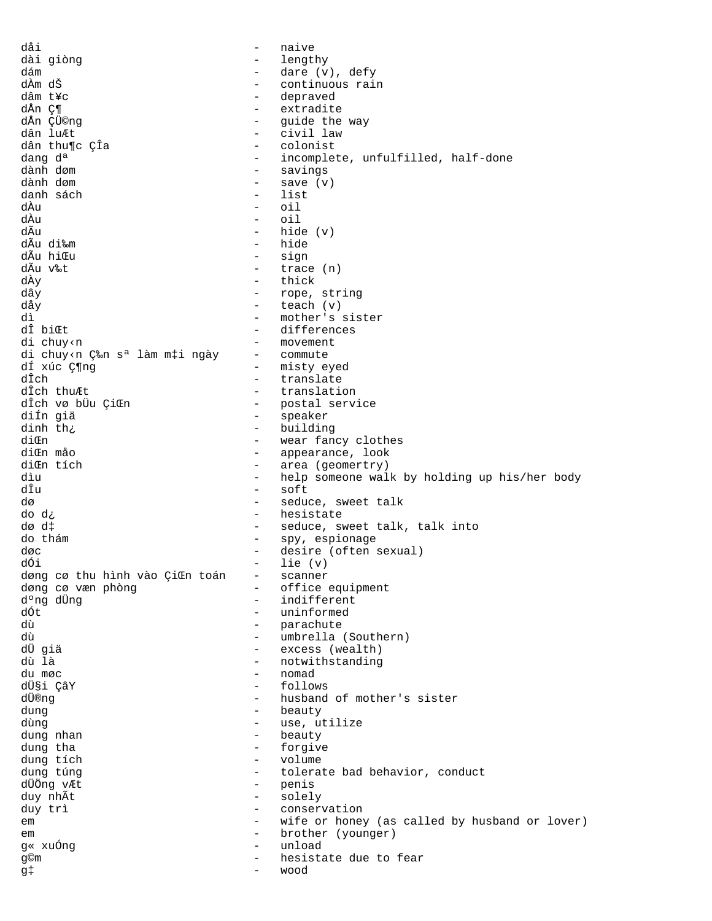dåi - naive
dài giòng - lengthy
dám - dare (v), defy
dÀm dŠ - continuous rain
dâm t¥c - depraved
dÅn Ç¶ - extradite
dÅn ÇÜ©ng - guide the way
dân luÆt - civil law
dân thu¶c ÇÎa - colonist
dang dª - incomplete, unfulfilled, half-done
dành døm - savings
dành døm - save (v)
danh sách - list
dÀu - oil
dÀu - oil
dÃu - hide (v)
dÃu di‰m - hide
dÃu hiŒu - sign
dÃu v‰t - trace (n)
dÀy - thick
dây - rope, string
dåy - teach (v)
dì - mother's sister
dÎ biŒt - differences
di chuy‹n - movement
di chuy‹n Ç‰n sª làm m‡i ngày - commute
dÍ xúc Ç¶ng - misty eyed
dÎch - translate
dÎch thuÆt - translation
dÎch vø bÜu ÇiŒn - postal service
diÍn giä - speaker
dinh th¿ - building
diŒn - wear fancy clothes
diŒn måo - appearance, look
diŒn tích - area (geomertry)
dìu - help someone walk by holding up his/her body
dÎu - soft
dø - seduce, sweet talk
do d¿ - hesitate
dø d‡ - seduce, sweet talk, talk into
do thám - spy, espionage
døc - desire (often sexual)
dÓi - lie (v)
døng cø thu hình vào ÇiŒn toán - scanner
døng cø væn phòng - office equipment
dºng dÜng - indifferent
dÓt - uninformed
dù - parachute
dù - umbrella (Southern)
dÜ giä - excess (wealth)
dù là - notwithstanding
du møc - nomad
dÜ§i ÇâY - follows
dÜ®ng - husband of mother's sister
dung - beauty
dùng - use, utilize
dung nhan - beauty
dung tha - forgive
dung tích - volume
dung túng - tolerate bad behavior, conduct
dÜÖng vÆt - penis
duy nhÃt - solely
duy trì - conservation
em - wife or honey (as called by husband or lover)
em - brother (younger)
g« xuÓng - unload
g©m - hesitate due to fear
g‡ - wood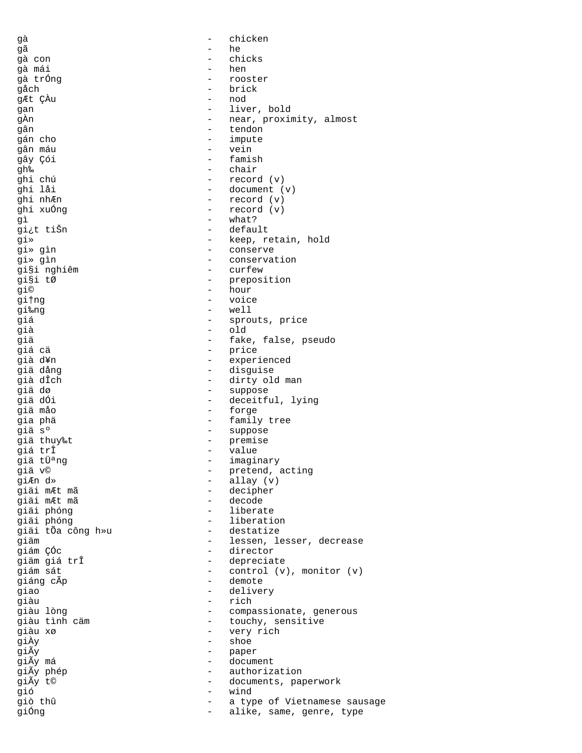gà - chicken
gã - he
gà con - chicks
gà mái - hen
gà trÓng - rooster
gåch - brick
gÆt ÇÀu - nod
gan - liver, bold
gÀn - near, proximity, almost
gân - tendon
gán cho - impute
gân máu - vein
gây Çói - famish
gh‰ - chair
ghi chú - record (v)
ghi låi - document (v)
ghi nhÆn - record (v)
ghi xuÓng - record (v)
gì - what?
gi¿t tiŠn - default
gi» - keep, retain, hold
gi» gìn - conserve
gi» gìn - conservation
gi§i nghiêm - curfew
gi§i tØ - preposition
gi© - hour
gi†ng - voice
gi‰ng - well
giá - sprouts, price
già - old
giä - fake, false, pseudo
giá cä - price
già d¥n - experienced
giä dång - disguise
già dÎch - dirty old man
giä dø - suppose
giä dÓi - deceitful, lying
giä mÃo - forge
gia phä - family tree
giä sº - suppose
giä thuy‰t - premise
giá trÎ - value
giä tÜªng - imaginary
giä v© - pretend, acting
giÆn d» - allay (v)
giäi mÆt mã - decipher
giäi mÆt mã - decode
giäi phóng - liberate
giäi phóng - liberation
giäi tÕa công h»u - destatize
giäm - lessen, lesser, decrease
giám ÇÓc - director
giäm giá trÎ - depreciate
giám sát - control (v), monitor (v)
giáng cÃp - demote
giao - delivery
giàu - rich
giàu lòng - compassionate, generous
giàu tình cäm - touchy, sensitive
giàu xø - very rich
giÀy - shoe
giÃy - paper
giÃy má - document
giÃy phép - authorization
giÃy t© - documents, paperwork
gió - wind
giò thû - a type of Vietnamese sausage
giÓng - alike, same, genre, type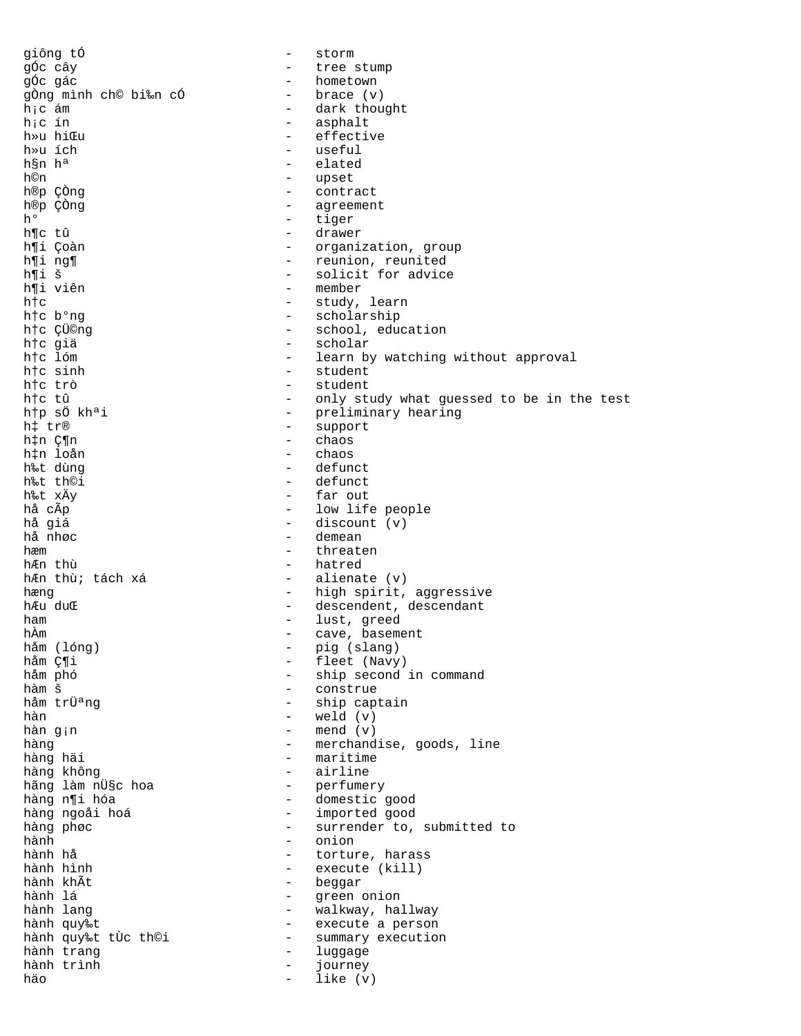giông tÓ - storm
gÓc cây - tree stump
gÓc gác - hometown
gÒng mình ch© bi‰n cÓ - brace (v)
h¡c ám - dark thought
h¡c ín - asphalt
h»u hiŒu - effective
h»u ích - useful
h§n hª - elated
h©n - upset
h®p ÇÒng - contract
h®p ÇÒng - agreement
h° - tiger
h¶c tû - drawer
h¶i Çoàn - organization, group
h¶i ng¶ - reunion, reunited
h¶i š - solicit for advice
h¶i viên - member
h†c - study, learn
h†c b°ng - scholarship
h†c ÇÜ©ng - school, education
h†c giä - scholar
h†c lóm - learn by watching without approval
h†c sinh - student
h†c trò - student
h†c tû - only study what guessed to be in the test
h†p sÖ khªi - preliminary hearing
h‡ tr® - support
h‡n Ç¶n - chaos
h‡n loån - chaos
h‰t dùng - defunct
h‰t th©i - defunct
h‰t xÄy - far out
hå cÃp - low life people
hå giá - discount (v)
hå nhøc - demean
hæm - threaten
hÆn thù - hatred
hÆn thù; tách xá - alienate (v)
hæng - high spirit, aggressive
hÆu duŒ - descendent, descendant
ham - lust, greed
hÀm - cave, basement
håm (lóng) - pig (slang)
håm Ç¶i - fleet (Navy)
håm phó - ship second in command
hàm š - construe
håm trÜªng - ship captain
hàn - weld (v)
hàn g¡n - mend (v)
hàng - merchandise, goods, line
hàng häi - maritime
hàng không - airline
hãng làm nÜ§c hoa - perfumery
hàng n¶i hóa - domestic good
hàng ngoåi hoá - imported good
hàng phøc - surrender to, submitted to
hành - onion
hành hå - torture, harass
hành hình - execute (kill)
hành khÃt - beggar
hành lá - green onion
hành lang - walkway, hallway
hành quy‰t - execute a person
hành quy‰t tÙc th©i - summary execution
hành trang - luggage
hành trình - journey
häo - like (v)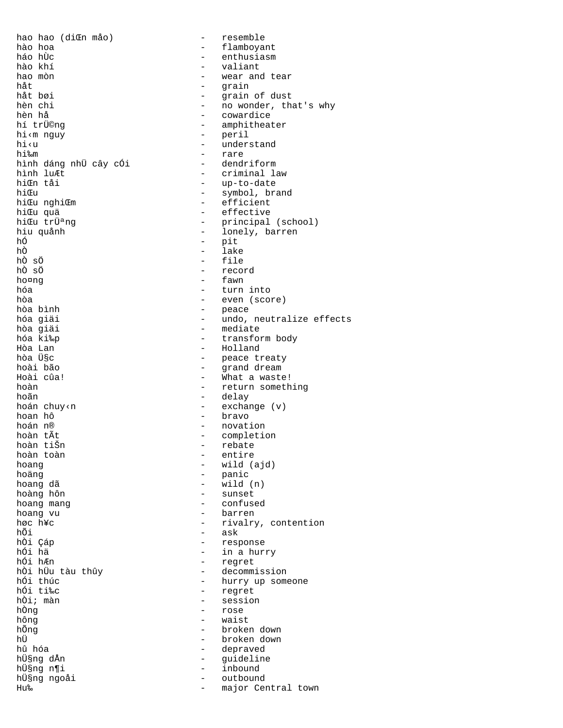```
hao hao (diŒn måo)             -   resemble
hào hoa                        -   flamboyant
háo hÙc                        -   enthusiasm
hào khí                        -   valiant
hao mòn                        -   wear and tear
håt                            -   grain
håt bøi                        -   grain of dust
hèn chi                        -   no wonder, that's why
hèn hå                         -   cowardice
hí trÜ©ng                      -   amphitheater
hi‹m nguy                      -   peril
hi‹u                           -   understand
hi‰m                           -   rare
hình dáng nhÜ cây cÓi          -   dendriform
hình luÆt                      -   criminal law
hiŒn tåi                       -   up-to-date
hiŒu                           -   symbol, brand
hiŒu nghiŒm                    -   efficient
hiŒu quä                       -   effective
hiŒu trÜªng                    -   principal (school)
hiu quånh                      -   lonely, barren
hÓ                             -   pit
hÒ                             -   lake
hÒ sÖ                          -   file
hÒ sÖ                          -   record
ho¤ng                          -   fawn
hóa                            -   turn into
hòa                            -   even (score)
hòa bình                       -   peace
hóa giäi                       -   undo, neutralize effects
hòa giäi                       -   mediate
hóa ki‰p                       -   transform body
Hòa Lan                        -   Holland
hòa Ü§c                        -   peace treaty
hoài bão                       -   grand dream
Hoài cûa!                      -   What a waste!
hoàn                           -   return something
hoãn                           -   delay
hoán chuy‹n                    -   exchange (v)
hoan hô                        -   bravo
hoán n®                        -   novation
hoàn tÃt                       -   completion
hoàn tiŠn                      -   rebate
hoàn toàn                      -   entire
hoang                          -   wild (ajd)
hoäng                          -   panic
hoang dã                       -   wild (n)
hoàng hôn                      -   sunset
hoang mang                     -   confused
hoang vu                       -   barren
høc h¥c                        -   rivalry, contention
hÕi                            -   ask
hÒi Çáp                        -   response
hÓi hä                         -   in a hurry
hÓi hÆn                        -   regret
hÒi hÜu tàu thûy               -   decommission
hÓi thúc                       -   hurry up someone
hÓi ti‰c                       -   regret
hÒi; màn                       -   session
hÒng                           -   rose
hông                           -   waist
hÕng                           -   broken down
hÜ                             -   broken down
hû hóa                         -   depraved
hÜ§ng dÅn                      -   guideline
hÜ§ng n¶i                      -   inbound
hÜ§ng ngoåi                    -   outbound
Hu‰                            -   major Central town
```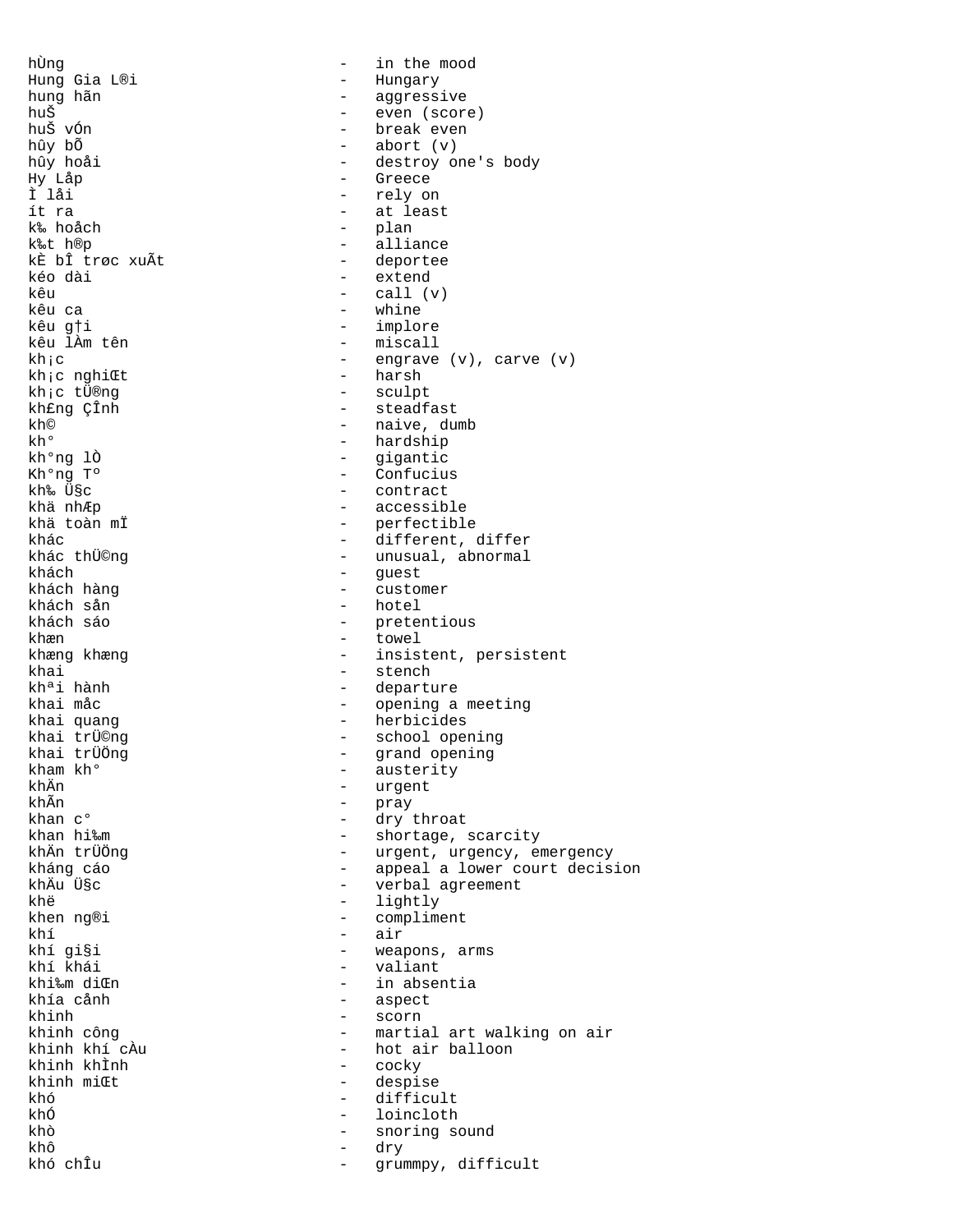hÙng - in the mood
Hung Gia L®i - Hungary
hung hãn - aggressive
huŠ - even (score)
huŠ vÓn - break even
hûy bÕ - abort (v)
hûy hoåi - destroy one's body
Hy Låp - Greece
Ì låi - rely on
ít ra - at least
k‰ hoåch - plan
k‰t h®p - alliance
kÈ bÎ trøc xuÃt - deportee
kéo dài - extend
kêu - call (v)
kêu ca - whine
kêu g†i - implore
kêu lÀm tên - miscall
kh¡c - engrave (v), carve (v)
kh¡c nghiŒt - harsh
kh¡c tÜ®ng - sculpt
kh£ng ÇÎnh - steadfast
kh© - naive, dumb
kh° - hardship
kh°ng lÒ - gigantic
Kh°ng Tº - Confucius
kh‰ Ü§c - contract
khä nhÆp - accessible
khä toàn mÏ - perfectible
khác - different, differ
khác thÜ©ng - unusual, abnormal
khách - guest
khách hàng - customer
khách sån - hotel
khách sáo - pretentious
khæn - towel
khæng khæng - insistent, persistent
khai - stench
khªi hành - departure
khai måc - opening a meeting
khai quang - herbicides
khai trÜ©ng - school opening
khai trÜÖng - grand opening
kham kh° - austerity
khÄn - urgent
khÃn - pray
khan c° - dry throat
khan hi‰m - shortage, scarcity
khÄn trÜÖng - urgent, urgency, emergency
kháng cáo - appeal a lower court decision
khÄu Ü§c - verbal agreement
khë - lightly
khen ng®i - compliment
khí - air
khí gi§i - weapons, arms
khí khái - valiant
khi‰m diŒn - in absentia
khía cånh - aspect
khinh - scorn
khinh công - martial art walking on air
khinh khí cÀu - hot air balloon
khinh khÌnh - cocky
khinh miŒt - despise
khó - difficult
khÓ - loincloth
khò - snoring sound
khô - dry
khó chÎu - grummpy, difficult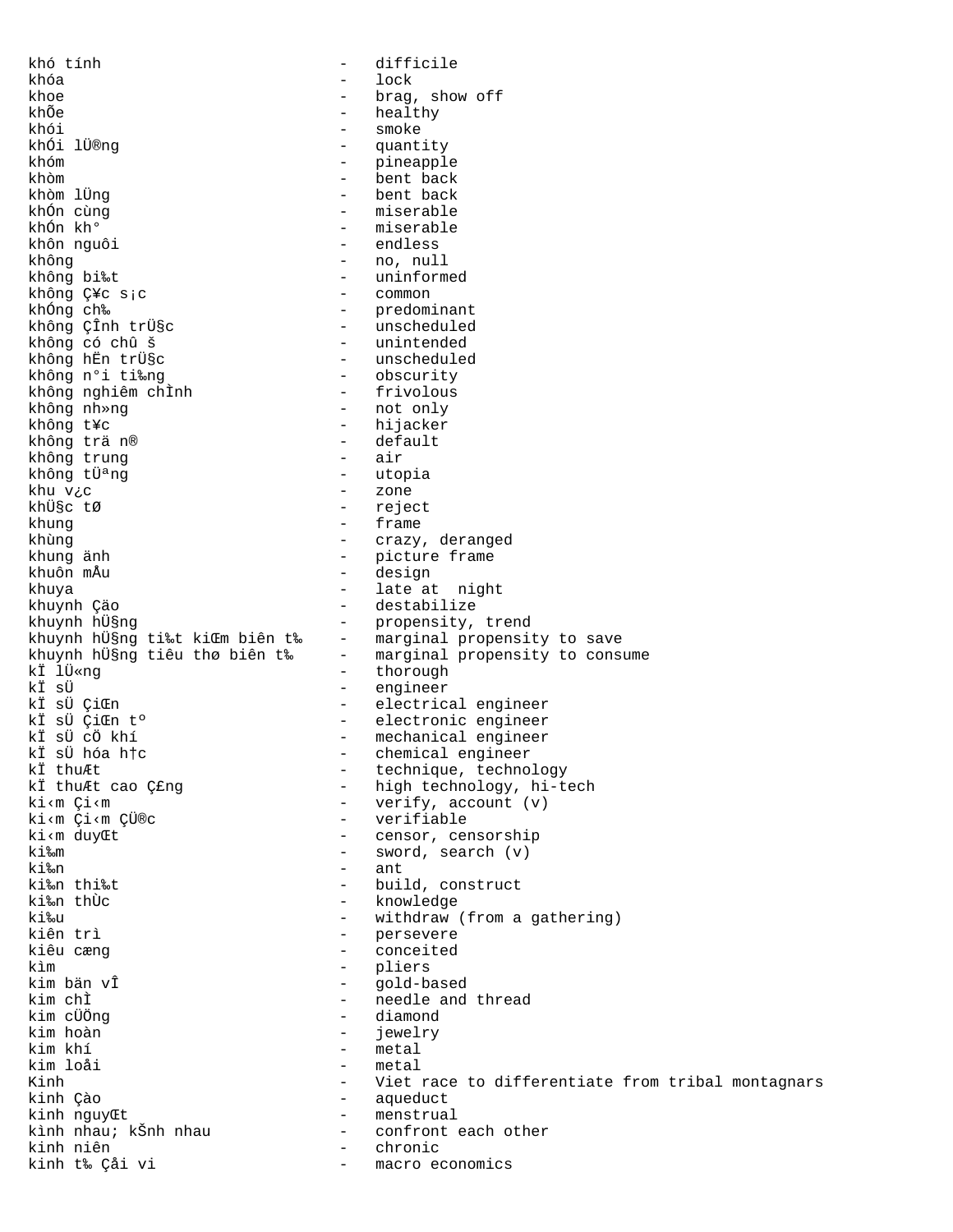khó tính - difficile
khóa - lock
khoe - brag, show off
khÕe - healthy
khói - smoke
khÓi lÜ®ng - quantity
khóm - pineapple
khòm - bent back
khòm lÜng - bent back
khÓn cùng - miserable
khÓn kh° - miserable
khôn nguôi - endless
không - no, null
không bi‰t - uninformed
không Ç¥c s¡c - common
khÓng ch‰ - predominant
không ÇÎnh trÜ§c - unscheduled
không có chû š - unintended
không hËn trÜ§c - unscheduled
không n°i ti‰ng - obscurity
không nghiêm chÌnh - frivolous
không nh»ng - not only
không t¥c - hijacker
không trä n® - default
không trung - air
không tÜªng - utopia
khu v¿c - zone
khÜ§c tØ - reject
khung - frame
khùng - crazy, deranged
khung änh - picture frame
khuôn mÅu - design
khuya - late at night
khuynh Çäo - destabilize
khuynh hÜ§ng - propensity, trend
khuynh hÜ§ng ti‰t kiŒm biên t‰ - marginal propensity to save
khuynh hÜ§ng tiêu thø biên t‰ - marginal propensity to consume
kÏ lÜ«ng - thorough
kÏ sÜ - engineer
kÏ sÜ ÇiŒn - electrical engineer
kÏ sÜ ÇiŒn tº - electronic engineer
kÏ sÜ cÖ khí - mechanical engineer
kÏ sÜ hóa h†c - chemical engineer
kÏ thuÆt - technique, technology
kÏ thuÆt cao Ç£ng - high technology, hi-tech
ki‹m Çi‹m - verify, account (v)
ki‹m Çi‹m ÇÜ®c - verifiable
ki‹m duyŒt - censor, censorship
ki‰m - sword, search (v)
ki‰n - ant
ki‰n thi‰t - build, construct
ki‰n thÙc - knowledge
ki‰u - withdraw (from a gathering)
kiên trì - persevere
kiêu cæng - conceited
kìm - pliers
kim bän vÎ - gold-based
kim chÌ - needle and thread
kim cÜÖng - diamond
kim hoàn - jewelry
kim khí - metal
kim loåi - metal
Kinh - Viet race to differentiate from tribal montagnars
kinh Çào - aqueduct
kinh nguyŒt - menstrual
kình nhau; kŠnh nhau - confront each other
kinh niên - chronic
kinh t‰ Çåi vi - macro economics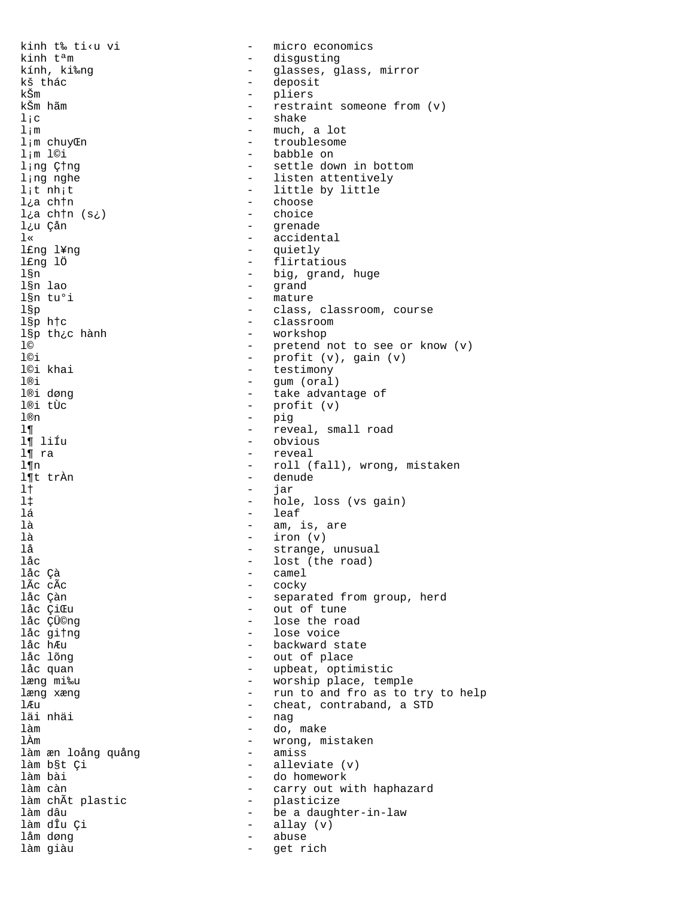```
kinh t‰ ti‹u vi               -   micro economics
kinh tªm                      -   disgusting
kính, ki‰ng                   -   glasses, glass, mirror
kš thác                       -   deposit
kŠm                           -   pliers
kŠm hãm                       -   restraint someone from (v)
l¡c                           -   shake
l¡m                           -   much, a lot
l¡m chuyŒn                    -   troublesome
l¡m l©i                       -   babble on
l¡ng Ç†ng                     -   settle down in bottom
l¡ng nghe                     -   listen attentively
l¡t nh¡t                      -   little by little
l¿a ch†n                      -   choose
l¿a ch†n (s¿)                 -   choice
l¿u Çån                       -   grenade
l«                            -   accidental
l£ng l¥ng                     -   quietly
l£ng lÖ                       -   flirtatious
l§n                           -   big, grand, huge
l§n lao                       -   grand
l§n tu°i                      -   mature
l§p                           -   class, classroom, course
l§p h†c                       -   classroom
l§p th¿c hành                 -   workshop
l©                            -   pretend not to see or know (v)
l©i                           -   profit (v), gain (v)
l©i khai                      -   testimony
l®i                           -   gum (oral)
l®i døng                      -   take advantage of
l®i tÙc                       -   profit (v)
l®n                           -   pig
l¶                            -   reveal, small road
l¶ liÍu                       -   obvious
l¶ ra                         -   reveal
l¶n                           -   roll (fall), wrong, mistaken
l¶t trÀn                      -   denude
l†                            -   jar
l‡                            -   hole, loss (vs gain)
lá                            -   leaf
là                            -   am, is, are
là                            -   iron (v)
lå                            -   strange, unusual
låc                           -   lost (the road)
låc Çà                        -   camel
lÃc cÃc                       -   cocky
låc Çàn                       -   separated from group, herd
låc ÇiŒu                      -   out of tune
låc ÇÜ©ng                     -   lose the road
låc gi†ng                     -   lose voice
låc hÆu                       -   backward state
låc lõng                      -   out of place
låc quan                      -   upbeat, optimistic
læng mi‰u                     -   worship place, temple
læng xæng                     -   run to and fro as to try to help
lÆu                           -   cheat, contraband, a STD
läi nhäi                      -   nag
làm                           -   do, make
lÀm                           -   wrong, mistaken
làm æn loång quång            -   amiss
làm b§t Çi                    -   alleviate (v)
làm bài                       -   do homework
làm càn                       -   carry out with haphazard
làm chÃt plastic              -   plasticize
làm dâu                       -   be a daughter-in-law
làm dÎu Çi                    -   allay (v)
låm døng                      -   abuse
làm giàu                      -   get rich
```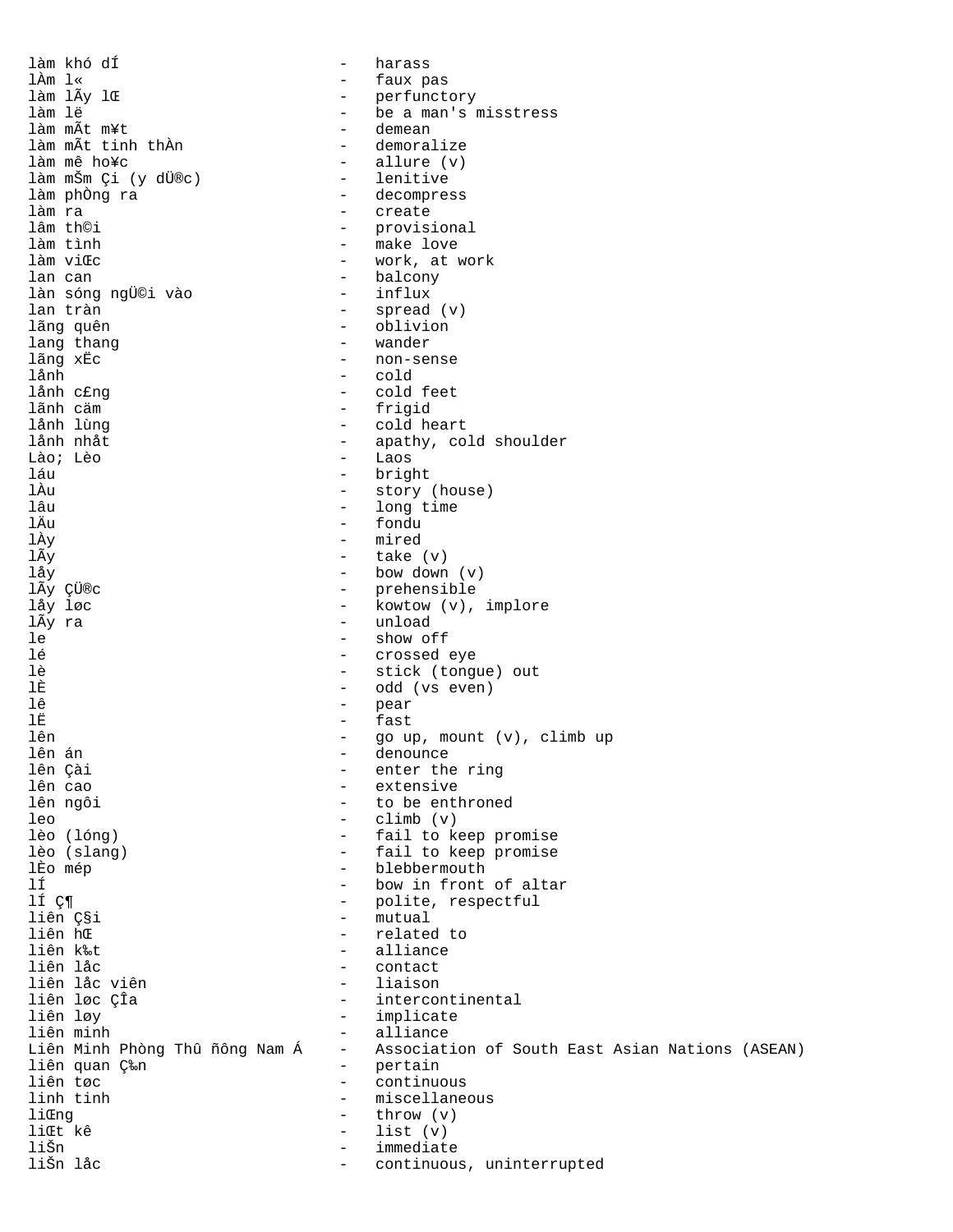```
làm khó dÍ                      -   harass
lÀm l«                          -   faux pas
làm lÃy lŒ                      -   perfunctory
làm lë                          -   be a man's misstress
làm mÃt m¥t                     -   demean
làm mÃt tinh thÀn               -   demoralize
làm mê ho¥c                     -   allure (v)
làm mŠm Çi (y dÜ®c)             -   lenitive
làm phÒng ra                    -   decompress
làm ra                          -   create
lâm th©i                        -   provisional
làm tình                        -   make love
làm viŒc                        -   work, at work
lan can                         -   balcony
làn sóng ngÜ©i vào              -   influx
lan tràn                        -   spread (v)
lãng quên                       -   oblivion
lang thang                      -   wander
lãng xËc                        -   non-sense
lånh                            -   cold
lånh c£ng                       -   cold feet
lãnh cäm                        -   frigid
lånh lùng                       -   cold heart
lånh nhåt                       -   apathy, cold shoulder
Lào; Lèo                        -   Laos
láu                             -   bright
lÀu                             -   story (house)
lâu                             -   long time
lÄu                             -   fondu
lÀy                             -   mired
lÃy                             -   take (v)
låy                             -   bow down (v)
lÃy ÇÜ®c                        -   prehensible
låy løc                         -   kowtow (v), implore
lÃy ra                          -   unload
le                              -   show off
lé                              -   crossed eye
lè                              -   stick (tongue) out
lÈ                              -   odd (vs even)
lê                              -   pear
lË                              -   fast
lên                             -   go up, mount (v), climb up
lên án                          -   denounce
lên Çài                         -   enter the ring
lên cao                         -   extensive
lên ngôi                        -   to be enthroned
leo                             -   climb (v)
lèo (lóng)                      -   fail to keep promise
lèo (slang)                     -   fail to keep promise
lÈo mép                         -   blebbermouth
lÍ                              -   bow in front of altar
lÍ Ç¶                           -   polite, respectful
liên Ç§i                        -   mutual
liên hŒ                         -   related to
liên k‰t                        -   alliance
liên låc                        -   contact
liên låc viên                   -   liaison
liên løc ÇÎa                    -   intercontinental
liên løy                        -   implicate
liên minh                       -   alliance
Liên Minh Phòng Thû ñông Nam Á  -   Association of South East Asian Nations (ASEAN)
liên quan Ç‰n                   -   pertain
liên tøc                        -   continuous
linh tinh                       -   miscellaneous
liŒng                           -   throw (v)
liŒt kê                         -   list (v)
liŠn                            -   immediate
liŠn låc                        -   continuous, uninterrupted
```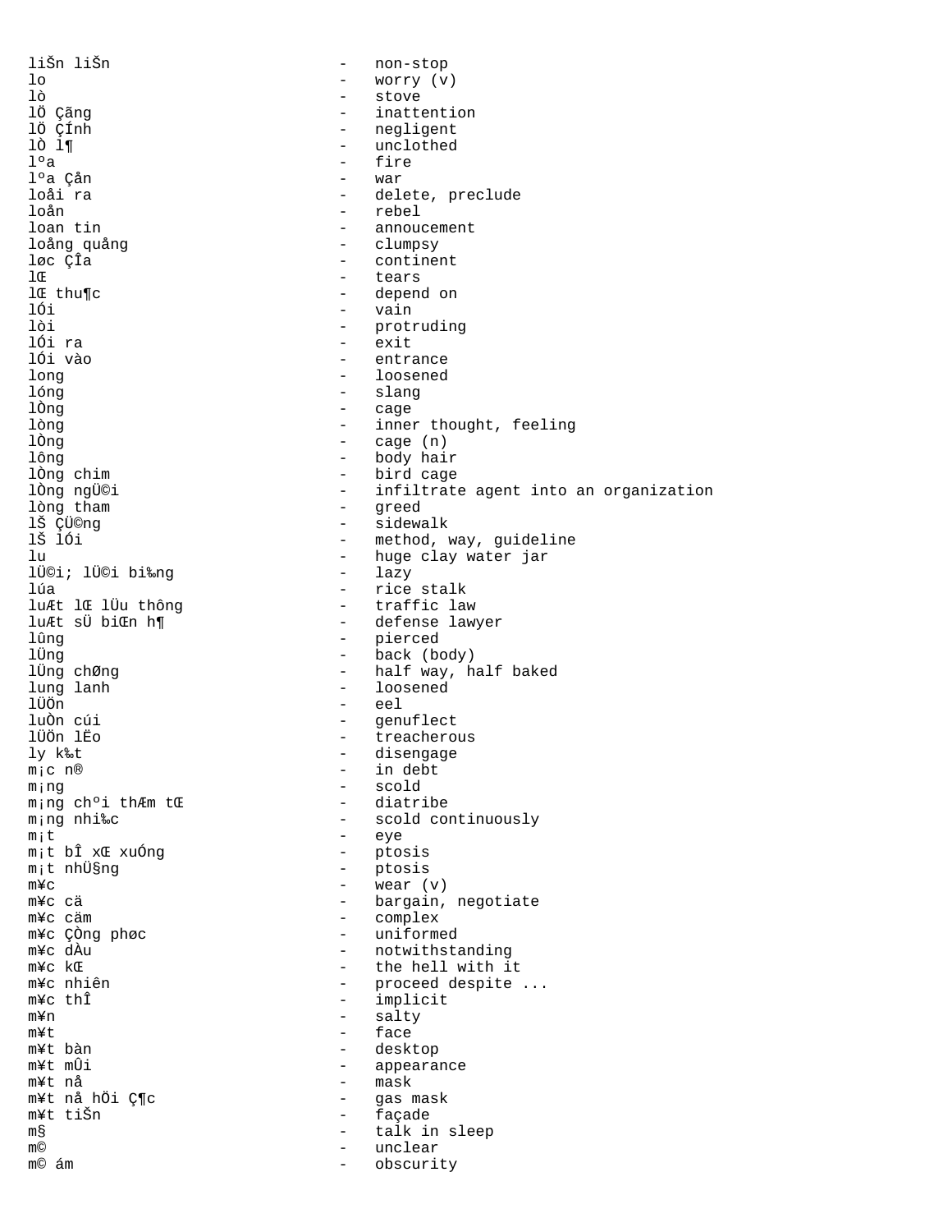```
liŠn liŠn                          -   non-stop
lo                                 -   worry (v)
lò                                 -   stove
lÖ Çãng                            -   inattention
lÖ ÇÍnh                            -   negligent
lÒ l¶                              -   unclothed
lºa                                -   fire
lºa Çån                            -   war
loåi ra                            -   delete, preclude
loån                               -   rebel
loan tin                           -   annoucement
loång quång                        -   clumpsy
løc ÇÎa                            -   continent
lŒ                                 -   tears
lŒ thu¶c                           -   depend on
lÓi                                -   vain
lòi                                -   protruding
lÓi ra                             -   exit
lÓi vào                            -   entrance
long                               -   loosened
lóng                               -   slang
lÒng                               -   cage
lòng                               -   inner thought, feeling
lÒng                               -   cage (n)
lông                               -   body hair
lÒng chim                          -   bird cage
lÒng ngÜ©i                         -   infiltrate agent into an organization
lòng tham                          -   greed
lŠ ÇÜ©ng                           -   sidewalk
lŠ lÓi                             -   method, way, guideline
lu                                 -   huge clay water jar
lÜ©i; lÜ©i bi‰ng                    -   lazy
lúa                                -   rice stalk
luÆt lŒ lÜu thông                  -   traffic law
luÆt sÜ biŒn h¶                    -   defense lawyer
lûng                               -   pierced
lÜng                               -   back (body)
lÜng chØng                         -   half way, half baked
lung lanh                          -   loosened
lÜÖn                               -   eel
luÒn cúi                           -   genuflect
lÜÖn lËo                           -   treacherous
ly k‰t                             -   disengage
m¡c n®                             -   in debt
m¡ng                               -   scold
m¡ng chºi thÆm tŒ                  -   diatribe
m¡ng nhi‰c                         -   scold continuously
m¡t                                -   eye
m¡t bÎ xŒ xuÓng                    -   ptosis
m¡t nhÜ§ng                         -   ptosis
m¥c                                -   wear (v)
m¥c cä                             -   bargain, negotiate
m¥c cäm                            -   complex
m¥c ÇÒng phøc                      -   uniformed
m¥c dÀu                            -   notwithstanding
m¥c kŒ                             -   the hell with it
m¥c nhiên                          -   proceed despite ...
m¥c thÎ                            -   implicit
m¥n                                -   salty
m¥t                                -   face
m¥t bàn                            -   desktop
m¥t mÛi                            -   appearance
m¥t nå                             -   mask
m¥t nå hÖi Ç¶c                     -   gas mask
m¥t tiŠn                           -   façade
m§                                 -   talk in sleep
m©                                 -   unclear
m© ám                              -   obscurity
```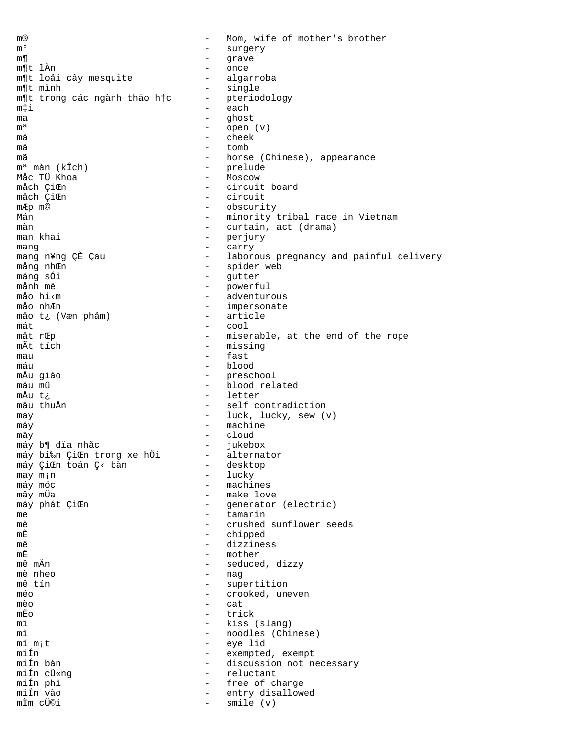m® - Mom, wife of mother's brother
m° - surgery
m¶ - grave
m¶t lÀn - once
m¶t loåi cây mesquite - algarroba
m¶t mình - single
m¶t trong các ngành thäo h†c - pteriodology
m‡i - each
ma - ghost
mª - open (v)
má - cheek
mä - tomb
mã - horse (Chinese), appearance
mª màn (kÎch) - prelude
Måc TÜ Khoa - Moscow
måch ÇiŒn - circuit board
måch ÇiŒn - circuit
mÆp m© - obscurity
Mán - minority tribal race in Vietnam
màn - curtain, act (drama)
man khai - perjury
mang - carry
mang n¥ng ÇÈ Çau - laborous pregnancy and painful delivery
mång nhŒn - spider web
máng sÓi - gutter
månh më - powerful
måo hi‹m - adventurous
måo nhÆn - impersonate
måo t¿ (Væn phåm) - article
mát - cool
måt rŒp - miserable, at the end of the rope
mÃt tích - missing
mau - fast
máu - blood
mÅu giáo - preschool
máu mû - blood related
mÅu t¿ - letter
mâu thuÅn - self contradiction
may - luck, lucky, sew (v)
máy - machine
mây - cloud
máy b¶ dïa nhåc - jukebox
máy bi‰n ÇiŒn trong xe hÖi - alternator
máy ÇiŒn toán Ç‹ bàn - desktop
may m¡n - lucky
máy móc - machines
mây mÜa - make love
máy phát ÇiŒn - generator (electric)
me - tamarin
mè - crushed sunflower seeds
mÈ - chipped
mê - dizziness
mË - mother
mê mÄn - seduced, dizzy
mè nheo - nag
mê tín - supertition
méo - crooked, uneven
mèo - cat
mËo - trick
mi - kiss (slang)
mì - noodles (Chinese)
mí m¡t - eye lid
miÍn - exempted, exempt
miÍn bàn - discussion not necessary
miÍn cÜ«ng - reluctant
miÍn phí - free of charge
miÍn vào - entry disallowed
mÌm cÜ©i - smile (v)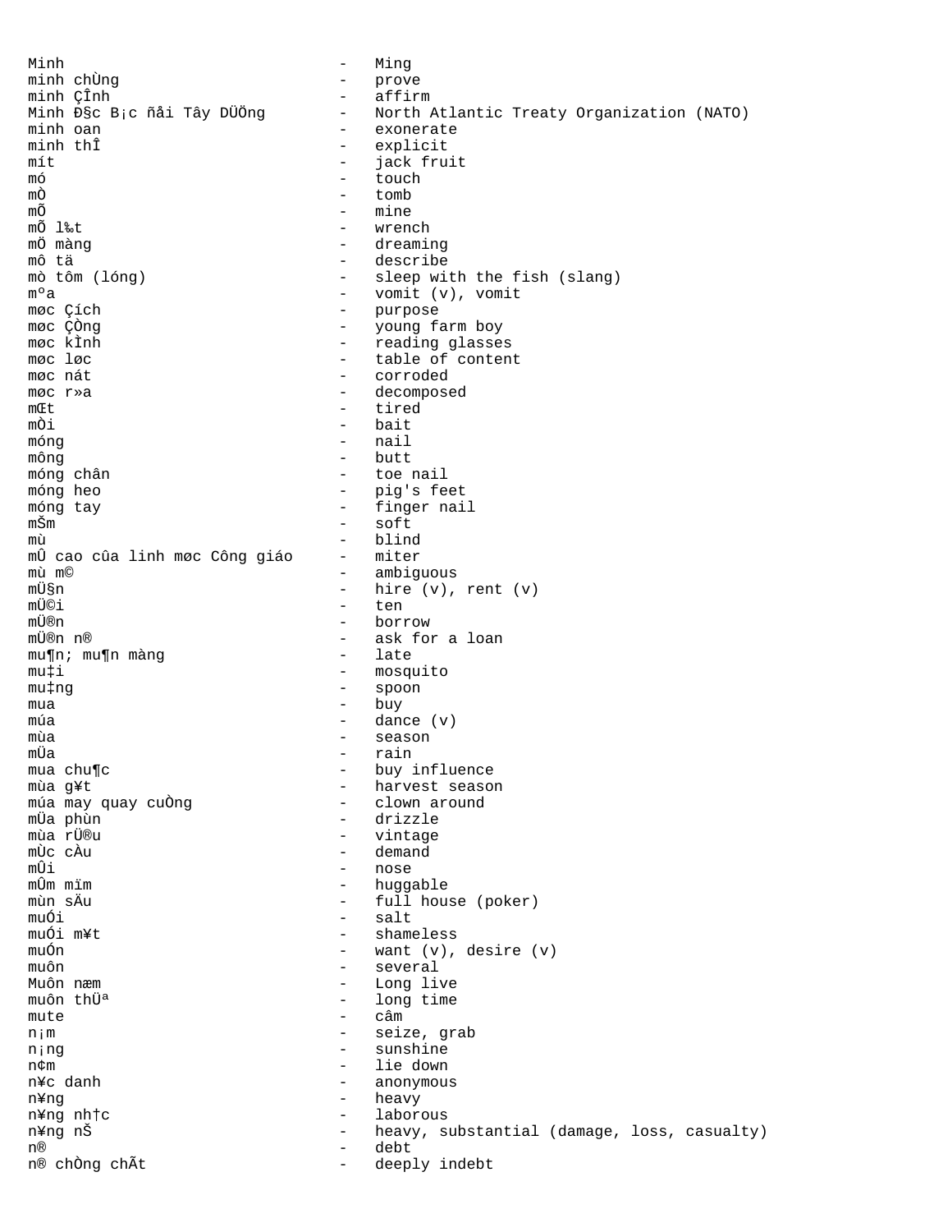```
Minh                             -   Ming
minh chÙng                       -   prove
minh ÇÎnh                        -   affirm
Minh Ð§c B¡c ñåi Tây DÜÖng       -   North Atlantic Treaty Organization (NATO)
minh oan                         -   exonerate
minh thÎ                         -   explicit
mít                              -   jack fruit
mó                               -   touch
mÒ                               -   tomb
mÕ                               -   mine
mÕ l‰t                           -   wrench
mÖ màng                          -   dreaming
mô tä                            -   describe
mò tôm (lóng)                    -   sleep with the fish (slang)
mºa                              -   vomit (v), vomit
møc Çích                         -   purpose
møc ÇÒng                         -   young farm boy
møc kÌnh                         -   reading glasses
møc løc                          -   table of content
møc nát                          -   corroded
møc r»a                          -   decomposed
mŒt                              -   tired
mÒi                              -   bait
móng                             -   nail
mông                             -   butt
móng chân                        -   toe nail
móng heo                         -   pig's feet
móng tay                         -   finger nail
mŠm                              -   soft
mù                               -   blind
m�û cao cûa linh møc Công giáo    -   miter
mù m©                            -   ambiguous
mÜ§n                             -   hire (v), rent (v)
mÜ©i                             -   ten
mÜ®n                             -   borrow
mÜ®n n®                          -   ask for a loan
mu¶n; mu¶n màng                  -   late
mu‡i                             -   mosquito
mu‡ng                            -   spoon
mua                              -   buy
múa                              -   dance (v)
mùa                              -   season
mÜa                              -   rain
mua chu¶c                        -   buy influence
mùa g¥t                          -   harvest season
múa may quay cuÒng               -   clown around
mÜa phùn                         -   drizzle
mùa rÜ®u                         -   vintage
mÙc cÀu                          -   demand
m�museum                         -   nose
```

```
Minh                             -   Ming
minh chÙng                       -   prove
minh ÇÎnh                        -   affirm
Minh Ð§c B¡c ñåi Tây DÜÖng       -   North Atlantic Treaty Organization (NATO)
minh oan                         -   exonerate
minh thÎ                         -   explicit
mít                              -   jack fruit
mó                               -   touch
mÒ                               -   tomb
mÕ                               -   mine
mÕ l‰t                           -   wrench
mÖ màng                          -   dreaming
mô tä                            -   describe
mò tôm (lóng)                    -   sleep with the fish (slang)
mºa                              -   vomit (v), vomit
møc Çích                         -   purpose
møc ÇÒng                         -   young farm boy
møc kÌnh                         -   reading glasses
møc løc                          -   table of content
møc nát                          -   corroded
møc r»a                          -   decomposed
mŒt                              -   tired
mÒi                              -   bait
móng                             -   nail
mông                             -   butt
móng chân                        -   toe nail
móng heo                         -   pig's feet
móng tay                         -   finger nail
mŠm                              -   soft
mù                               -   blind
mÛ cao cûa linh møc Công giáo    -   miter
mù m©                            -   ambiguous
mÜ§n                             -   hire (v), rent (v)
mÜ©i                             -   ten
mÜ®n                             -   borrow
mÜ®n n®                          -   ask for a loan
mu¶n; mu¶n màng                  -   late
mu‡i                             -   mosquito
mu‡ng                            -   spoon
mua                              -   buy
múa                              -   dance (v)
mùa                              -   season
mÜa                              -   rain
mua chu¶c                        -   buy influence
mùa g¥t                          -   harvest season
múa may quay cuÒng               -   clown around
mÜa phùn                         -   drizzle
mùa rÜ®u                         -   vintage
mÙc cÀu                          -   demand
mÛi                              -   nose
mÛm mïm                          -   huggable
mùn sÄu                          -   full house (poker)
muÓi                             -   salt
muÓi m¥t                         -   shameless
muÓn                             -   want (v), desire (v)
muôn                             -   several
Muôn næm                         -   Long live
muôn thÜª                        -   long time
mute                             -   câm
n¡m                              -   seize, grab
n¡ng                             -   sunshine
n¢m                              -   lie down
n¥c danh                         -   anonymous
n¥ng                             -   heavy
n¥ng nh†c                        -   laborous
n¥ng nŠ                          -   heavy, substantial (damage, loss, casualty)
n®                               -   debt
n® chÒng chÃt                    -   deeply indebt
```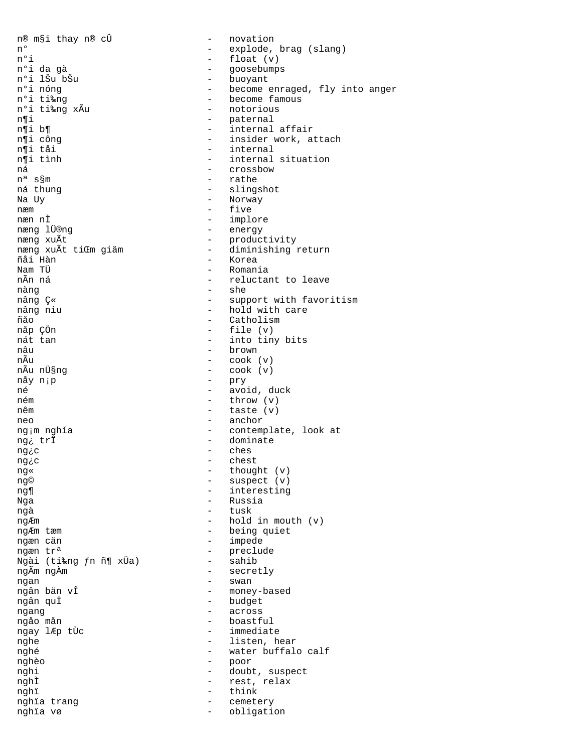n® m§i thay n® cÛ - novation
n° - explode, brag (slang)
n°i - float (v)
n°i da gà - goosebumps
n°i lŠu bŠu - buoyant
n°i nóng - become enraged, fly into anger
n°i ti‰ng - become famous
n°i ti‰ng xÃu - notorious
n¶i - paternal
n¶i b¶ - internal affair
n¶i công - insider work, attach
n¶i tåi - internal
n¶i tình - internal situation
ná - crossbow
nª s§m - rathe
ná thung - slingshot
Na Uy - Norway
næm - five
næn nÌ - implore
næng lÜ®ng - energy
næng xuÃt - productivity
næng xuÃt tiŒm giäm - diminishing return
ñåi Hàn - Korea
Nam TÜ - Romania
nÃn ná - reluctant to leave
nàng - she
nâng Ç« - support with favoritism
nâng niu - hold with care
ñåo - Catholism
nåp ÇÖn - file (v)
nát tan - into tiny bits
nâu - brown
nÃu - cook (v)
nÃu nÜ§ng - cook (v)
nåy n¡p - pry
né - avoid, duck
ném - throw (v)
nêm - taste (v)
neo - anchor
ng¡m nghía - contemplate, look at
ng¿ trÎ - dominate
ng¿c - ches
ng¿c - chest
ng« - thought (v)
ng© - suspect (v)
ng¶ - interesting
Nga - Russia
ngà - tusk
ngÆm - hold in mouth (v)
ngÆm tæm - being quiet
ngæn cän - impede
ngæn trª - preclude
Ngài (ti‰ng ƒn ñ¶ xÜa) - sahib
ngÃm ngÀm - secretly
ngan - swan
ngân bän vÎ - money-based
ngân quÏ - budget
ngang - across
ngåo mån - boastful
ngay lÆp tÙc - immediate
nghe - listen, hear
nghé - water buffalo calf
nghèo - poor
nghi - doubt, suspect
nghÌ - rest, relax
nghï - think
nghïa trang - cemetery
nghïa vø - obligation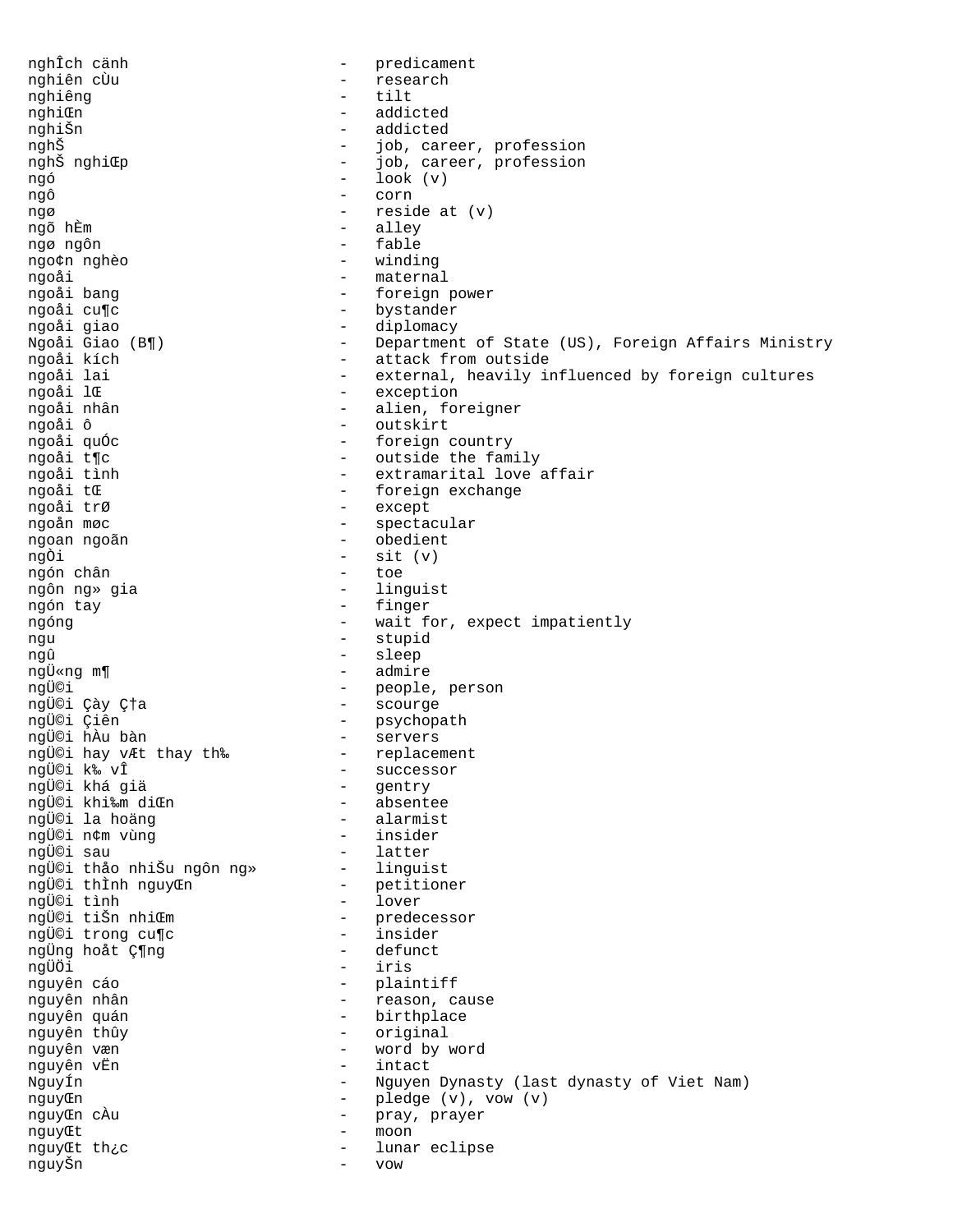```
nghÎch cänh                   -   predicament
nghiên cÙu                    -   research
nghiêng                       -   tilt
nghiŒn                        -   addicted
nghiŠn                        -   addicted
nghŠ                          -   job, career, profession
nghŠ nghiŒp                   -   job, career, profession
ngó                           -   look (v)
ngô                           -   corn
ngø                           -   reside at (v)
ngõ hÈm                       -   alley
ngø ngôn                      -   fable
ngo¢n nghèo                   -   winding
ngoåi                         -   maternal
ngoåi bang                    -   foreign power
ngoåi cu¶c                    -   bystander
ngoåi giao                    -   diplomacy
Ngoåi Giao (B¶)               -   Department of State (US), Foreign Affairs Ministry
ngoåi kích                    -   attack from outside
ngoåi lai                     -   external, heavily influenced by foreign cultures
ngoåi lŒ                      -   exception
ngoåi nhân                    -   alien, foreigner
ngoåi ô                       -   outskirt
ngoåi quÓc                    -   foreign country
ngoåi t¶c                     -   outside the family
ngoåi tình                    -   extramarital love affair
ngoåi tŒ                      -   foreign exchange
ngoåi trØ                     -   except
ngoån møc                     -   spectacular
ngoan ngoãn                   -   obedient
ngÒi                          -   sit (v)
ngón chân                     -   toe
ngôn ng» gia                  -   linguist
ngón tay                      -   finger
ngóng                         -   wait for, expect impatiently
ngu                           -   stupid
ngû                           -   sleep
ngÜ«ng m¶                     -   admire
ngÜ©i                         -   people, person
ngÜ©i Çày Ç†a                 -   scourge
ngÜ©i Çiên                    -   psychopath
ngÜ©i hÀu bàn                 -   servers
ngÜ©i hay vÆt thay th‰        -   replacement
ngÜ©i k‰ vÎ                   -   successor
ngÜ©i khá giä                  -   gentry
ngÜ©i khi‰m diŒn              -   absentee
ngÜ©i la hoäng                -   alarmist
ngÜ©i n¢m vùng                -   insider
ngÜ©i sau                     -   latter
ngÜ©i thảo nhiŠu ngôn ng»     -   linguist
ngÜ©i thÌnh nguyŒn            -   petitioner
ngÜ©i tình                    -   lover
ngÜ©i tiŠn nhiŒm              -   predecessor
ngÜ©i trong cu¶c              -   insider
ngÜng hoåt Ç¶ng               -   defunct
ngÜÖi                         -   iris
nguyên cáo                    -   plaintiff
nguyên nhân                   -   reason, cause
nguyên quán                   -   birthplace
nguyên thûy                   -   original
nguyên væn                    -   word by word
nguyên vËn                    -   intact
NguyÍn                        -   Nguyen Dynasty (last dynasty of Viet Nam)
nguyŒn                        -   pledge (v), vow (v)
nguyŒn cÀu                    -   pray, prayer
nguyŒt                        -   moon
nguyŒt th¿c                   -   lunar eclipse
nguyŠn                        -   vow
```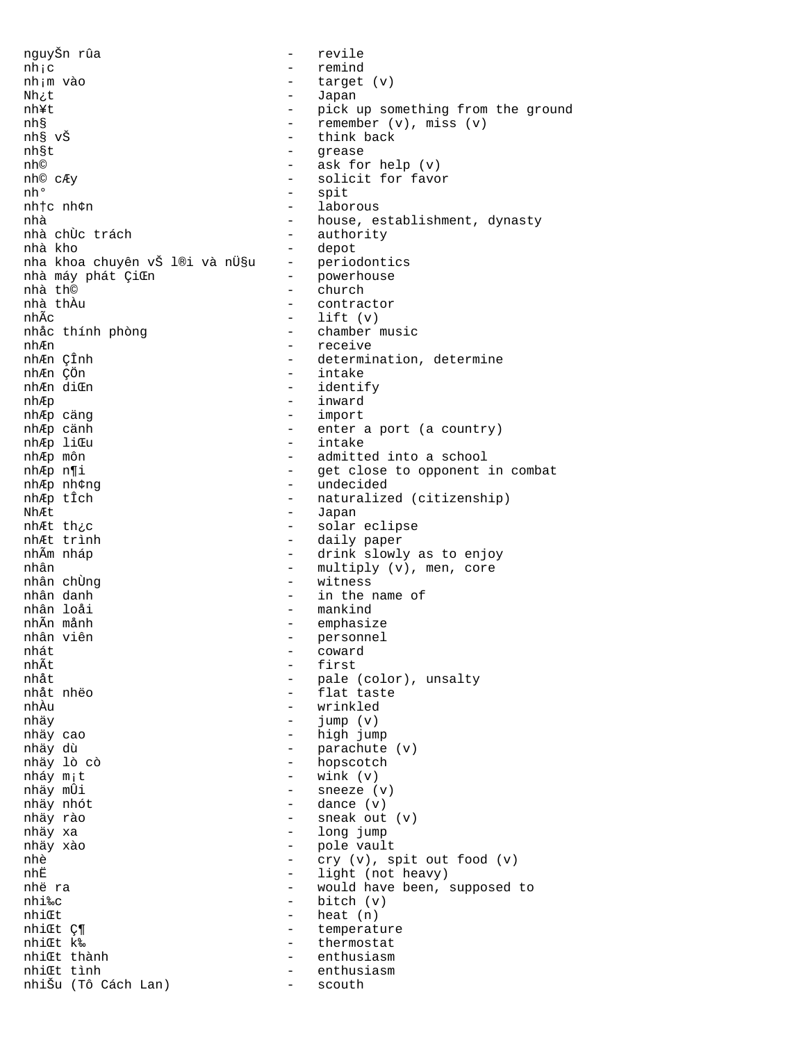```
nguyŠn rûa                        -   revile
nh¡c                              -   remind
nh¡m vào                          -   target (v)
Nh¿t                              -   Japan
nh¥t                              -   pick up something from the ground
nh§                               -   remember (v), miss (v)
nh§ vŠ                            -   think back
nh§t                              -   grease
nh©                               -   ask for help (v)
nh© cÆy                           -   solicit for favor
nh°                               -   spit
nh†c nh¢n                         -   laborous
nhà                               -   house, establishment, dynasty
nhà chÙc trách                    -   authority
nhà kho                           -   depot
nha khoa chuyên vŠ l®i và nÜ§u    -   periodontics
nhà máy phát ÇiŒn                 -   powerhouse
nhà th©                           -   church
nhà thÀu                          -   contractor
nhÃc                              -   lift (v)
nhåc thính phòng                  -   chamber music
nhÆn                              -   receive
nhÆn ÇÎnh                         -   determination, determine
nhÆn ÇÖn                          -   intake
nhÆn diŒn                         -   identify
nhÆp                              -   inward
nhÆp cäng                         -   import
nhÆp cänh                         -   enter a port (a country)
nhÆp liŒu                         -   intake
nhÆp môn                          -   admitted into a school
nhÆp n¶i                          -   get close to opponent in combat
nhÆp nh¢ng                        -   undecided
nhÆp tÎch                         -   naturalized (citizenship)
NhÆt                              -   Japan
nhÆt th¿c                         -   solar eclipse
nhÆt trình                        -   daily paper
nhÃm nháp                         -   drink slowly as to enjoy
nhân                              -   multiply (v), men, core
nhân chÙng                        -   witness
nhân danh                         -   in the name of
nhân loåi                         -   mankind
nhÃn månh                         -   emphasize
nhân viên                         -   personnel
nhát                              -   coward
nhÃt                              -   first
nhåt                              -   pale (color), unsalty
nhåt nhëo                         -   flat taste
nhÀu                              -   wrinkled
nhäy                              -   jump (v)
nhäy cao                          -   high jump
nhäy dù                           -   parachute (v)
nhäy lò cò                        -   hopscotch
nháy m¡t                          -   wink (v)
nhäy mÛi                          -   sneeze (v)
nhäy nhót                         -   dance (v)
nhäy rào                          -   sneak out (v)
nhäy xa                           -   long jump
nhäy xào                          -   pole vault
nhè                               -   cry (v), spit out food (v)
nhË                               -   light (not heavy)
nhë ra                            -   would have been, supposed to
nhi‰c                             -   bitch (v)
nhiŒt                             -   heat (n)
nhiŒt Ç¶                          -   temperature
nhiŒt k‰                          -   thermostat
nhiŒt thành                       -   enthusiasm
nhiŒt tình                        -   enthusiasm
nhiŠu (Tô Cách Lan)               -   scouth
```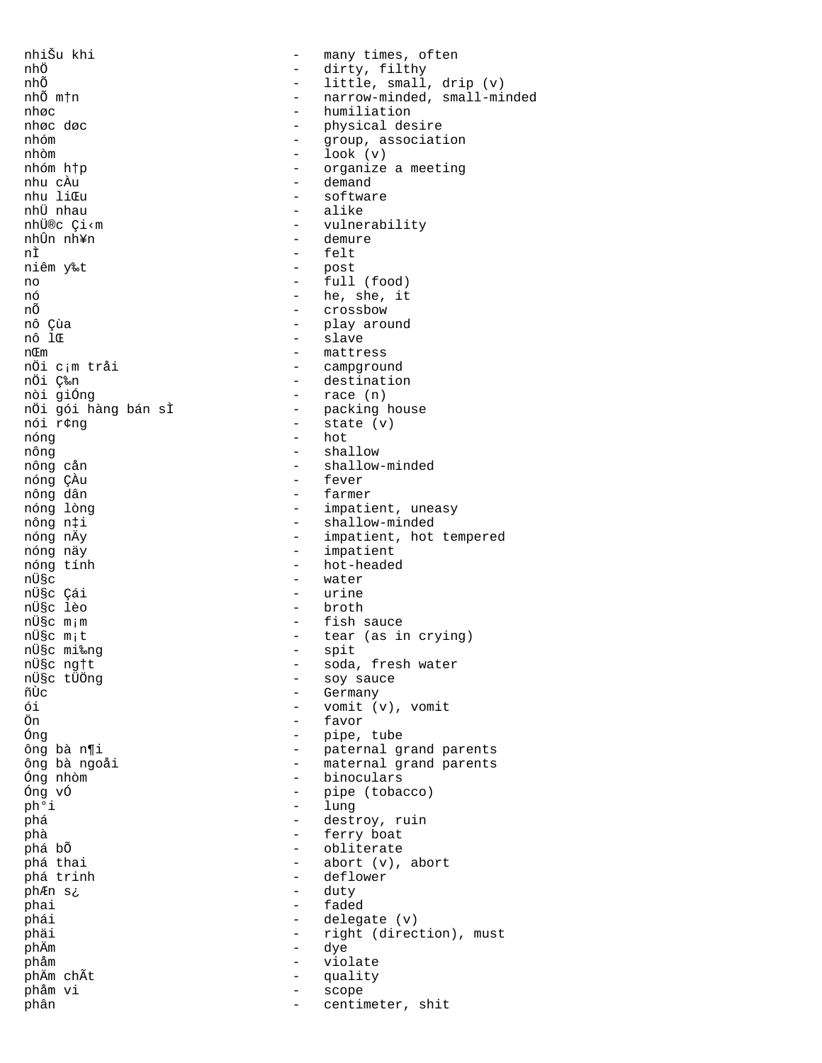```
nhiŠu khi                         -   many times, often
nhÖ                               -   dirty, filthy
nhÕ                               -   little, small, drip (v)
nhÕ m†n                           -   narrow-minded, small-minded
nhøc                              -   humiliation
nhøc døc                          -   physical desire
nhóm                              -   group, association
nhòm                              -   look (v)
nhóm h†p                          -   organize a meeting
nhu cÀu                           -   demand
nhu liŒu                          -   software
nhÜ nhau                          -   alike
nhÜ®c Çi‹m                        -   vulnerability
nhÛn nh¥n                         -   demure
nÌ                                -   felt
niêm y‰t                          -   post
no                                -   full (food)
nó                                -   he, she, it
nÕ                                -   crossbow
nô Çùa                            -   play around
nô lŒ                             -   slave
nŒm                               -   mattress
nÖi c¡m tråi                      -   campground
nÖi Ç‰n                           -   destination
nòi giÓng                         -   race (n)
nÖi gói hàng bán sÌ               -   packing house
nói r¢ng                          -   state (v)
nóng                              -   hot
nông                              -   shallow
nông cån                          -   shallow-minded
nóng ÇÀu                          -   fever
nông dân                          -   farmer
nóng lòng                         -   impatient, uneasy
nông n‡i                          -   shallow-minded
nóng nÄy                          -   impatient, hot tempered
nóng näy                          -   impatient
nóng tính                         -   hot-headed
nÜ§c                              -   water
nÜ§c Çái                          -   urine
nÜ§c lèo                          -   broth
nÜ§c m¡m                          -   fish sauce
nÜ§c m¡t                          -   tear (as in crying)
nÜ§c mi‰ng                        -   spit
nÜ§c ng†t                         -   soda, fresh water
nÜ§c tÜÖng                        -   soy sauce
ñÙc                               -   Germany
ói                                -   vomit (v), vomit
Ön                                -   favor
Óng                               -   pipe, tube
ông bà n¶i                        -   paternal grand parents
ông bà ngoåi                      -   maternal grand parents
Óng nhòm                          -   binoculars
Óng vÓ                            -   pipe (tobacco)
ph°i                              -   lung
phá                               -   destroy, ruin
phà                               -   ferry boat
phá bÕ                            -   obliterate
phá thai                          -   abort (v), abort
phá trinh                         -   deflower
phÆn s¿                           -   duty
phai                              -   faded
phái                              -   delegate (v)
phäi                              -   right (direction), must
phÄm                              -   dye
phåm                              -   violate
phÄm chÃt                         -   quality
phåm vi                           -   scope
phân                              -   centimeter, shit
```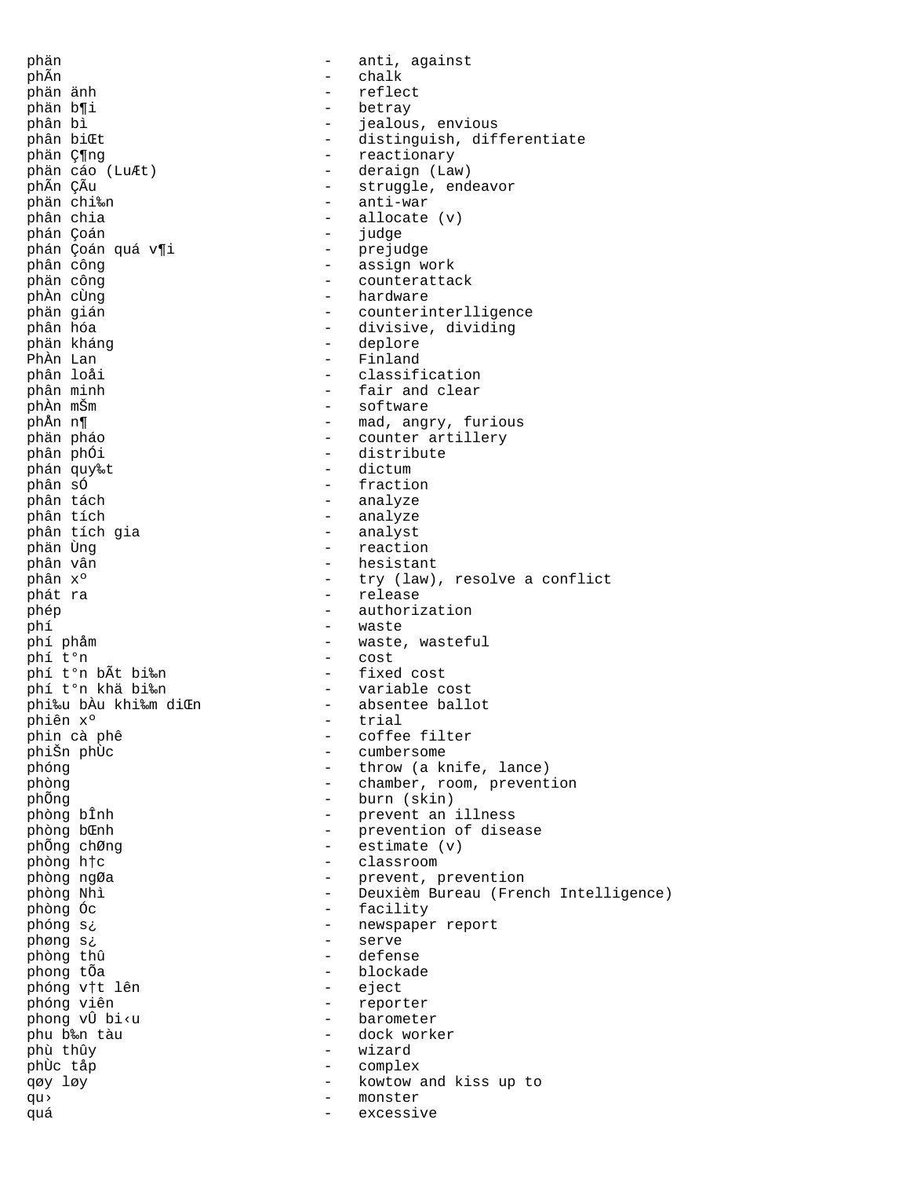phän - anti, against
phÃn - chalk
phän änh - reflect
phän b¶i - betray
phân bì - jealous, envious
phân biŒt - distinguish, differentiate
phän Ç¶ng - reactionary
phän cáo (LuÆt) - deraign (Law)
phÃn ÇÃu - struggle, endeavor
phän chi‰n - anti-war
phân chia - allocate (v)
phán Çoán - judge
phán Çoán quá v¶i - prejudge
phân công - assign work
phän công - counterattack
phÀn cÙng - hardware
phän gián - counterinterlligence
phân hóa - divisive, dividing
phän kháng - deplore
PhÀn Lan - Finland
phân loåi - classification
phân minh - fair and clear
phÀn mŠm - software
phÅn n¶ - mad, angry, furious
phän pháo - counter artillery
phân phÓi - distribute
phán quy‰t - dictum
phân sÓ - fraction
phân tách - analyze
phân tích - analyze
phân tích gia - analyst
phän Ùng - reaction
phân vân - hesistant
phân xº - try (law), resolve a conflict
phát ra - release
phép - authorization
phí - waste
phí phåm - waste, wasteful
phí t°n - cost
phí t°n bÃt bi‰n - fixed cost
phí t°n khä bi‰n - variable cost
phi‰u bÀu khi‰m diŒn - absentee ballot
phiên xº - trial
phin cà phê - coffee filter
phiŠn phÙc - cumbersome
phóng - throw (a knife, lance)
phòng - chamber, room, prevention
phÕng - burn (skin)
phòng bÎnh - prevent an illness
phòng bŒnh - prevention of disease
phÕng chØng - estimate (v)
phòng h†c - classroom
phòng ngØa - prevent, prevention
phòng Nhì - Deuxièm Bureau (French Intelligence)
phòng Óc - facility
phóng s¿ - newspaper report
phøng s¿ - serve
phòng thû - defense
phong tÕa - blockade
phóng v†t lên - eject
phóng viên - reporter
phong vÛ bi‹u - barometer
phu b‰n tàu - dock worker
phù thûy - wizard
phÙc tåp - complex
qøy løy - kowtow and kiss up to
qu› - monster
quá - excessive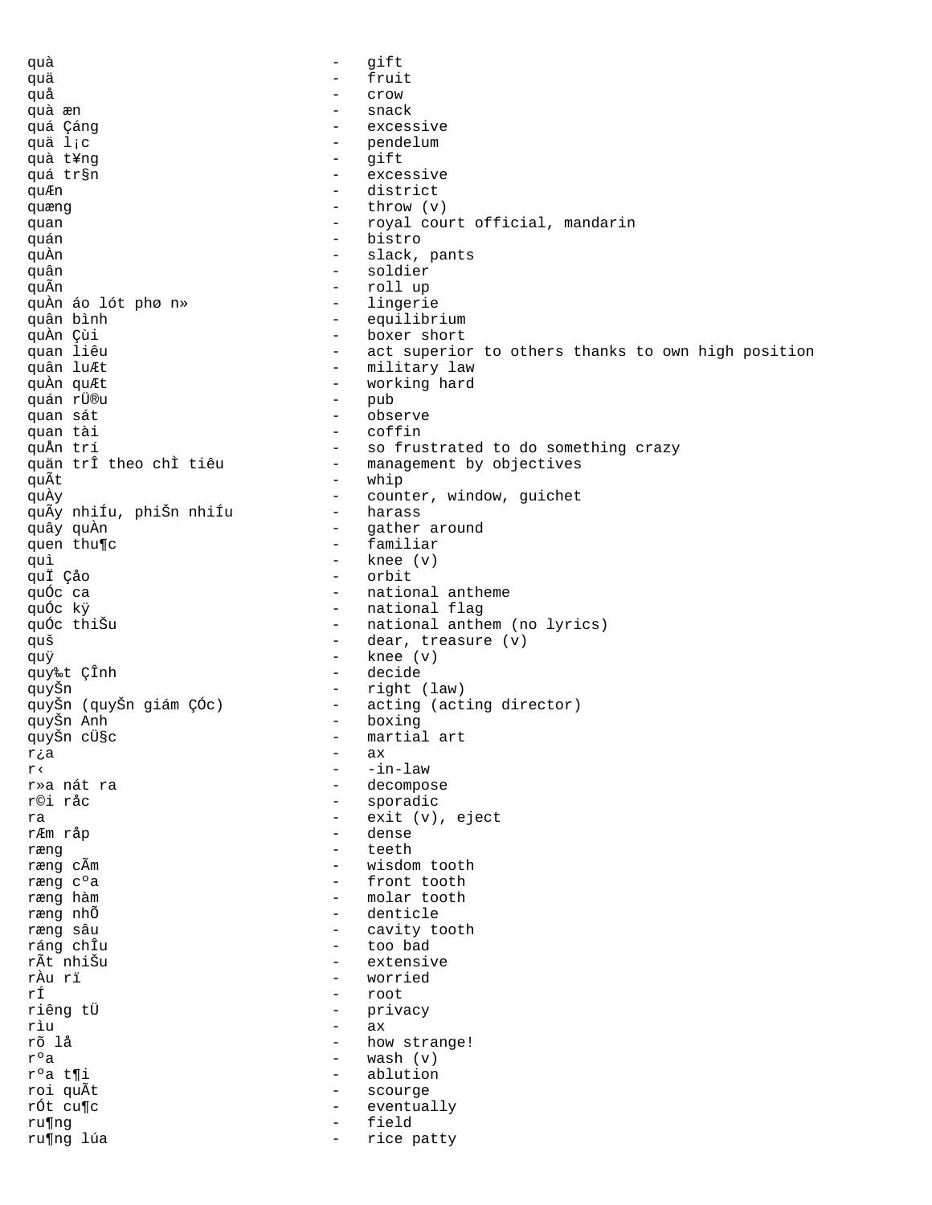quà - gift
quä - fruit
quå - crow
quà æn - snack
quá Çáng - excessive
quä l¡c - pendelum
quà t¥ng - gift
quá tr§n - excessive
quÆn - district
quæng - throw (v)
quan - royal court official, mandarin
quán - bistro
quÀn - slack, pants
quân - soldier
quÃn - roll up
quÀn áo lót phø n» - lingerie
quân bình - equilibrium
quÀn Çùi - boxer short
quan liêu - act superior to others thanks to own high position
quân luÆt - military law
quÀn quÆt - working hard
quán rÜ®u - pub
quan sát - observe
quan tài - coffin
quÅn trí - so frustrated to do something crazy
quän trÎ theo chÌ tiêu - management by objectives
quÃt - whip
quÀy - counter, window, guichet
quÃy nhiÍu, phiŠn nhiÍu - harass
quây quÀn - gather around
quen thu¶c - familiar
quì - knee (v)
quÏ Çåo - orbit
quÓc ca - national antheme
quÓc kÿ - national flag
quÓc thiŠu - national anthem (no lyrics)
quš - dear, treasure (v)
quÿ - knee (v)
quy‰t ÇÎnh - decide
quyŠn - right (law)
quyŠn (quyŠn giám ÇÓc) - acting (acting director)
quyŠn Anh - boxing
quyŠn cÜ§c - martial art
r¿a - ax
r‹ - -in-law
r»a nát ra - decompose
r©i rác - sporadic
ra - exit (v), eject
rÆm råp - dense
ræng - teeth
ræng cÃm - wisdom tooth
ræng cºa - front tooth
ræng hàm - molar tooth
ræng nhÕ - denticle
ræng sâu - cavity tooth
ráng chÎu - too bad
rÃt nhiŠu - extensive
rÀu rï - worried
rÍ - root
riêng tÜ - privacy
rìu - ax
rõ lå - how strange!
rºa - wash (v)
rºa t¶i - ablution
roi quÃt - scourge
rÓt cu¶c - eventually
ru¶ng - field
ru¶ng lúa - rice patty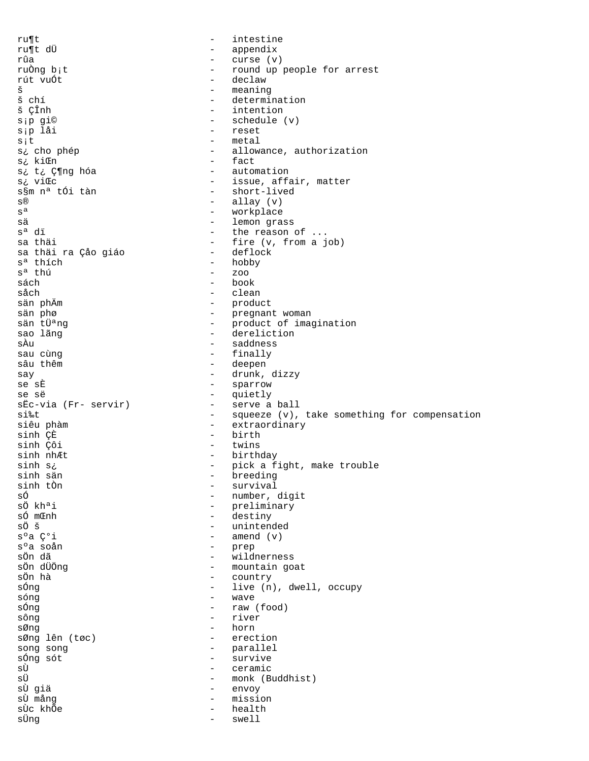ru¶t - intestine
ru¶t dÜ - appendix
rûa - curse (v)
ruÒng b¡t - round up people for arrest
rút vuÓt - declaw
š - meaning
š chí - determination
š ÇÎnh - intention
s¡p gi© - schedule (v)
s¡p låi - reset
s¡t - metal
s¿ cho phép - allowance, authorization
s¿ kiŒn - fact
s¿ t¿ Ç¶ng hóa - automation
s¿ viŒc - issue, affair, matter
s§m nª tÓi tàn - short-lived
s® - allay (v)
sª - workplace
sä - lemon grass
sª dï - the reason of ...
sa thäi - fire (v, from a job)
sa thäi ra Çåo giáo - deflock
sª thích - hobby
sª thú - zoo
sách - book
såch - clean
sän phÄm - product
sän phø - pregnant woman
sän tÜªng - product of imagination
sao lãng - dereliction
sÀu - saddness
sau cùng - finally
sâu thêm - deepen
say - drunk, dizzy
se sÈ - sparrow
se së - quietly
sËc-via (Fr- servir) - serve a ball
si‰t - squeeze (v), take something for compensation
siêu phàm - extraordinary
sinh ÇÈ - birth
sinh Çôi - twins
sinh nhÆt - birthday
sinh s¿ - pick a fight, make trouble
sinh sän - breeding
sinh tÒn - survival
sÓ - number, digit
sÖ khªi - preliminary
sÓ mŒnh - destiny
sÖ š - unintended
sºa Ç°i - amend (v)
sºa soån - prep
sÖn dã - wildnerness
sÖn dÜÖng - mountain goat
sÖn hà - country
sÓng - live (n), dwell, occupy
sóng - wave
sÓng - raw (food)
sông - river
sØng - horn
sØng lên (tøc) - erection
song song - parallel
sÓng sót - survive
sÙ - ceramic
sÜ - monk (Buddhist)
sÙ giä - envoy
sÙ mång - mission
sÙc khÕe - health
sÜng - swell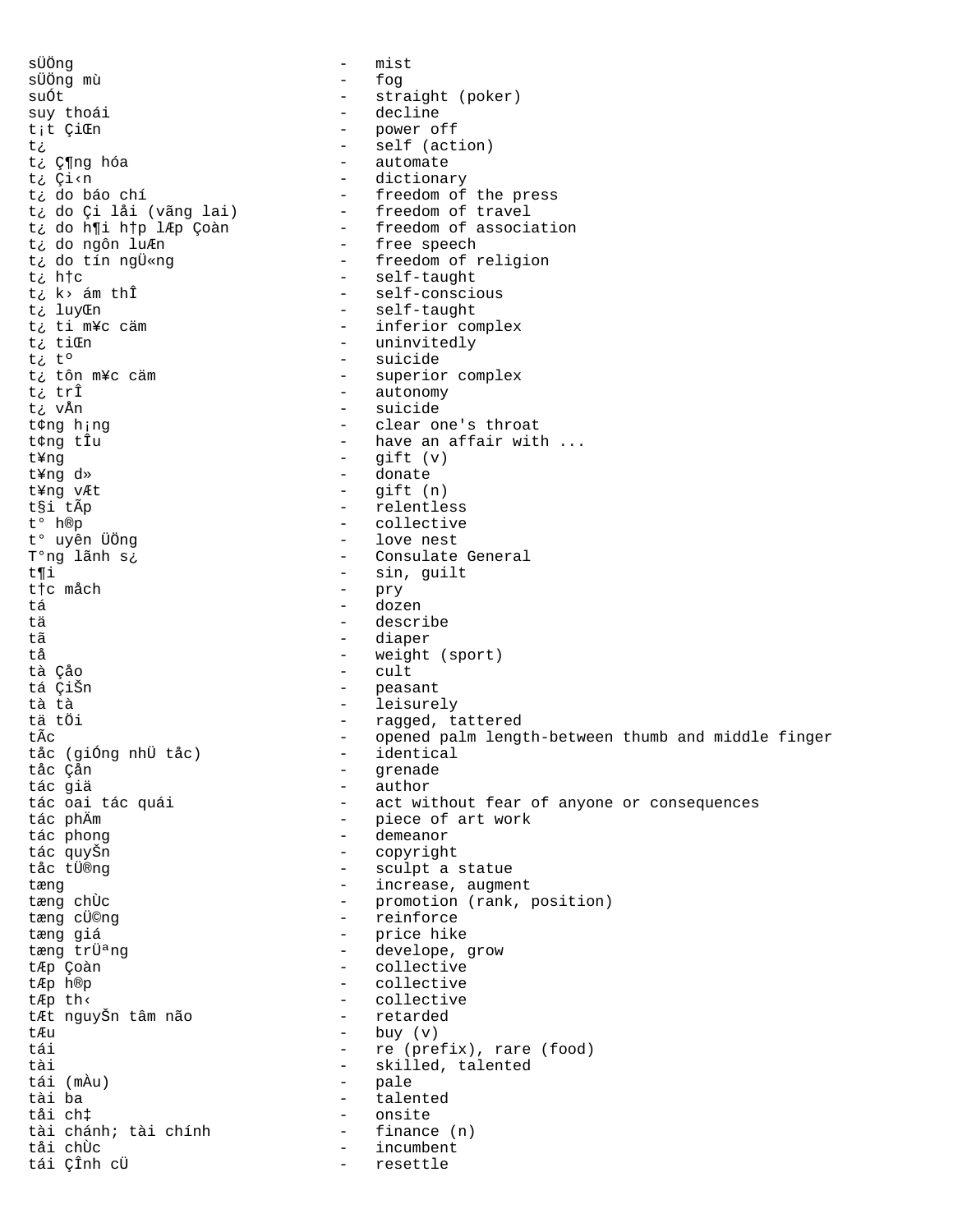sÜÖng - mist
sÜÖng mù - fog
suÓt - straight (poker)
suy thoái - decline
t¡t ÇiŒn - power off
t¿ - self (action)
t¿ Ç¶ng hóa - automate
t¿ Çi‹n - dictionary
t¿ do báo chí - freedom of the press
t¿ do Çi låi (vãng lai) - freedom of travel
t¿ do h¶i h†p lÆp Çoàn - freedom of association
t¿ do ngôn luÆn - free speech
t¿ do tín ngÜ«ng - freedom of religion
t¿ h†c - self-taught
t¿ k› ám thÎ - self-conscious
t¿ luyŒn - self-taught
t¿ ti m¥c cäm - inferior complex
t¿ tiŒn - uninvitedly
t¿ tº - suicide
t¿ tôn m¥c cäm - superior complex
t¿ trÎ - autonomy
t¿ vÅn - suicide
t¢ng h¡ng - clear one's throat
t¢ng tÎu - have an affair with ...
t¥ng - gift (v)
t¥ng d» - donate
t¥ng vÆt - gift (n)
t§i tÃp - relentless
t° h®p - collective
t° uyên ÜÖng - love nest
T°ng lãnh s¿ - Consulate General
t¶i - sin, guilt
t†c måch - pry
tá - dozen
tä - describe
tã - diaper
tå - weight (sport)
tà Çåo - cult
tá ÇiŠn - peasant
tà tà - leisurely
tä tÖi - ragged, tattered
tÃc - opened palm length-between thumb and middle finger
tåc (giÓng nhÜ tåc) - identical
tåc Çån - grenade
tác giä - author
tác oai tác quái - act without fear of anyone or consequences
tác phÄm - piece of art work
tác phong - demeanor
tác quyŠn - copyright
tåc tÜ®ng - sculpt a statue
tæng - increase, augment
tæng chÙc - promotion (rank, position)
tæng cÜ©ng - reinforce
tæng giá - price hike
tæng trÜªng - develope, grow
tÆp Çoàn - collective
tÆp h®p - collective
tÆp th‹ - collective
tÆt nguyŠn tâm não - retarded
tÆu - buy (v)
tái - re (prefix), rare (food)
tài - skilled, talented
tái (mÀu) - pale
tài ba - talented
tåi ch‡ - onsite
tài chánh; tài chính - finance (n)
tåi chÙc - incumbent
tái ÇÎnh cÜ - resettle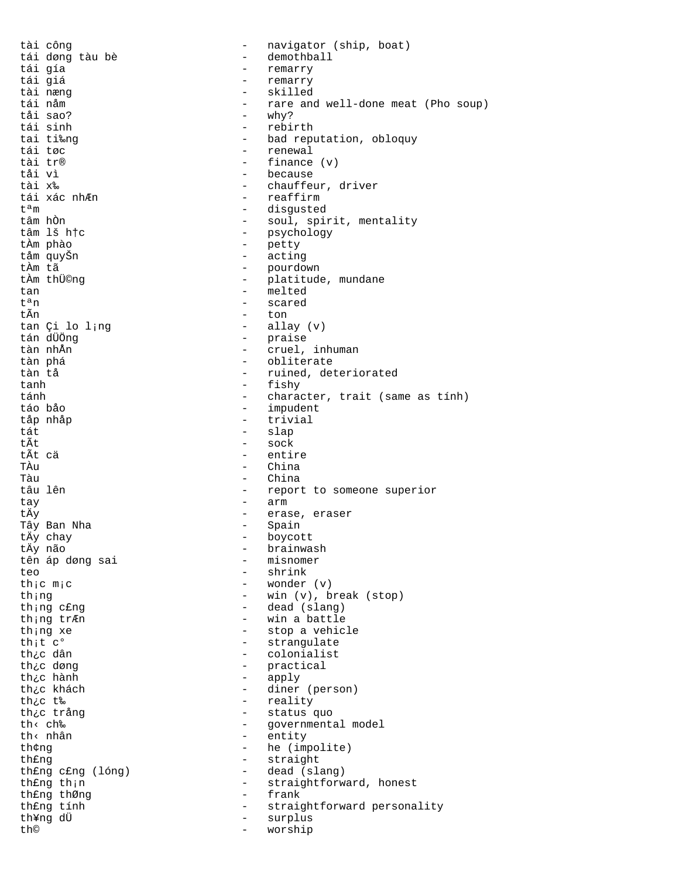tài công - navigator (ship, boat)
tái døng tàu bè - demothball
tái gía - remarry
tái giá - remarry
tài næng - skilled
tái nåm - rare and well-done meat (Pho soup)
tåi sao? - why?
tái sinh - rebirth
tai ti‰ng - bad reputation, obloquy
tái tøc - renewal
tài tr® - finance (v)
tåi vì - because
tài x‰ - chauffeur, driver
tái xác nhÆn - reaffirm
tªm - disgusted
tâm hÒn - soul, spirit, mentality
tâm lš h†c - psychology
tÀm phào - petty
tåm quyŠn - acting
tÀm tã - pourdown
tÀm thÜ©ng - platitude, mundane
tan - melted
tªn - scared
tÃn - ton
tan Çi lo l¡ng - allay (v)
tán dÜÖng - praise
tàn nhÅn - cruel, inhuman
tàn phá - obliterate
tàn tå - ruined, deteriorated
tanh - fishy
tánh - character, trait (same as tính)
táo båo - impudent
tåp nhåp - trivial
tát - slap
tÃt - sock
tÃt cä - entire
TÀu - China
Tàu - China
tâu lên - report to someone superior
tay - arm
tÄy - erase, eraser
Tây Ban Nha - Spain
tÄy chay - boycott
tÄy não - brainwash
tên áp døng sai - misnomer
teo - shrink
th¡c m¡c - wonder (v)
th¡ng - win (v), break (stop)
th¡ng c£ng - dead (slang)
th¡ng trÆn - win a battle
th¡ng xe - stop a vehicle
th¡t c° - strangulate
th¿c dân - colonialist
th¿c døng - practical
th¿c hành - apply
th¿c khách - diner (person)
th¿c t‰ - reality
th¿c trång - status quo
th‹ ch‰ - governmental model
th‹ nhân - entity
th¢ng - he (impolite)
th£ng - straight
th£ng c£ng (lóng) - dead (slang)
th£ng th¡n - straightforward, honest
th£ng thØng - frank
th£ng tính - straightforward personality
th¥ng dÜ - surplus
th© - worship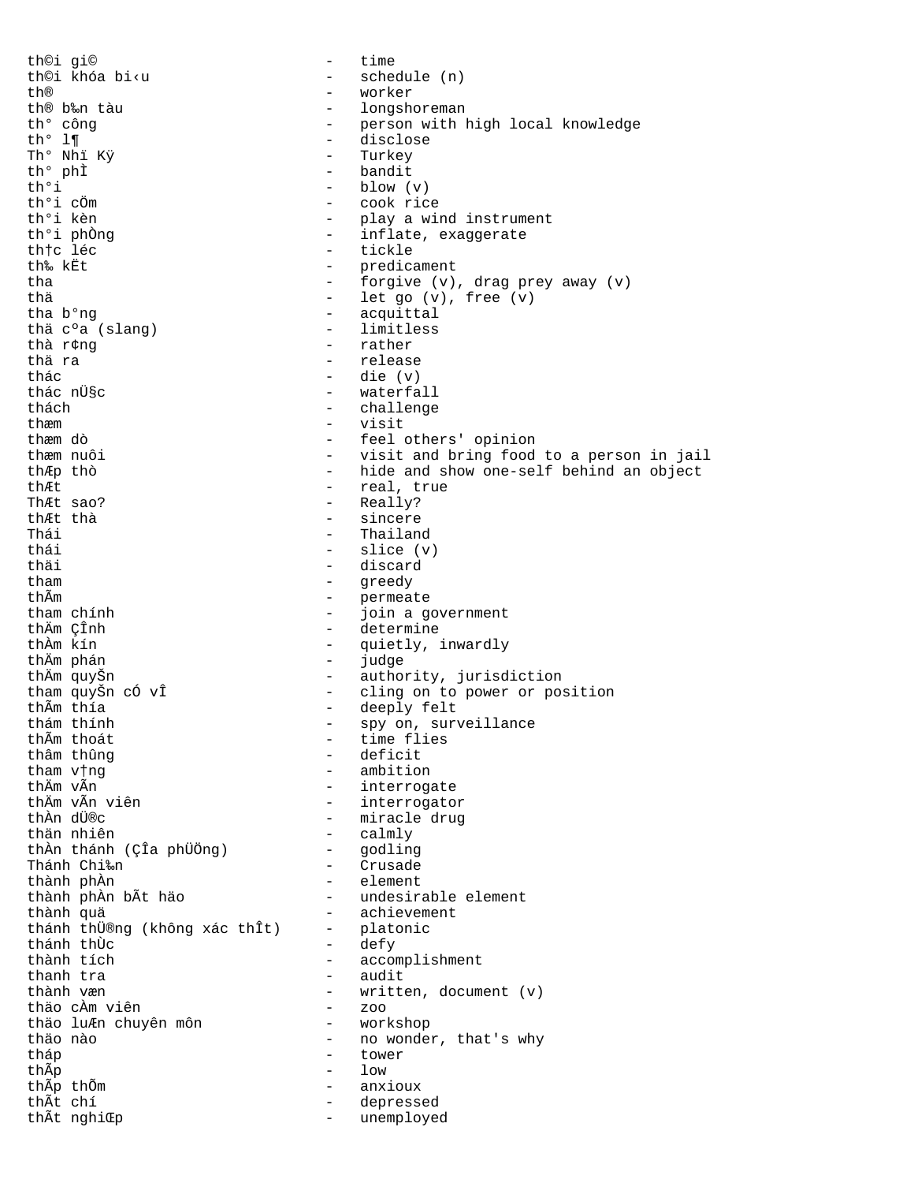th©i gi© - time
th©i khóa bi‹u - schedule (n)
th® - worker
th® b‰n tàu - longshoreman
th° công - person with high local knowledge
th° l¶ - disclose
Th° Nhï Kÿ - Turkey
th° phÌ - bandit
th°i - blow (v)
th°i cÖm - cook rice
th°i kèn - play a wind instrument
th°i phÒng - inflate, exaggerate
th†c léc - tickle
th‰ kËt - predicament
tha - forgive (v), drag prey away (v)
thä - let go (v), free (v)
tha b°ng - acquittal
thä cºa (slang) - limitless
thà r¢ng - rather
thä ra - release
thác - die (v)
thác nÜ§c - waterfall
thách - challenge
thæm - visit
thæm dò - feel others' opinion
thæm nuôi - visit and bring food to a person in jail
thÆp thò - hide and show one-self behind an object
thÆt - real, true
ThÆt sao? - Really?
thÆt thà - sincere
Thái - Thailand
thái - slice (v)
thäi - discard
tham - greedy
thÃm - permeate
tham chính - join a government
thÄm ÇÎnh - determine
thÀm kín - quietly, inwardly
thÄm phán - judge
thÄm quyŠn - authority, jurisdiction
tham quyŠn cÓ vÎ - cling on to power or position
thÃm thía - deeply felt
thám thính - spy on, surveillance
thÃm thoát - time flies
thâm thûng - deficit
tham v†ng - ambition
thÄm vÃn - interrogate
thÄm vÃn viên - interrogator
thÀn dÜ®c - miracle drug
thän nhiên - calmly
thÀn thánh (ÇÎa phÜÖng) - godling
Thánh Chi‰n - Crusade
thành phÀn - element
thành phÀn bÃt häo - undesirable element
thành quä - achievement
thánh thÜ®ng (không xác thÎt) - platonic
thánh thÙc - defy
thành tích - accomplishment
thanh tra - audit
thành væn - written, document (v)
thäo cÀm viên - zoo
thäo luÆn chuyên môn - workshop
thäo nào - no wonder, that's why
tháp - tower
thÃp - low
thÃp thÕm - anxioux
thÃt chí - depressed
thÃt nghiŒp - unemployed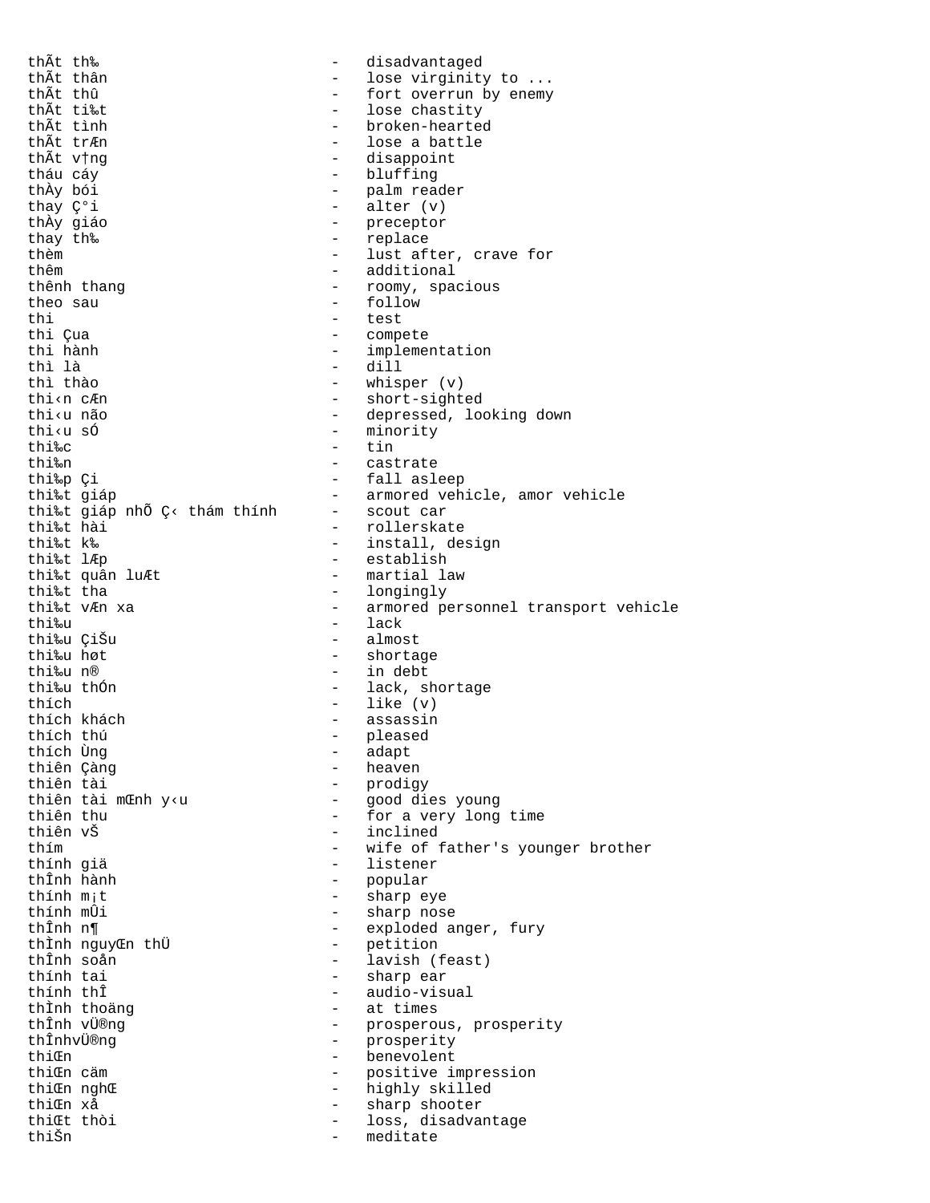thÃt th‰ - disadvantaged
thÃt thân - lose virginity to ...
thÃt thû - fort overrun by enemy
thÃt ti‰t - lose chastity
thÃt tình - broken-hearted
thÃt trÆn - lose a battle
thÃt v†ng - disappoint
tháu cáy - bluffing
thÀy bói - palm reader
thay Ç°i - alter (v)
thÀy giáo - preceptor
thay th‰ - replace
thèm - lust after, crave for
thêm - additional
thênh thang - roomy, spacious
theo sau - follow
thi - test
thi Çua - compete
thi hành - implementation
thì là - dill
thì thào - whisper (v)
thi‹n cÆn - short-sighted
thi‹u não - depressed, looking down
thi‹u sÓ - minority
thi‰c - tin
thi‰n - castrate
thi‰p Çi - fall asleep
thi‰t giáp - armored vehicle, amor vehicle
thi‰t giáp nhÕ Ç‹ thám thính - scout car
thi‰t hài - rollerskate
thi‰t k‰ - install, design
thi‰t lÆp - establish
thi‰t quân luÆt - martial law
thi‰t tha - longingly
thi‰t vÆn xa - armored personnel transport vehicle
thi‰u - lack
thi‰u ÇiŠu - almost
thi‰u høt - shortage
thi‰u n® - in debt
thi‰u thÓn - lack, shortage
thích - like (v)
thích khách - assassin
thích thú - pleased
thích Ùng - adapt
thiên Çàng - heaven
thiên tài - prodigy
thiên tài mŒnh y‹u - good dies young
thiên thu - for a very long time
thiên vŠ - inclined
thím - wife of father's younger brother
thính giä - listener
thÎnh hành - popular
thính m¡t - sharp eye
thính mÛi - sharp nose
thÎnh n¶ - exploded anger, fury
thÌnh nguyŒn thÜ - petition
thÎnh soån - lavish (feast)
thính tai - sharp ear
thính thÎ - audio-visual
thÌnh thoäng - at times
thÎnh vÜ®ng - prosperous, prosperity
thÎnhvÜ®ng - prosperity
thiŒn - benevolent
thiŒn cäm - positive impression
thiŒn nghŒ - highly skilled
thiŒn xå - sharp shooter
thiŒt thòi - loss, disadvantage
thiŠn - meditate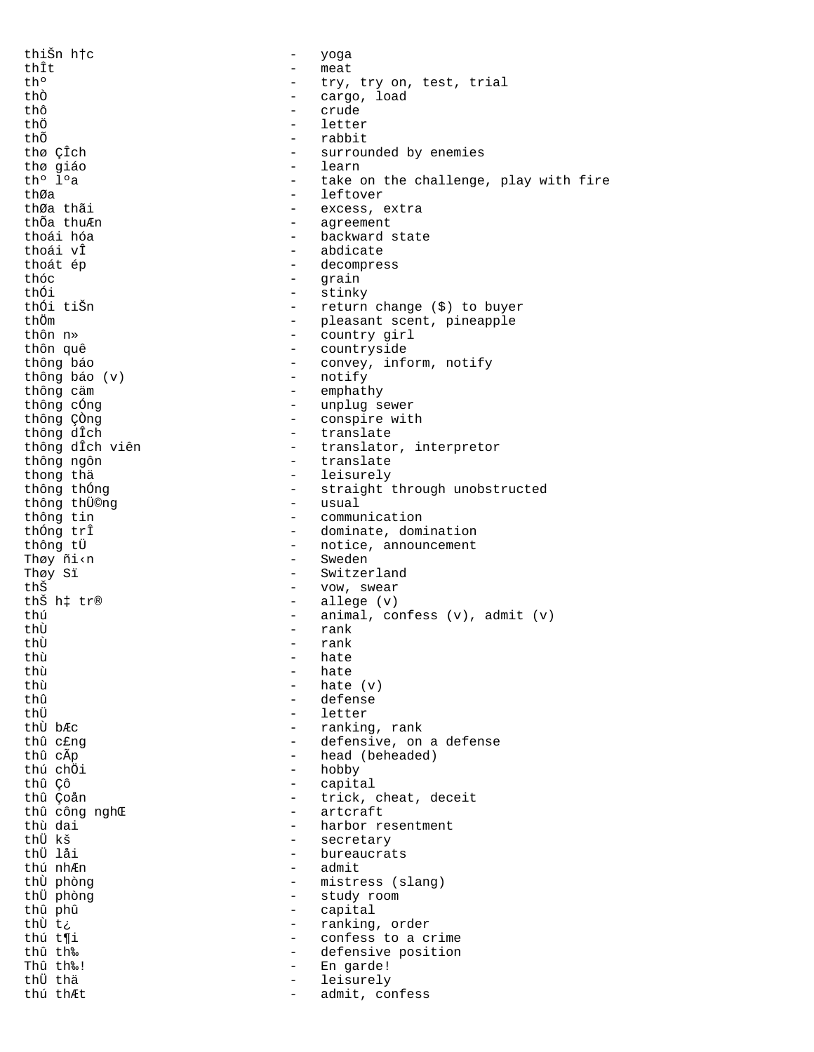```
thiŠn h†c                    -   yoga
thÎt                         -   meat
thº                          -   try, try on, test, trial
thÒ                          -   cargo, load
thô                          -   crude
thÖ                          -   letter
thÕ                          -   rabbit
thø ÇÎch                     -   surrounded by enemies
thø giáo                     -   learn
thº lºa                      -   take on the challenge, play with fire
thØa                         -   leftover
thØa thãi                    -   excess, extra
thÕa thuÆn                   -   agreement
thoái hóa                    -   backward state
thoái vÎ                     -   abdicate
thoát ép                     -   decompress
thóc                         -   grain
thÓi                         -   stinky
thÓi tiŠn                    -   return change ($) to buyer
thÖm                         -   pleasant scent, pineapple
thôn n»                      -   country girl
thôn quê                     -   countryside
thông báo                    -   convey, inform, notify
thông báo (v)                -   notify
thông cäm                    -   emphathy
thông cÓng                   -   unplug sewer
thông ÇÒng                   -   conspire with
thông dÎch                   -   translate
thông dÎch viên              -   translator, interpretor
thông ngôn                   -   translate
thong thä                    -   leisurely
thông thÓng                  -   straight through unobstructed
thông thÜ©ng                 -   usual
thông tin                    -   communication
thÓng trÎ                    -   dominate, domination
thông tÜ                     -   notice, announcement
Thøy ñi‹n                    -   Sweden
Thøy Sï                      -   Switzerland
thŠ                          -   vow, swear
thŠ h‡ tr®                   -   allege (v)
thú                          -   animal, confess (v), admit (v)
thÙ                          -   rank
thÙ                          -   rank
thù                          -   hate
thù                          -   hate
thù                          -   hate (v)
thû                          -   defense
thÜ                          -   letter
thÙ bÆc                      -   ranking, rank
thû c£ng                     -   defensive, on a defense
thû cÃp                      -   head (beheaded)
thú chÖi                     -   hobby
thû Çô                       -   capital
thû Çoån                     -   trick, cheat, deceit
thû công nghŒ                -   artcraft
thù dai                      -   harbor resentment
thÜ kš                       -   secretary
thÜ låi                      -   bureaucrats
thú nhÆn                     -   admit
thÙ phòng                    -   mistress (slang)
thÜ phòng                    -   study room
thû phû                      -   capital
thÙ t¿                       -   ranking, order
thú t¶i                      -   confess to a crime
thû th‰                      -   defensive position
Thû th‰!                     -   En garde!
thÜ thä                      -   leisurely
thú thÆt                     -   admit, confess
```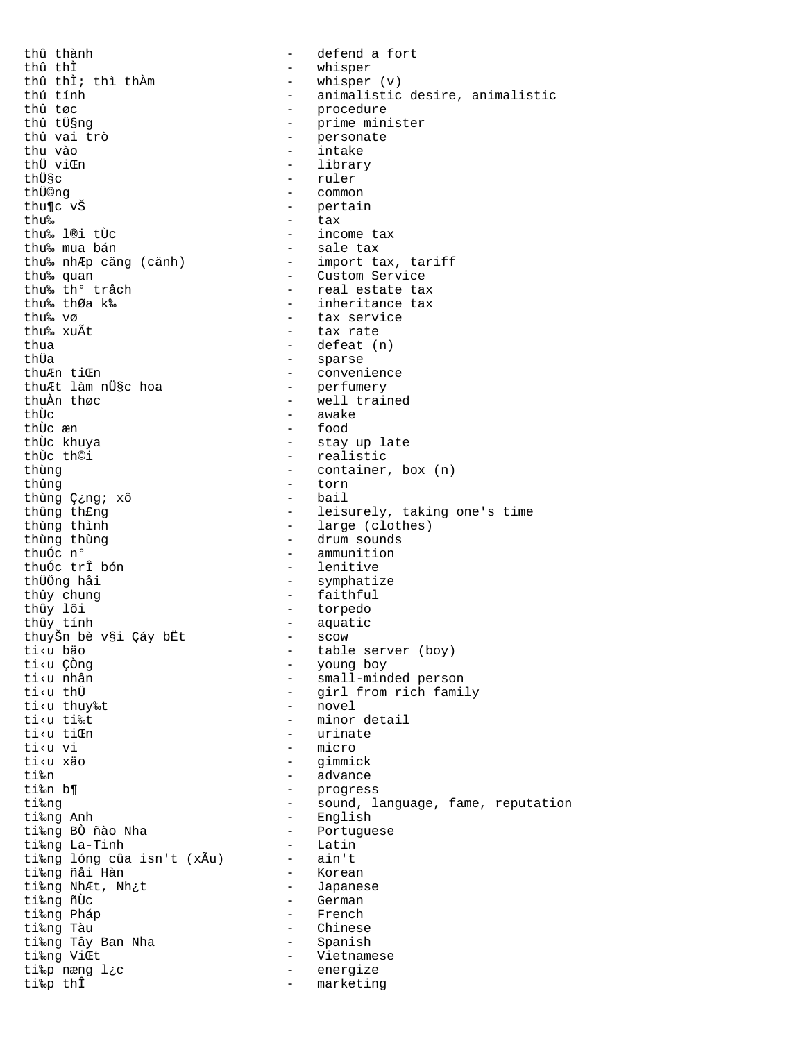thû thành - defend a fort
thû thÌ - whisper
thû thÌ; thì thÀm - whisper (v)
thú tính - animalistic desire, animalistic
thû tøc - procedure
thû tÜ§ng - prime minister
thû vai trò - personate
thu vào - intake
thÜ viŒn - library
thÜ§c - ruler
thÜ©ng - common
thu¶c vŠ - pertain
thu‰ - tax
thu‰ l®i tÙc - income tax
thu‰ mua bán - sale tax
thu‰ nhÆp cäng (cänh) - import tax, tariff
thu‰ quan - Custom Service
thu‰ th° tråch - real estate tax
thu‰ thØa k‰ - inheritance tax
thu‰ vø - tax service
thu‰ xuÃt - tax rate
thua - defeat (n)
thÜa - sparse
thuÆn tiŒn - convenience
thuÆt làm nÜ§c hoa - perfumery
thuÀn thøc - well trained
thÙc - awake
thÙc æn - food
thÙc khuya - stay up late
thÙc th©i - realistic
thùng - container, box (n)
thûng - torn
thùng Ç¿ng; xô - bail
thûng th£ng - leisurely, taking one's time
thùng thình - large (clothes)
thùng thùng - drum sounds
thuÓc n° - ammunition
thuÓc trÎ bón - lenitive
thÜÖng håi - symphatize
thûy chung - faithful
thûy lôi - torpedo
thûy tính - aquatic
thuyŠn bè v§i Çáy bËt - scow
ti‹u bäo - table server (boy)
ti‹u ÇÒng - young boy
ti‹u nhân - small-minded person
ti‹u thÜ - girl from rich family
ti‹u thuy‰t - novel
ti‹u ti‰t - minor detail
ti‹u tiŒn - urinate
ti‹u vi - micro
ti‹u xäo - gimmick
ti‰n - advance
ti‰n b¶ - progress
ti‰ng - sound, language, fame, reputation
ti‰ng Anh - English
ti‰ng BÒ ñào Nha - Portuguese
ti‰ng La-Tinh - Latin
ti‰ng lóng cûa isn't (xÃu) - ain't
ti‰ng ñåi Hàn - Korean
ti‰ng NhÆt, Nh¿t - Japanese
ti‰ng ñÙc - German
ti‰ng Pháp - French
ti‰ng Tàu - Chinese
ti‰ng Tây Ban Nha - Spanish
ti‰ng ViŒt - Vietnamese
ti‰p næng l¿c - energize
ti‰p thÎ - marketing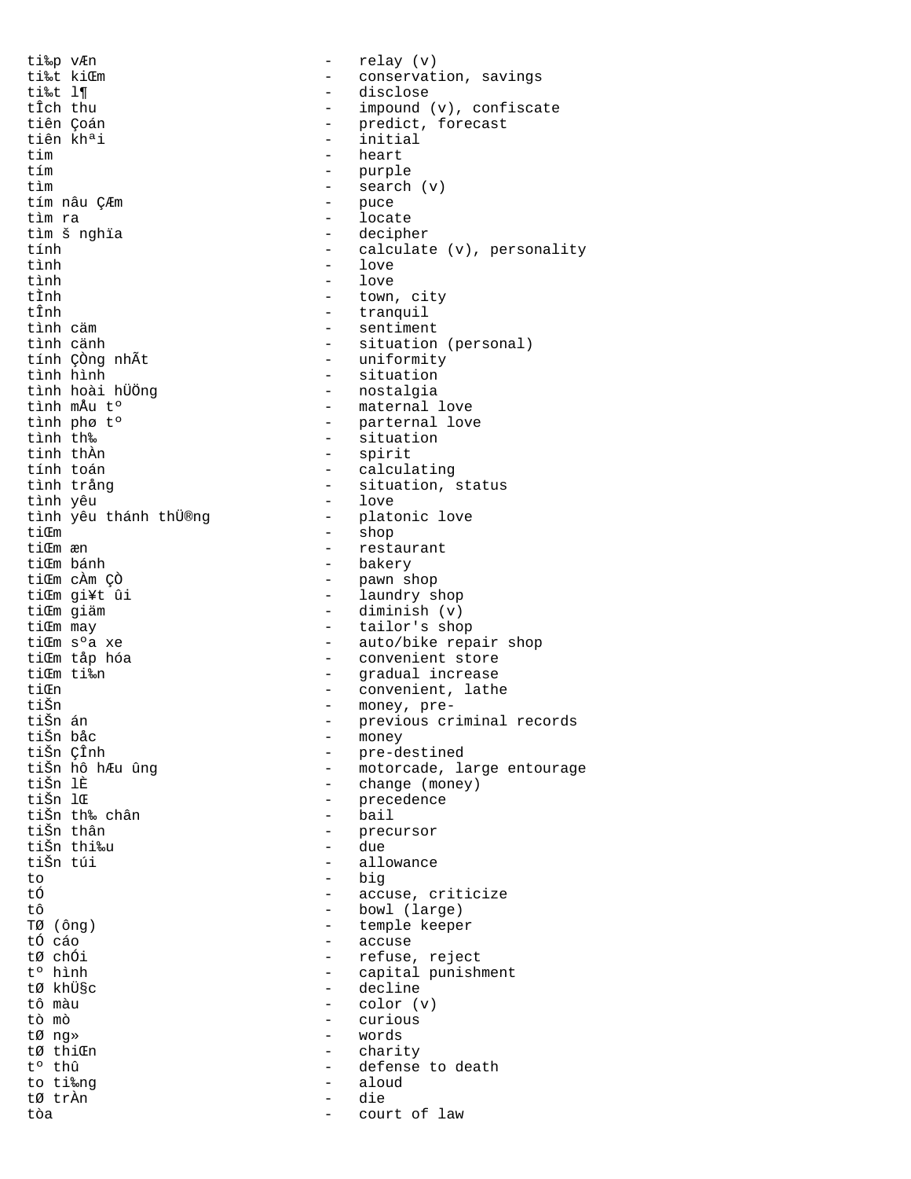ti‰p vÆn - relay (v)
ti‰t kiŒm - conservation, savings
ti‰t l¶ - disclose
tÎch thu - impound (v), confiscate
tiên Çoán - predict, forecast
tiên khªi - initial
tim - heart
tím - purple
tìm - search (v)
tím nâu ÇÆm - puce
tìm ra - locate
tìm š nghïa - decipher
tính - calculate (v), personality
tình - love
tình - love
tÌnh - town, city
tÎnh - tranquil
tình cäm - sentiment
tình cänh - situation (personal)
tính ÇÒng nhÃt - uniformity
tình hình - situation
tình hoài hÜÖng - nostalgia
tình mÅu tº - maternal love
tình phø tº - parternal love
tình th‰ - situation
tinh thÀn - spirit
tính toán - calculating
tình trång - situation, status
tình yêu - love
tình yêu thánh thÜ®ng - platonic love
tiŒm - shop
tiŒm æn - restaurant
tiŒm bánh - bakery
tiŒm cÀm ÇÒ - pawn shop
tiŒm gi¥t ûi - laundry shop
tiŒm giäm - diminish (v)
tiŒm may - tailor's shop
tiŒm sºa xe - auto/bike repair shop
tiŒm tåp hóa - convenient store
tiŒm ti‰n - gradual increase
tiŒn - convenient, lathe
tiŠn - money, pre-
tiŠn án - previous criminal records
tiŠn båc - money
tiŠn ÇÎnh - pre-destined
tiŠn hô hÆu ûng - motorcade, large entourage
tiŠn lÈ - change (money)
tiŠn lŒ - precedence
tiŠn th‰ chân - bail
tiŠn thân - precursor
tiŠn thi‰u - due
tiŠn túi - allowance
to - big
tÓ - accuse, criticize
tô - bowl (large)
TØ (ông) - temple keeper
tÓ cáo - accuse
tØ chÓi - refuse, reject
tº hình - capital punishment
tØ khÜ§c - decline
tô màu - color (v)
tò mò - curious
tØ ng» - words
tØ thiŒn - charity
tº thû - defense to death
to ti‰ng - aloud
tØ trÀn - die
tòa - court of law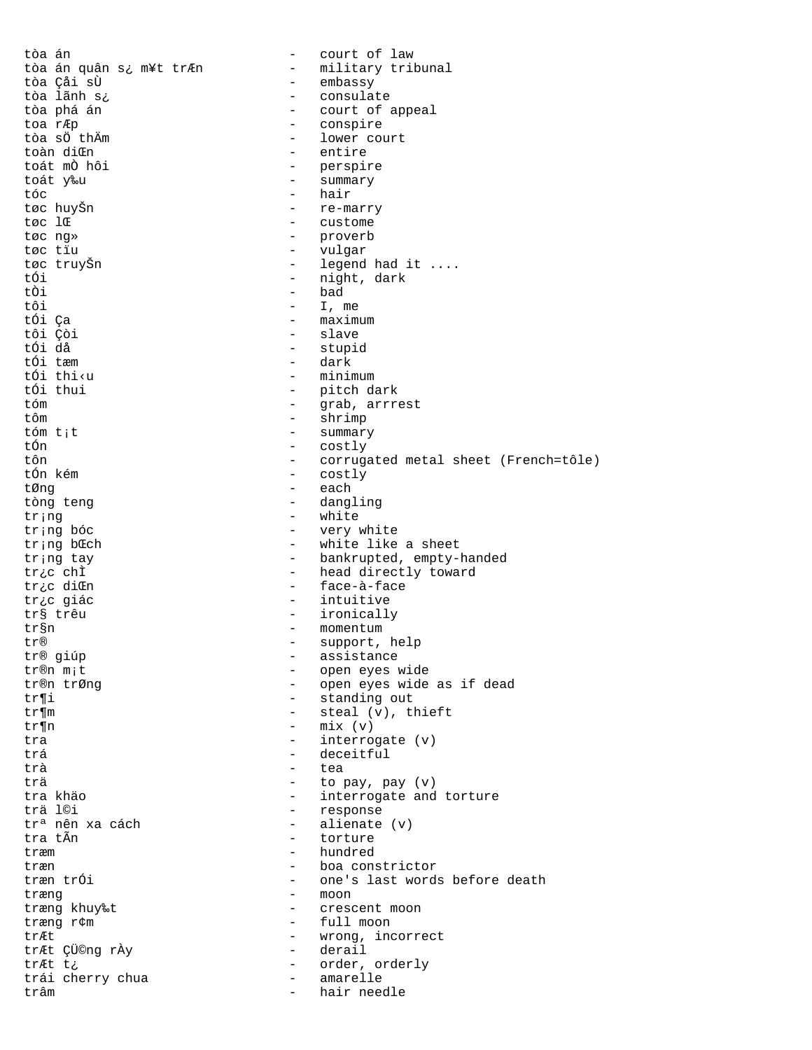```
tòa án                          -   court of law
tòa án quân s¿ m¥t trÆn         -   military tribunal
tòa Çåi sÙ                      -   embassy
tòa lãnh s¿                     -   consulate
tòa phá án                      -   court of appeal
toa rÆp                         -   conspire
tòa sÖ thÄm                     -   lower court
toàn diŒn                       -   entire
toát mÒ hôi                     -   perspire
toát y‰u                        -   summary
tóc                             -   hair
tøc huyŠn                       -   re-marry
tøc lŒ                          -   custome
tøc ng»                         -   proverb
tøc tïu                         -   vulgar
tøc truyŠn                      -   legend had it ....
tÓi                             -   night, dark
tÒi                             -   bad
tôi                             -   I, me
tÓi Ça                          -   maximum
tôi Çòi                         -   slave
tÓi då                          -   stupid
tÓi tæm                         -   dark
tÓi thi‹u                       -   minimum
tÓi thui                        -   pitch dark
tóm                             -   grab, arrrest
tôm                             -   shrimp
tóm t¡t                         -   summary
tÓn                             -   costly
tôn                             -   corrugated metal sheet (French=tôle)
tÓn kém                         -   costly
tØng                            -   each
tòng teng                       -   dangling
tr¡ng                           -   white
tr¡ng bóc                       -   very white
tr¡ng bŒch                      -   white like a sheet
tr¡ng tay                       -   bankrupted, empty-handed
tr¿c chÌ                        -   head directly toward
tr¿c diŒn                       -   face-à-face
tr¿c giác                       -   intuitive
tr§ trêu                        -   ironically
tr§n                            -   momentum
tr®                             -   support, help
tr® giúp                        -   assistance
tr®n m¡t                        -   open eyes wide
tr®n trØng                      -   open eyes wide as if dead
tr¶i                            -   standing out
tr¶m                            -   steal (v), thieft
tr¶n                            -   mix (v)
tra                             -   interrogate (v)
trá                             -   deceitful
trà                             -   tea
trä                             -   to pay, pay (v)
tra khäo                        -   interrogate and torture
trä l©i                         -   response
trª nên xa cách                 -   alienate (v)
tra tÃn                         -   torture
træm                            -   hundred
træn                            -   boa constrictor
træn trÓi                       -   one's last words before death
træng                           -   moon
træng khuy‰t                    -   crescent moon
træng r¢m                       -   full moon
trÆt                            -   wrong, incorrect
trÆt ÇÜ©ng rÀy                  -   derail
trÆt t¿                         -   order, orderly
trái cherry chua                -   amarelle
trâm                            -   hair needle
```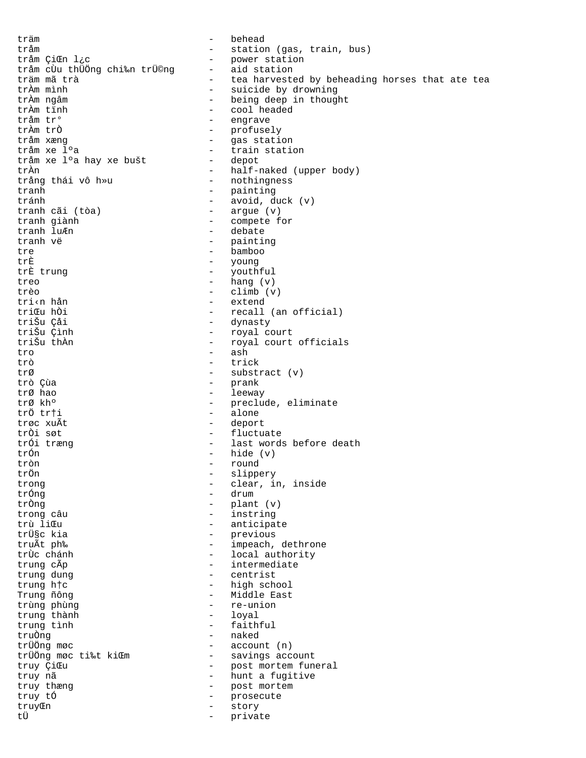```
träm                          -   behead
tråm                          -   station (gas, train, bus)
tråm ÇiŒn l¿c                 -   power station
tråm cÙu thÜÖng chi‰n trÜ©ng  -   aid station
träm mã trà                   -   tea harvested by beheading horses that ate tea
trÀm mình                     -   suicide by drowning
trÀm ngâm                     -   being deep in thought
trÀm tïnh                     -   cool headed
tråm tr°                      -   engrave
trÀm trÒ                      -   profusely
tråm xæng                     -   gas station
tråm xe lºa                   -   train station
tråm xe lºa hay xe bušt       -   depot
trÀn                          -   half-naked (upper body)
trång thái vô h»u             -   nothingness
tranh                         -   painting
tránh                         -   avoid, duck (v)
tranh cãi (tòa)               -   argue (v)
tranh giành                   -   compete for
tranh luÆn                    -   debate
tranh vë                      -   painting
tre                           -   bamboo
trÈ                           -   young
trÈ trung                     -   youthful
treo                          -   hang (v)
trèo                          -   climb (v)
tri‹n hån                     -   extend
triŒu hÒi                     -   recall (an official)
triŠu Çåi                     -   dynasty
triŠu Çình                    -   royal court
triŠu thÀn                    -   royal court officials
tro                           -   ash
trò                           -   trick
trØ                           -   substract (v)
trò Çùa                       -   prank
trØ hao                       -   leeway
trØ khº                       -   preclude, eliminate
trÖ tr†i                      -   alone
trøc xuÃt                     -   deport
trÒi søt                      -   fluctuate
trÓi træng                    -   last words before death
trÓn                          -   hide (v)
tròn                          -   round
trÖn                          -   slippery
trong                         -   clear, in, inside
trÓng                         -   drum
trÒng                         -   plant (v)
trong câu                     -   instring
trù liŒu                      -   anticipate
trÜ§c kia                     -   previous
truÃt ph‰                     -   impeach, dethrone
trÙc chánh                    -   local authority
trung cÃp                     -   intermediate
trung dung                    -   centrist
trung h†c                     -   high school
Trung ñông                    -   Middle East
trùng phùng                   -   re-union
trung thành                   -   loyal
trung tình                    -   faithful
truÒng                        -   naked
trÜÖng møc                    -   account (n)
trÜÖng møc ti‰t kiŒm          -   savings account
truy ÇiŒu                     -   post mortem funeral
truy nã                       -   hunt a fugitive
truy thæng                    -   post mortem
truy tÓ                       -   prosecute
truyŒn                        -   story
tÜ                            -   private
```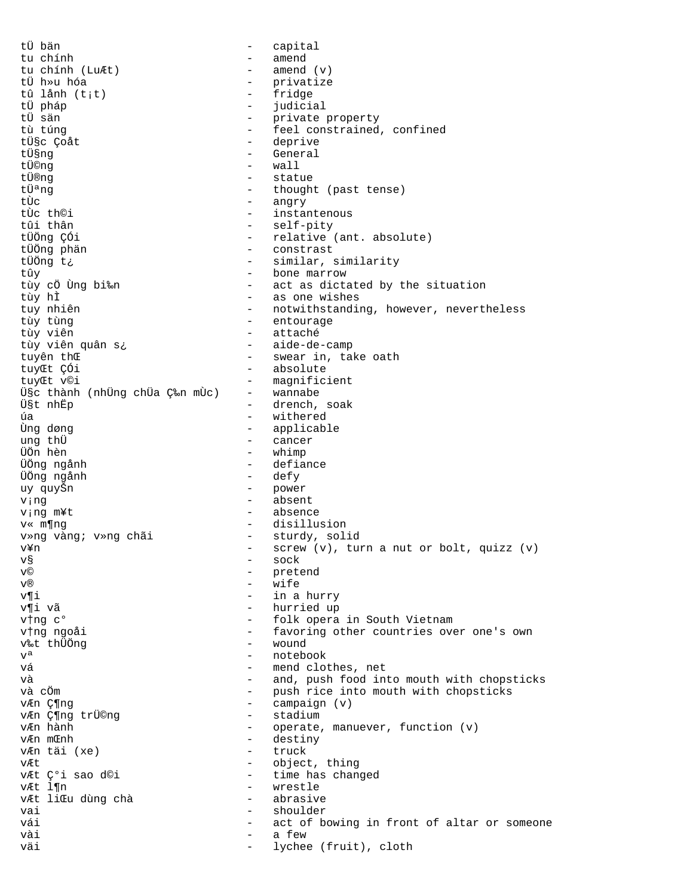```
tÜ bän                          -   capital
tu chính                        -   amend
tu chính (LuÆt)                 -   amend (v)
tÜ h»u hóa                      -   privatize
tû lånh (t¡t)                   -   fridge
tÜ pháp                         -   judicial
tÜ sän                          -   private property
tù túng                         -   feel constrained, confined
tÜ§c Çoåt                       -   deprive
tÜ§ng                           -   General
tÜ©ng                           -   wall
tÜ®ng                           -   statue
tÜªng                           -   thought (past tense)
tÙc                             -   angry
tÙc th©i                        -   instantenous
tûi thân                        -   self-pity
tÜÖng ÇÓi                       -   relative (ant. absolute)
tÜÖng phän                      -   constrast
tÜÖng t¿                        -   similar, similarity
tûy                             -   bone marrow
tùy cÖ Ùng bi‰n                 -   act as dictated by the situation
tùy hÌ                          -   as one wishes
tuy nhiên                       -   notwithstanding, however, nevertheless
tùy tùng                        -   entourage
tùy viên                        -   attaché
tùy viên quân s¿                -   aide-de-camp
tuyên thŒ                       -   swear in, take oath
tuyŒt ÇÓi                       -   absolute
tuyŒt v©i                       -   magnificient
Ü§c thành (nhÜng chÙa Ç‰n mÙc)  -   wannabe
Ü§t nhËp                        -   drench, soak
úa                              -   withered
Ùng døng                        -   applicable
ung thÜ                         -   cancer
ÜÖn hèn                         -   whimp
ÜÖng ngånh                      -   defiance
ÜÖng ngånh                      -   defy
uy quyŠn                        -   power
v¡ng                            -   absent
v¡ng m¥t                        -   absence
v« m¶ng                         -   disillusion
v»ng vàng; v»ng chãi            -   sturdy, solid
v¥n                             -   screw (v), turn a nut or bolt, quizz (v)
v§                              -   sock
v©                              -   pretend
v®                              -   wife
v¶i                             -   in a hurry
v¶i vã                          -   hurried up
v†ng c°                         -   folk opera in South Vietnam
v†ng ngoåi                      -   favoring other countries over one's own
v‰t thÜÖng                      -   wound
vª                              -   notebook
vá                              -   mend clothes, net
và                              -   and, push food into mouth with chopsticks
và cÖm                          -   push rice into mouth with chopsticks
vÆn Ç¶ng                        -   campaign (v)
vÆn Ç¶ng trÜ©ng                 -   stadium
vÆn hành                        -   operate, manuever, function (v)
vÆn mŒnh                        -   destiny
vÆn täi (xe)                    -   truck
vÆt                             -   object, thing
vÆt Ç°i sao d©i                 -   time has changed
vÆt l¶n                         -   wrestle
vÆt liŒu dùng chà               -   abrasive
vai                             -   shoulder
vái                             -   act of bowing in front of altar or someone
vài                             -   a few
väi                             -   lychee (fruit), cloth
```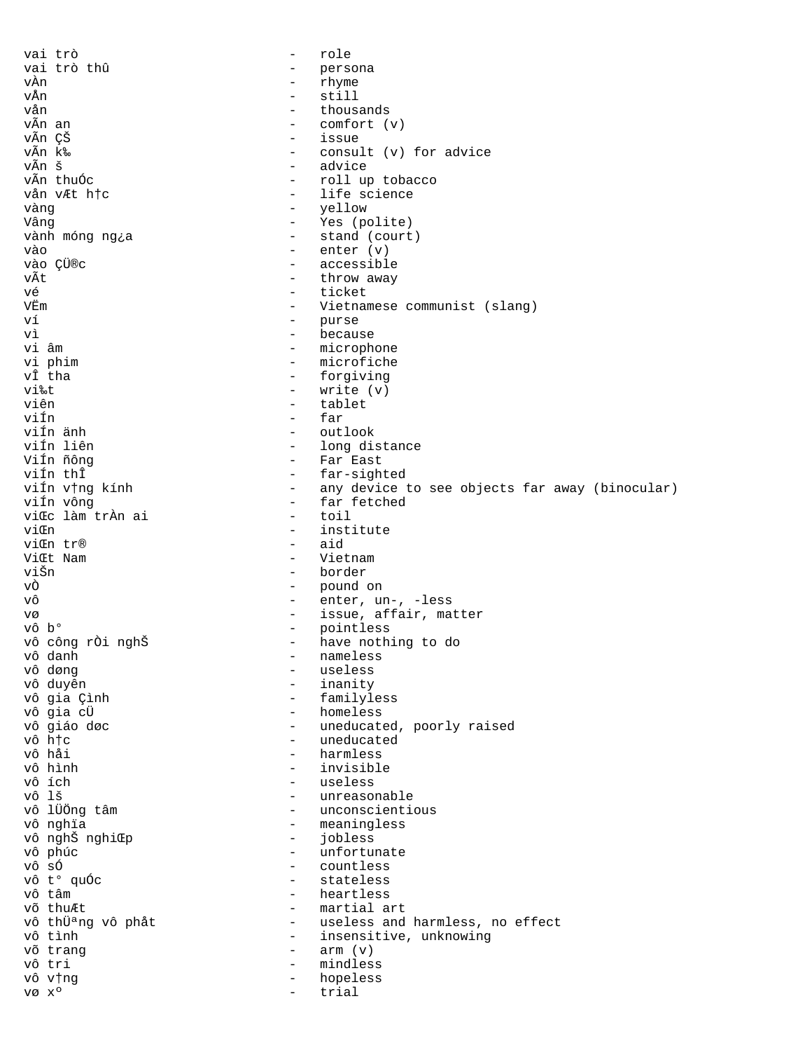```
vai trò                     -   role
vai trò thû                 -   persona
vÀn                         -   rhyme
vÅn                         -   still
vån                         -   thousands
vÃn an                      -   comfort (v)
vÃn ÇŠ                      -   issue
vÃn k‰                      -   consult (v) for advice
vÃn š                       -   advice
vÃn thuÓc                   -   roll up tobacco
vån vÆt h†c                 -   life science
vàng                        -   yellow
Vâng                        -   Yes (polite)
vành móng ng¿a              -   stand (court)
vào                         -   enter (v)
vào ÇÜ®c                    -   accessible
vÃt                         -   throw away
vé                          -   ticket
VËm                         -   Vietnamese communist (slang)
ví                          -   purse
vì                          -   because
vi âm                       -   microphone
vi phim                     -   microfiche
vÎ tha                      -   forgiving
vi‰t                        -   write (v)
viên                        -   tablet
viÍn                        -   far
viÍn änh                    -   outlook
viÍn liên                   -   long distance
ViÍn ñông                   -   Far East
viÍn thÎ                    -   far-sighted
viÍn v†ng kính              -   any device to see objects far away (binocular)
viÍn vông                   -   far fetched
viŒc làm trÀn ai            -   toil
viŒn                        -   institute
viŒn tr®                    -   aid
ViŒt Nam                    -   Vietnam
viŠn                        -   border
vÒ                          -   pound on
vô                          -   enter, un-, -less
vø                          -   issue, affair, matter
vô b°                       -   pointless
vô công rÒi nghŠ            -   have nothing to do
vô danh                     -   nameless
vô døng                     -   useless
vô duyên                    -   inanity
vô gia Çình                 -   familyless
vô gia cÜ                   -   homeless
vô giáo døc                 -   uneducated, poorly raised
vô h†c                      -   uneducated
vô håi                      -   harmless
vô hình                     -   invisible
vô ích                      -   useless
vô lš                       -   unreasonable
vô lÜÖng tâm                -   unconscientious
vô nghïa                    -   meaningless
vô nghŠ nghiŒp              -   jobless
vô phúc                     -   unfortunate
vô sÓ                       -   countless
vô t° quÓc                  -   stateless
vô tâm                      -   heartless
võ thuÆt                    -   martial art
vô thÜªng vô phåt           -   useless and harmless, no effect
vô tình                     -   insensitive, unknowing
võ trang                    -   arm (v)
vô tri                      -   mindless
vô v†ng                     -   hopeless
vø xº                       -   trial
```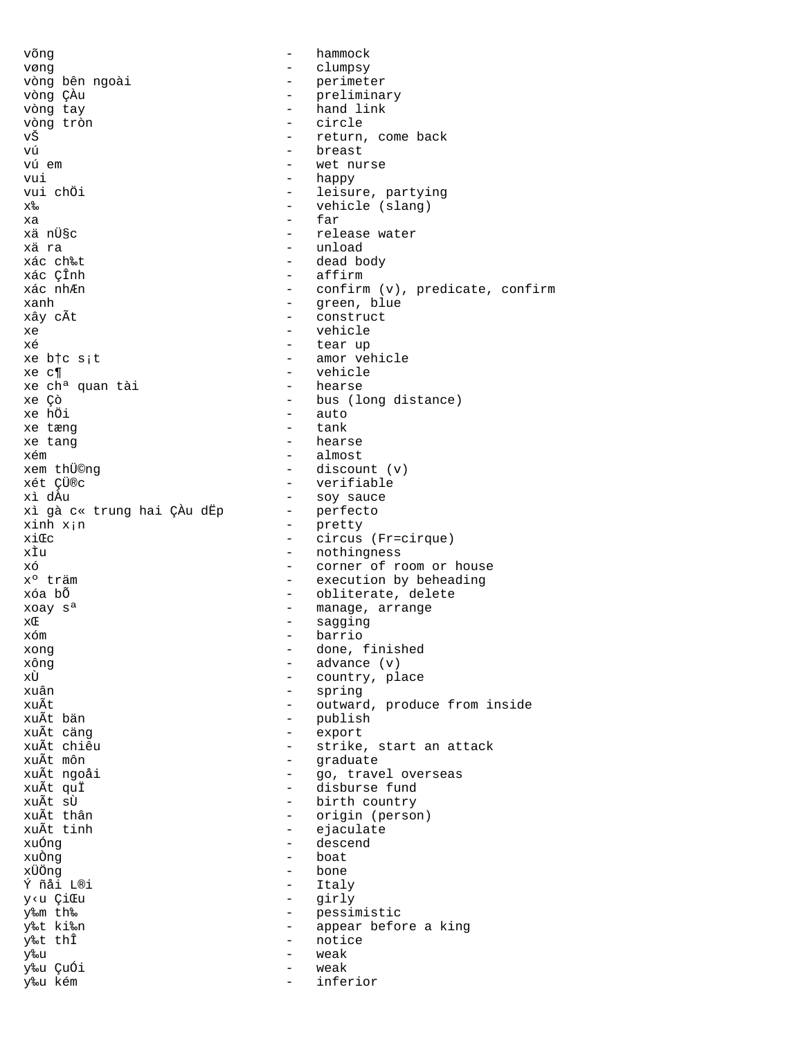```
võng                              -   hammock
vøng                              -   clumpsy
vòng bên ngoài                    -   perimeter
vòng ÇÀu                          -   preliminary
vòng tay                          -   hand link
vòng tròn                         -   circle
vŠ                                -   return, come back
vú                                -   breast
vú em                             -   wet nurse
vui                               -   happy
vui chÖi                          -   leisure, partying
x‰                                -   vehicle (slang)
xa                                -   far
xä nÜ§c                           -   release water
xä ra                             -   unload
xác ch‰t                          -   dead body
xác ÇÎnh                          -   affirm
xác nhÆn                          -   confirm (v), predicate, confirm
xanh                              -   green, blue
xây cÃt                           -   construct
xe                                -   vehicle
xé                                -   tear up
xe b†c s¡t                        -   amor vehicle
xe c¶                             -   vehicle
xe chª quan tài                   -   hearse
xe Çò                             -   bus (long distance)
xe hÖi                            -   auto
xe tæng                           -   tank
xe tang                           -   hearse
xém                               -   almost
xem thÜ©ng                        -   discount (v)
xét ÇÜ®c                          -   verifiable
xì dÀu                            -   soy sauce
xì gà c« trung hai ÇÀu dËp        -   perfecto
xinh x¡n                          -   pretty
xiŒc                              -   circus (Fr=cirque)
xÌu                               -   nothingness
xó                                -   corner of room or house
xº träm                           -   execution by beheading
xóa bÕ                            -   obliterate, delete
xoay sª                           -   manage, arrange
xŒ                                -   sagging
xóm                               -   barrio
xong                              -   done, finished
xông                              -   advance (v)
xÙ                                -   country, place
xuân                              -   spring
xuÃt                              -   outward, produce from inside
xuÃt bän                          -   publish
xuÃt cäng                         -   export
xuÃt chiêu                        -   strike, start an attack
xuÃt môn                          -   graduate
xuÃt ngoåi                        -   go, travel overseas
xuÃt quÏ                          -   disburse fund
xuÃt sÙ                           -   birth country
xuÃt thân                         -   origin (person)
xuÃt tinh                         -   ejaculate
xuÓng                             -   descend
xuÒng                             -   boat
xÜÖng                             -   bone
Ý ñåi L®i                         -   Italy
y‹u ÇiŒu                          -   girly
y‰m th‰                           -   pessimistic
y‰t ki‰n                          -   appear before a king
y‰t thÎ                           -   notice
y‰u                               -   weak
y‰u ÇuÓi                          -   weak
y‰u kém                           -   inferior
```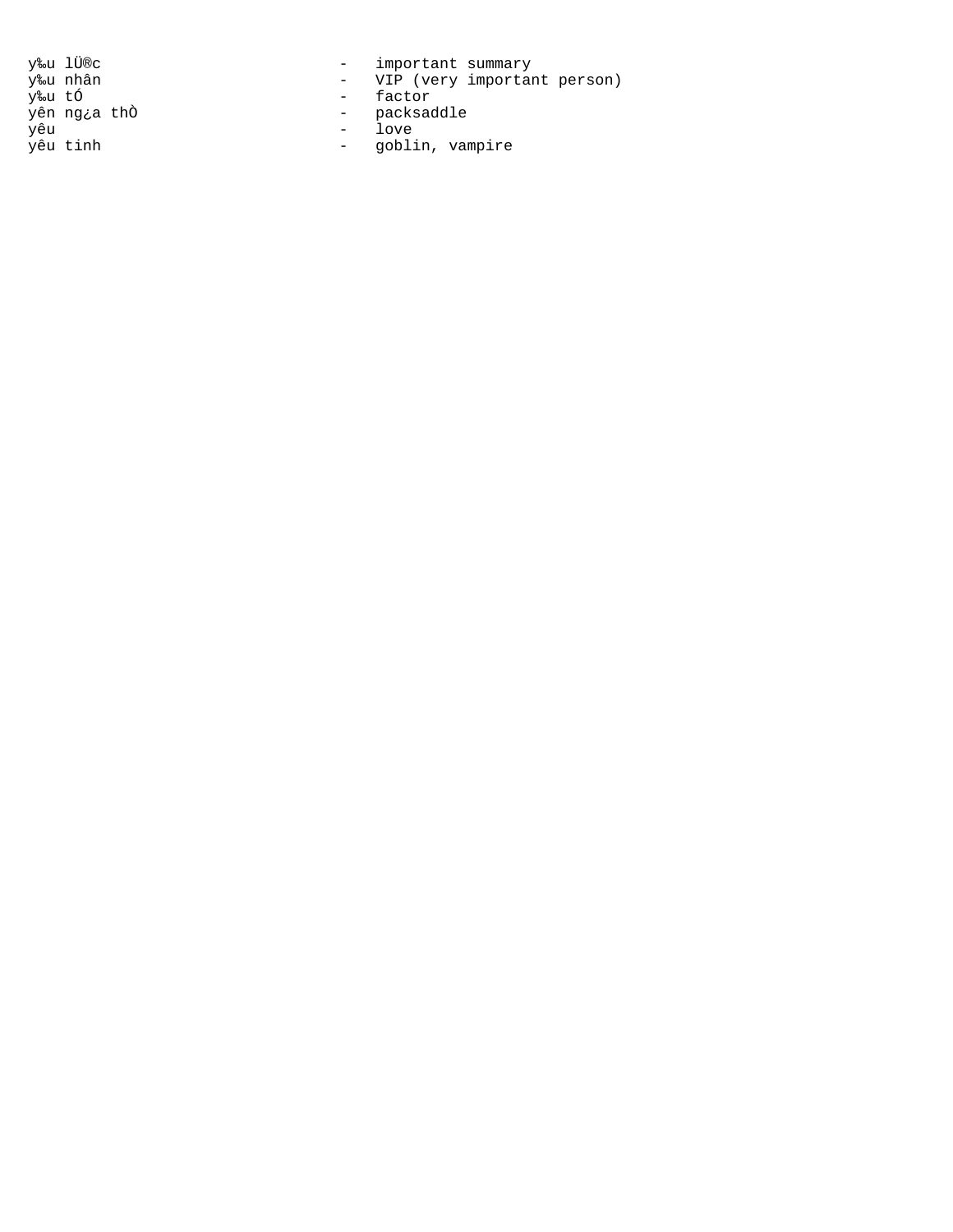| | | |
|---|---|---|
| y‰u lÜ®c | - | important summary |
| y‰u nhân | - | VIP (very important person) |
| y‰u tÓ | - | factor |
| yên ng¿a thÒ | - | packsaddle |
| yêu | - | love |
| yêu tinh | - | goblin, vampire |